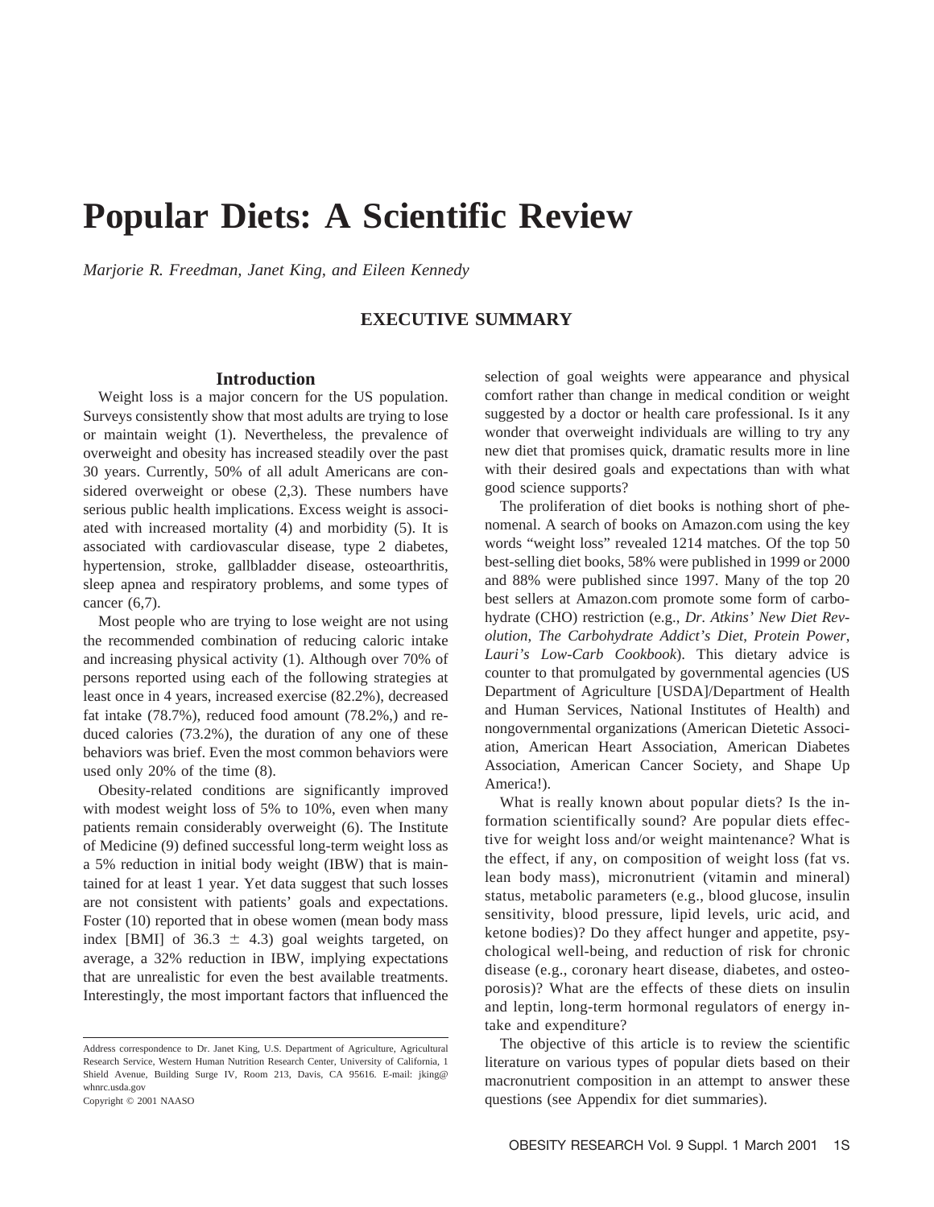# Popular Diets: A Scientific Review

*Marjorie R. Freedman, Janet King, and Eileen Kennedy*

## EXECUTIVE SUMMARY

### Introduction

Weight loss is a major concern for the US population. Surveys consistently show that most adults are trying to lose or maintain weight (1). Nevertheless, the prevalence of overweight and obesity has increased steadily over the past 30 years. Currently, 50% of all adult Americans are considered overweight or obese (2,3). These numbers have serious public health implications. Excess weight is associated with increased mortality (4) and morbidity (5). It is associated with cardiovascular disease, type 2 diabetes, hypertension, stroke, gallbladder disease, osteoarthritis, sleep apnea and respiratory problems, and some types of cancer (6,7).

Most people who are trying to lose weight are not using the recommended combination of reducing caloric intake and increasing physical activity (1). Although over 70% of persons reported using each of the following strategies at least once in 4 years, increased exercise (82.2%), decreased fat intake (78.7%), reduced food amount (78.2%,) and reduced calories (73.2%), the duration of any one of these behaviors was brief. Even the most common behaviors were used only 20% of the time (8).

Obesity-related conditions are significantly improved with modest weight loss of 5% to 10%, even when many patients remain considerably overweight (6). The Institute of Medicine (9) defined successful long-term weight loss as a 5% reduction in initial body weight (IBW) that is maintained for at least 1 year. Yet data suggest that such losses are not consistent with patients' goals and expectations. Foster (10) reported that in obese women (mean body mass index [BMI] of $36.3 \pm 4.3$) goal weights targeted, on average, a 32% reduction in IBW, implying expectations that are unrealistic for even the best available treatments. Interestingly, the most important factors that influenced the selection of goal weights were appearance and physical comfort rather than change in medical condition or weight suggested by a doctor or health care professional. Is it any wonder that overweight individuals are willing to try any new diet that promises quick, dramatic results more in line with their desired goals and expectations than with what good science supports?

The proliferation of diet books is nothing short of phenomenal. A search of books on Amazon.com using the key words "weight loss" revealed 1214 matches. Of the top 50 best-selling diet books, 58% were published in 1999 or 2000 and 88% were published since 1997. Many of the top 20 best sellers at Amazon.com promote some form of carbohydrate (CHO) restriction (e.g., *Dr. Atkins' New Diet Revolution, The Carbohydrate Addict's Diet, Protein Power, Lauri's Low-Carb Cookbook*). This dietary advice is counter to that promulgated by governmental agencies (US Department of Agriculture [USDA]/Department of Health and Human Services, National Institutes of Health) and nongovernmental organizations (American Dietetic Association, American Heart Association, American Diabetes Association, American Cancer Society, and Shape Up America!).

What is really known about popular diets? Is the information scientifically sound? Are popular diets effective for weight loss and/or weight maintenance? What is the effect, if any, on composition of weight loss (fat vs. lean body mass), micronutrient (vitamin and mineral) status, metabolic parameters (e.g., blood glucose, insulin sensitivity, blood pressure, lipid levels, uric acid, and ketone bodies)? Do they affect hunger and appetite, psychological well-being, and reduction of risk for chronic disease (e.g., coronary heart disease, diabetes, and osteoporosis)? What are the effects of these diets on insulin and leptin, long-term hormonal regulators of energy intake and expenditure?

The objective of this article is to review the scientific literature on various types of popular diets based on their macronutrient composition in an attempt to answer these questions (see Appendix for diet summaries).

---

Address correspondence to Dr. Janet King, U.S. Department of Agriculture, Agricultural Research Service, Western Human Nutrition Research Center, University of California, 1 Shield Avenue, Building Surge IV, Room 213, Davis, CA 95616. E-mail: jking@whnrc.usda.gov

Copyright © 2001 NAASO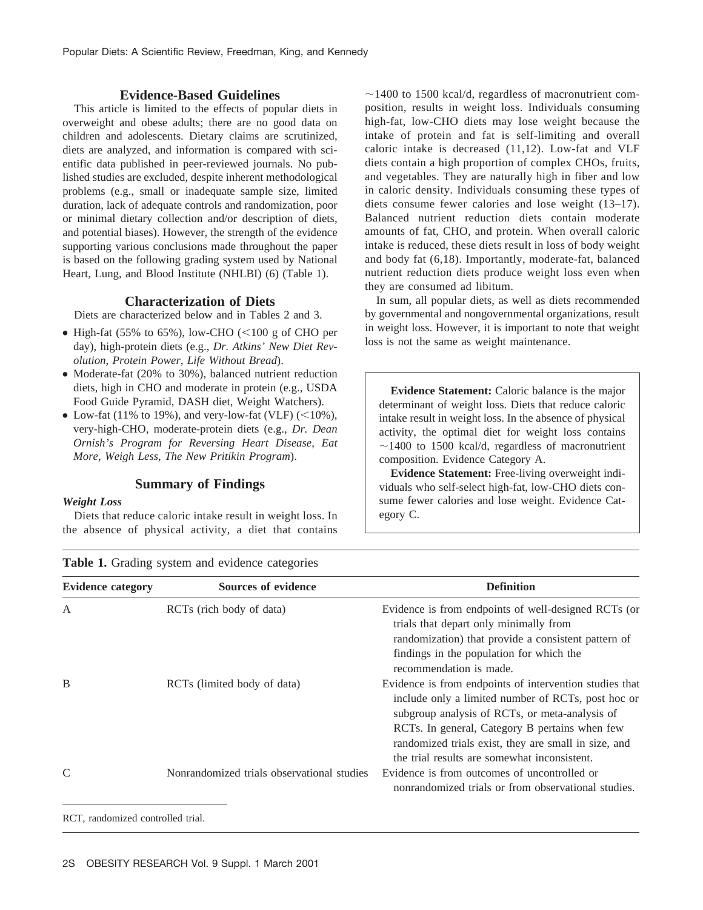## Evidence-Based Guidelines

This article is limited to the effects of popular diets in overweight and obese adults; there are no good data on children and adolescents. Dietary claims are scrutinized, diets are analyzed, and information is compared with scientific data published in peer-reviewed journals. No published studies are excluded, despite inherent methodological problems (e.g., small or inadequate sample size, limited duration, lack of adequate controls and randomization, poor or minimal dietary collection and/or description of diets, and potential biases). However, the strength of the evidence supporting various conclusions made throughout the paper is based on the following grading system used by National Heart, Lung, and Blood Institute (NHLBI) (6) (Table 1).

## Characterization of Diets

Diets are characterized below and in Tables 2 and 3.

- High-fat (55% to 65%), low-CHO (<100 g of CHO per day), high-protein diets (e.g., *Dr. Atkins' New Diet Revolution, Protein Power, Life Without Bread*).
- Moderate-fat (20% to 30%), balanced nutrient reduction diets, high in CHO and moderate in protein (e.g., USDA Food Guide Pyramid, DASH diet, Weight Watchers).
- Low-fat (11% to 19%), and very-low-fat (VLF) (<10%), very-high-CHO, moderate-protein diets (e.g., *Dr. Dean Ornish's Program for Reversing Heart Disease, Eat More, Weigh Less, The New Pritikin Program*).

## Summary of Findings

### *Weight Loss*

Diets that reduce caloric intake result in weight loss. In the absence of physical activity, a diet that contains ~1400 to 1500 kcal/d, regardless of macronutrient composition, results in weight loss. Individuals consuming high-fat, low-CHO diets may lose weight because the intake of protein and fat is self-limiting and overall caloric intake is decreased (11,12). Low-fat and VLF diets contain a high proportion of complex CHOs, fruits, and vegetables. They are naturally high in fiber and low in caloric density. Individuals consuming these types of diets consume fewer calories and lose weight (13–17). Balanced nutrient reduction diets contain moderate amounts of fat, CHO, and protein. When overall caloric intake is reduced, these diets result in loss of body weight and body fat (6,18). Importantly, moderate-fat, balanced nutrient reduction diets produce weight loss even when they are consumed ad libitum.

In sum, all popular diets, as well as diets recommended by governmental and nongovernmental organizations, result in weight loss. However, it is important to note that weight loss is not the same as weight maintenance.

> **Evidence Statement:** Caloric balance is the major determinant of weight loss. Diets that reduce caloric intake result in weight loss. In the absence of physical activity, the optimal diet for weight loss contains ~1400 to 1500 kcal/d, regardless of macronutrient composition. Evidence Category A.
>
> **Evidence Statement:** Free-living overweight individuals who self-select high-fat, low-CHO diets consume fewer calories and lose weight. Evidence Category C.

**Table 1.** Grading system and evidence categories

| Evidence category | Sources of evidence | Definition |
|---|---|---|
| A | RCTs (rich body of data) | Evidence is from endpoints of well-designed RCTs (or trials that depart only minimally from randomization) that provide a consistent pattern of findings in the population for which the recommendation is made. |
| B | RCTs (limited body of data) | Evidence is from endpoints of intervention studies that include only a limited number of RCTs, post hoc or subgroup analysis of RCTs, or meta-analysis of RCTs. In general, Category B pertains when few randomized trials exist, they are small in size, and the trial results are somewhat inconsistent. |
| C | Nonrandomized trials observational studies | Evidence is from outcomes of uncontrolled or nonrandomized trials or from observational studies. |

RCT, randomized controlled trial.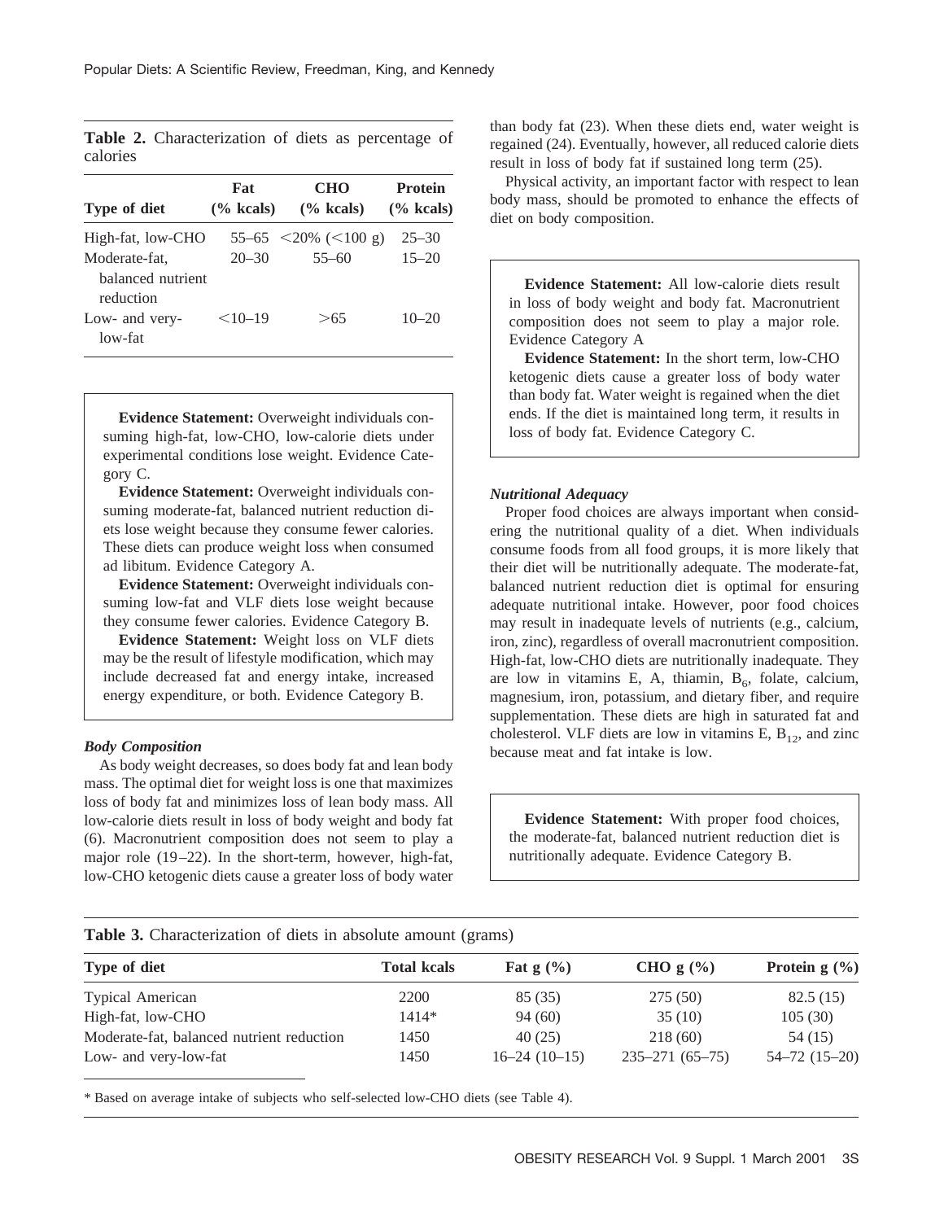**Table 2.** Characterization of diets as percentage of calories

| Type of diet | Fat (% kcals) | CHO (% kcals) | Protein (% kcals) |
|---|---|---|---|
| High-fat, low-CHO | 55–65 | <20% (<100 g) | 25–30 |
| Moderate-fat, balanced nutrient reduction | 20–30 | 55–60 | 15–20 |
| Low- and very-low-fat | <10–19 | >65 | 10–20 |

> **Evidence Statement:** Overweight individuals consuming high-fat, low-CHO, low-calorie diets under experimental conditions lose weight. Evidence Category C.
>
> **Evidence Statement:** Overweight individuals consuming moderate-fat, balanced nutrient reduction diets lose weight because they consume fewer calories. These diets can produce weight loss when consumed ad libitum. Evidence Category A.
>
> **Evidence Statement:** Overweight individuals consuming low-fat and VLF diets lose weight because they consume fewer calories. Evidence Category B.
>
> **Evidence Statement:** Weight loss on VLF diets may be the result of lifestyle modification, which may include decreased fat and energy intake, increased energy expenditure, or both. Evidence Category B.

### *Body Composition*

As body weight decreases, so does body fat and lean body mass. The optimal diet for weight loss is one that maximizes loss of body fat and minimizes loss of lean body mass. All low-calorie diets result in loss of body weight and body fat (6). Macronutrient composition does not seem to play a major role (19–22). In the short-term, however, high-fat, low-CHO ketogenic diets cause a greater loss of body water than body fat (23). When these diets end, water weight is regained (24). Eventually, however, all reduced calorie diets result in loss of body fat if sustained long term (25).

Physical activity, an important factor with respect to lean body mass, should be promoted to enhance the effects of diet on body composition.

> **Evidence Statement:** All low-calorie diets result in loss of body weight and body fat. Macronutrient composition does not seem to play a major role. Evidence Category A
>
> **Evidence Statement:** In the short term, low-CHO ketogenic diets cause a greater loss of body water than body fat. Water weight is regained when the diet ends. If the diet is maintained long term, it results in loss of body fat. Evidence Category C.

### *Nutritional Adequacy*

Proper food choices are always important when considering the nutritional quality of a diet. When individuals consume foods from all food groups, it is more likely that their diet will be nutritionally adequate. The moderate-fat, balanced nutrient reduction diet is optimal for ensuring adequate nutritional intake. However, poor food choices may result in inadequate levels of nutrients (e.g., calcium, iron, zinc), regardless of overall macronutrient composition. High-fat, low-CHO diets are nutritionally inadequate. They are low in vitamins E, A, thiamin, $B_6$, folate, calcium, magnesium, iron, potassium, and dietary fiber, and require supplementation. These diets are high in saturated fat and cholesterol. VLF diets are low in vitamins E, $B_{12}$, and zinc because meat and fat intake is low.

> **Evidence Statement:** With proper food choices, the moderate-fat, balanced nutrient reduction diet is nutritionally adequate. Evidence Category B.

**Table 3.** Characterization of diets in absolute amount (grams)

| Type of diet | Total kcals | Fat g (%) | CHO g (%) | Protein g (%) |
|---|---|---|---|---|
| Typical American | 2200 | 85 (35) | 275 (50) | 82.5 (15) |
| High-fat, low-CHO | 1414* | 94 (60) | 35 (10) | 105 (30) |
| Moderate-fat, balanced nutrient reduction | 1450 | 40 (25) | 218 (60) | 54 (15) |
| Low- and very-low-fat | 1450 | 16–24 (10–15) | 235–271 (65–75) | 54–72 (15–20) |

\* Based on average intake of subjects who self-selected low-CHO diets (see Table 4).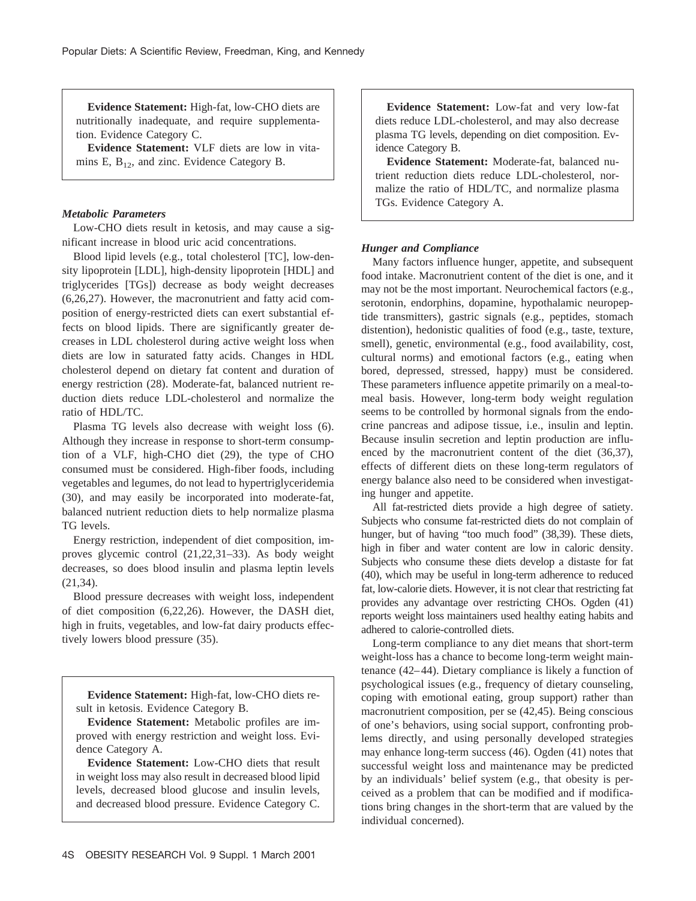**Evidence Statement:** High-fat, low-CHO diets are nutritionally inadequate, and require supplementation. Evidence Category C.

**Evidence Statement:** VLF diets are low in vitamins E, $B_{12}$, and zinc. Evidence Category B.

### *Metabolic Parameters*

Low-CHO diets result in ketosis, and may cause a significant increase in blood uric acid concentrations.

Blood lipid levels (e.g., total cholesterol [TC], low-density lipoprotein [LDL], high-density lipoprotein [HDL] and triglycerides [TGs]) decrease as body weight decreases (6,26,27). However, the macronutrient and fatty acid composition of energy-restricted diets can exert substantial effects on blood lipids. There are significantly greater decreases in LDL cholesterol during active weight loss when diets are low in saturated fatty acids. Changes in HDL cholesterol depend on dietary fat content and duration of energy restriction (28). Moderate-fat, balanced nutrient reduction diets reduce LDL-cholesterol and normalize the ratio of HDL/TC.

Plasma TG levels also decrease with weight loss (6). Although they increase in response to short-term consumption of a VLF, high-CHO diet (29), the type of CHO consumed must be considered. High-fiber foods, including vegetables and legumes, do not lead to hypertriglyceridemia (30), and may easily be incorporated into moderate-fat, balanced nutrient reduction diets to help normalize plasma TG levels.

Energy restriction, independent of diet composition, improves glycemic control (21,22,31–33). As body weight decreases, so does blood insulin and plasma leptin levels (21,34).

Blood pressure decreases with weight loss, independent of diet composition (6,22,26). However, the DASH diet, high in fruits, vegetables, and low-fat dairy products effectively lowers blood pressure (35).

**Evidence Statement:** High-fat, low-CHO diets result in ketosis. Evidence Category B.

**Evidence Statement:** Metabolic profiles are improved with energy restriction and weight loss. Evidence Category A.

**Evidence Statement:** Low-CHO diets that result in weight loss may also result in decreased blood lipid levels, decreased blood glucose and insulin levels, and decreased blood pressure. Evidence Category C.

**Evidence Statement:** Low-fat and very low-fat diets reduce LDL-cholesterol, and may also decrease plasma TG levels, depending on diet composition. Evidence Category B.

**Evidence Statement:** Moderate-fat, balanced nutrient reduction diets reduce LDL-cholesterol, normalize the ratio of HDL/TC, and normalize plasma TGs. Evidence Category A.

### *Hunger and Compliance*

Many factors influence hunger, appetite, and subsequent food intake. Macronutrient content of the diet is one, and it may not be the most important. Neurochemical factors (e.g., serotonin, endorphins, dopamine, hypothalamic neuropeptide transmitters), gastric signals (e.g., peptides, stomach distention), hedonistic qualities of food (e.g., taste, texture, smell), genetic, environmental (e.g., food availability, cost, cultural norms) and emotional factors (e.g., eating when bored, depressed, stressed, happy) must be considered. These parameters influence appetite primarily on a meal-to-meal basis. However, long-term body weight regulation seems to be controlled by hormonal signals from the endocrine pancreas and adipose tissue, i.e., insulin and leptin. Because insulin secretion and leptin production are influenced by the macronutrient content of the diet (36,37), effects of different diets on these long-term regulators of energy balance also need to be considered when investigating hunger and appetite.

All fat-restricted diets provide a high degree of satiety. Subjects who consume fat-restricted diets do not complain of hunger, but of having "too much food" (38,39). These diets, high in fiber and water content are low in caloric density. Subjects who consume these diets develop a distaste for fat (40), which may be useful in long-term adherence to reduced fat, low-calorie diets. However, it is not clear that restricting fat provides any advantage over restricting CHOs. Ogden (41) reports weight loss maintainers used healthy eating habits and adhered to calorie-controlled diets.

Long-term compliance to any diet means that short-term weight-loss has a chance to become long-term weight maintenance (42–44). Dietary compliance is likely a function of psychological issues (e.g., frequency of dietary counseling, coping with emotional eating, group support) rather than macronutrient composition, per se (42,45). Being conscious of one's behaviors, using social support, confronting problems directly, and using personally developed strategies may enhance long-term success (46). Ogden (41) notes that successful weight loss and maintenance may be predicted by an individuals' belief system (e.g., that obesity is perceived as a problem that can be modified and if modifications bring changes in the short-term that are valued by the individual concerned).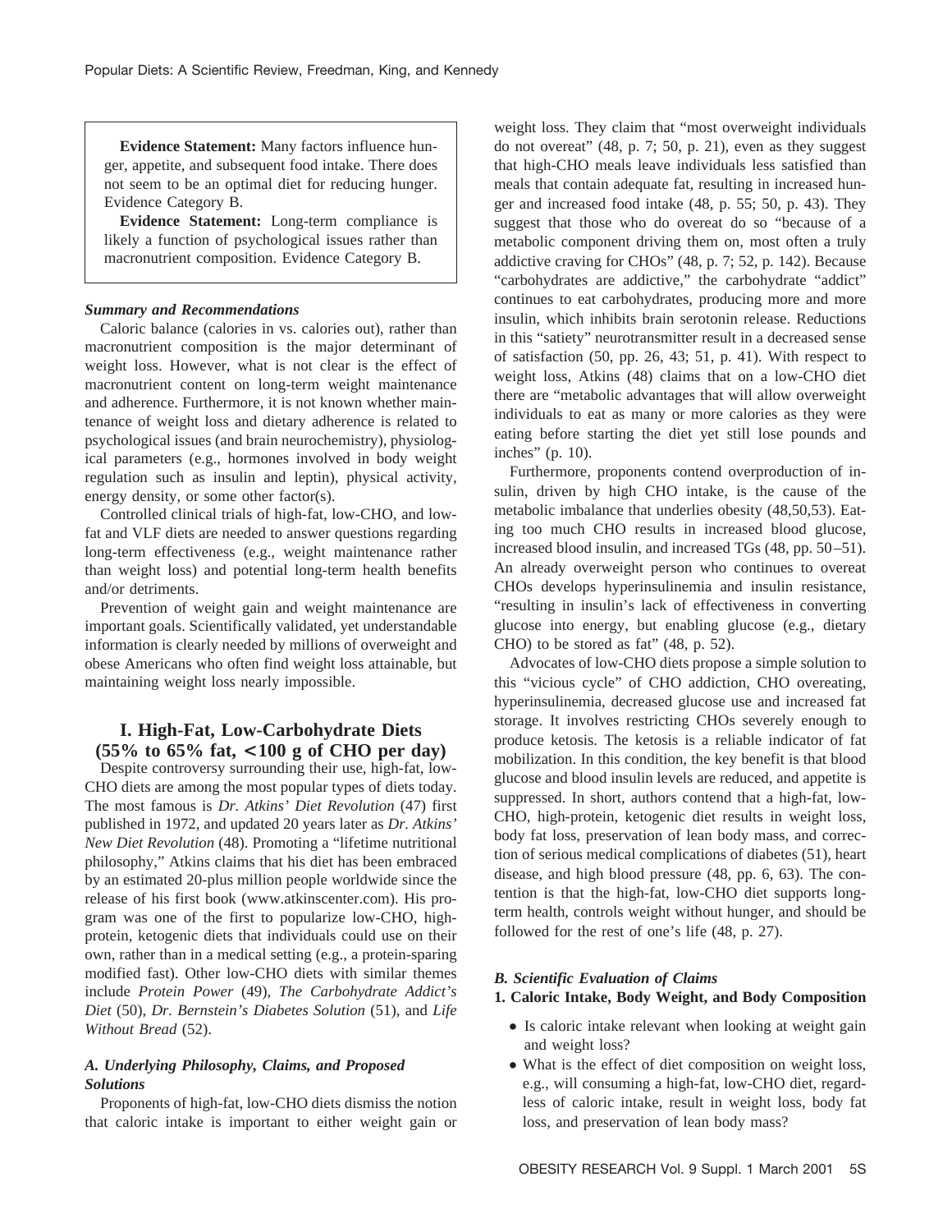**Evidence Statement:** Many factors influence hunger, appetite, and subsequent food intake. There does not seem to be an optimal diet for reducing hunger. Evidence Category B.

**Evidence Statement:** Long-term compliance is likely a function of psychological issues rather than macronutrient composition. Evidence Category B.

***Summary and Recommendations***

Caloric balance (calories in vs. calories out), rather than macronutrient composition is the major determinant of weight loss. However, what is not clear is the effect of macronutrient content on long-term weight maintenance and adherence. Furthermore, it is not known whether maintenance of weight loss and dietary adherence is related to psychological issues (and brain neurochemistry), physiological parameters (e.g., hormones involved in body weight regulation such as insulin and leptin), physical activity, energy density, or some other factor(s).

Controlled clinical trials of high-fat, low-CHO, and low-fat and VLF diets are needed to answer questions regarding long-term effectiveness (e.g., weight maintenance rather than weight loss) and potential long-term health benefits and/or detriments.

Prevention of weight gain and weight maintenance are important goals. Scientifically validated, yet understandable information is clearly needed by millions of overweight and obese Americans who often find weight loss attainable, but maintaining weight loss nearly impossible.

## I. High-Fat, Low-Carbohydrate Diets (55% to 65% fat, <100 g of CHO per day)

Despite controversy surrounding their use, high-fat, low-CHO diets are among the most popular types of diets today. The most famous is *Dr. Atkins' Diet Revolution* (47) first published in 1972, and updated 20 years later as *Dr. Atkins' New Diet Revolution* (48). Promoting a "lifetime nutritional philosophy," Atkins claims that his diet has been embraced by an estimated 20-plus million people worldwide since the release of his first book (www.atkinscenter.com). His program was one of the first to popularize low-CHO, high-protein, ketogenic diets that individuals could use on their own, rather than in a medical setting (e.g., a protein-sparing modified fast). Other low-CHO diets with similar themes include *Protein Power* (49), *The Carbohydrate Addict's Diet* (50), *Dr. Bernstein's Diabetes Solution* (51), and *Life Without Bread* (52).

### *A. Underlying Philosophy, Claims, and Proposed Solutions*

Proponents of high-fat, low-CHO diets dismiss the notion that caloric intake is important to either weight gain or weight loss. They claim that "most overweight individuals do not overeat" (48, p. 7; 50, p. 21), even as they suggest that high-CHO meals leave individuals less satisfied than meals that contain adequate fat, resulting in increased hunger and increased food intake (48, p. 55; 50, p. 43). They suggest that those who do overeat do so "because of a metabolic component driving them on, most often a truly addictive craving for CHOs" (48, p. 7; 52, p. 142). Because "carbohydrates are addictive," the carbohydrate "addict" continues to eat carbohydrates, producing more and more insulin, which inhibits brain serotonin release. Reductions in this "satiety" neurotransmitter result in a decreased sense of satisfaction (50, pp. 26, 43; 51, p. 41). With respect to weight loss, Atkins (48) claims that on a low-CHO diet there are "metabolic advantages that will allow overweight individuals to eat as many or more calories as they were eating before starting the diet yet still lose pounds and inches" (p. 10).

Furthermore, proponents contend overproduction of insulin, driven by high CHO intake, is the cause of the metabolic imbalance that underlies obesity (48,50,53). Eating too much CHO results in increased blood glucose, increased blood insulin, and increased TGs (48, pp. 50–51). An already overweight person who continues to overeat CHOs develops hyperinsulinemia and insulin resistance, "resulting in insulin's lack of effectiveness in converting glucose into energy, but enabling glucose (e.g., dietary CHO) to be stored as fat" (48, p. 52).

Advocates of low-CHO diets propose a simple solution to this "vicious cycle" of CHO addiction, CHO overeating, hyperinsulinemia, decreased glucose use and increased fat storage. It involves restricting CHOs severely enough to produce ketosis. The ketosis is a reliable indicator of fat mobilization. In this condition, the key benefit is that blood glucose and blood insulin levels are reduced, and appetite is suppressed. In short, authors contend that a high-fat, low-CHO, high-protein, ketogenic diet results in weight loss, body fat loss, preservation of lean body mass, and correction of serious medical complications of diabetes (51), heart disease, and high blood pressure (48, pp. 6, 63). The contention is that the high-fat, low-CHO diet supports long-term health, controls weight without hunger, and should be followed for the rest of one's life (48, p. 27).

### *B. Scientific Evaluation of Claims*

#### 1. Caloric Intake, Body Weight, and Body Composition

- Is caloric intake relevant when looking at weight gain and weight loss?
- What is the effect of diet composition on weight loss, e.g., will consuming a high-fat, low-CHO diet, regardless of caloric intake, result in weight loss, body fat loss, and preservation of lean body mass?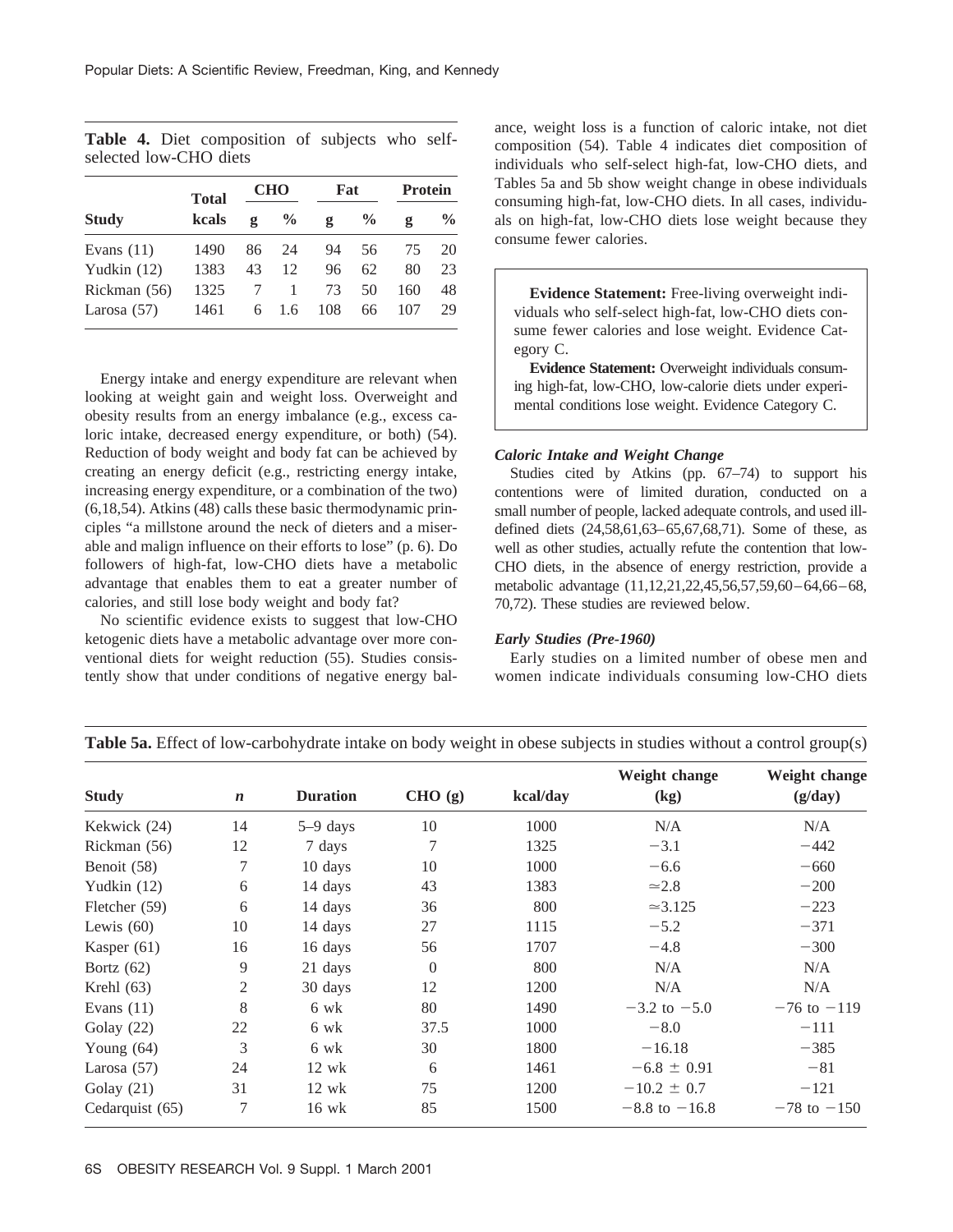**Table 4.** Diet composition of subjects who self-selected low-CHO diets

| Study | Total kcals | CHO g | CHO % | Fat g | Fat % | Protein g | Protein % |
|---|---|---|---|---|---|---|---|
| Evans (11) | 1490 | 86 | 24 | 94 | 56 | 75 | 20 |
| Yudkin (12) | 1383 | 43 | 12 | 96 | 62 | 80 | 23 |
| Rickman (56) | 1325 | 7 | 1 | 73 | 50 | 160 | 48 |
| Larosa (57) | 1461 | 6 | 1.6 | 108 | 66 | 107 | 29 |

Energy intake and energy expenditure are relevant when looking at weight gain and weight loss. Overweight and obesity results from an energy imbalance (e.g., excess caloric intake, decreased energy expenditure, or both) (54). Reduction of body weight and body fat can be achieved by creating an energy deficit (e.g., restricting energy intake, increasing energy expenditure, or a combination of the two) (6,18,54). Atkins (48) calls these basic thermodynamic principles "a millstone around the neck of dieters and a miserable and malign influence on their efforts to lose" (p. 6). Do followers of high-fat, low-CHO diets have a metabolic advantage that enables them to eat a greater number of calories, and still lose body weight and body fat?

No scientific evidence exists to suggest that low-CHO ketogenic diets have a metabolic advantage over more conventional diets for weight reduction (55). Studies consistently show that under conditions of negative energy balance, weight loss is a function of caloric intake, not diet composition (54). Table 4 indicates diet composition of individuals who self-select high-fat, low-CHO diets, and Tables 5a and 5b show weight change in obese individuals consuming high-fat, low-CHO diets. In all cases, individuals on high-fat, low-CHO diets lose weight because they consume fewer calories.

> **Evidence Statement:** Free-living overweight individuals who self-select high-fat, low-CHO diets consume fewer calories and lose weight. Evidence Category C.
>
> **Evidence Statement:** Overweight individuals consuming high-fat, low-CHO, low-calorie diets under experimental conditions lose weight. Evidence Category C.

### *Caloric Intake and Weight Change*

Studies cited by Atkins (pp. 67–74) to support his contentions were of limited duration, conducted on a small number of people, lacked adequate controls, and used ill-defined diets (24,58,61,63–65,67,68,71). Some of these, as well as other studies, actually refute the contention that low-CHO diets, in the absence of energy restriction, provide a metabolic advantage (11,12,21,22,45,56,57,59,60–64,66–68,70,72). These studies are reviewed below.

### *Early Studies (Pre-1960)*

Early studies on a limited number of obese men and women indicate individuals consuming low-CHO diets

**Table 5a.** Effect of low-carbohydrate intake on body weight in obese subjects in studies without a control group(s)

| Study | *n* | Duration | CHO (g) | kcal/day | Weight change (kg) | Weight change (g/day) |
|---|---|---|---|---|---|---|
| Kekwick (24) | 14 | 5–9 days | 10 | 1000 | N/A | N/A |
| Rickman (56) | 12 | 7 days | 7 | 1325 | −3.1 | −442 |
| Benoit (58) | 7 | 10 days | 10 | 1000 | −6.6 | −660 |
| Yudkin (12) | 6 | 14 days | 43 | 1383 | ≃2.8 | −200 |
| Fletcher (59) | 6 | 14 days | 36 | 800 | ≃3.125 | −223 |
| Lewis (60) | 10 | 14 days | 27 | 1115 | −5.2 | −371 |
| Kasper (61) | 16 | 16 days | 56 | 1707 | −4.8 | −300 |
| Bortz (62) | 9 | 21 days | 0 | 800 | N/A | N/A |
| Krehl (63) | 2 | 30 days | 12 | 1200 | N/A | N/A |
| Evans (11) | 8 | 6 wk | 80 | 1490 | −3.2 to −5.0 | −76 to −119 |
| Golay (22) | 22 | 6 wk | 37.5 | 1000 | −8.0 | −111 |
| Young (64) | 3 | 6 wk | 30 | 1800 | −16.18 | −385 |
| Larosa (57) | 24 | 12 wk | 6 | 1461 | −6.8 ± 0.91 | −81 |
| Golay (21) | 31 | 12 wk | 75 | 1200 | −10.2 ± 0.7 | −121 |
| Cedarquist (65) | 7 | 16 wk | 85 | 1500 | −8.8 to −16.8 | −78 to −150 |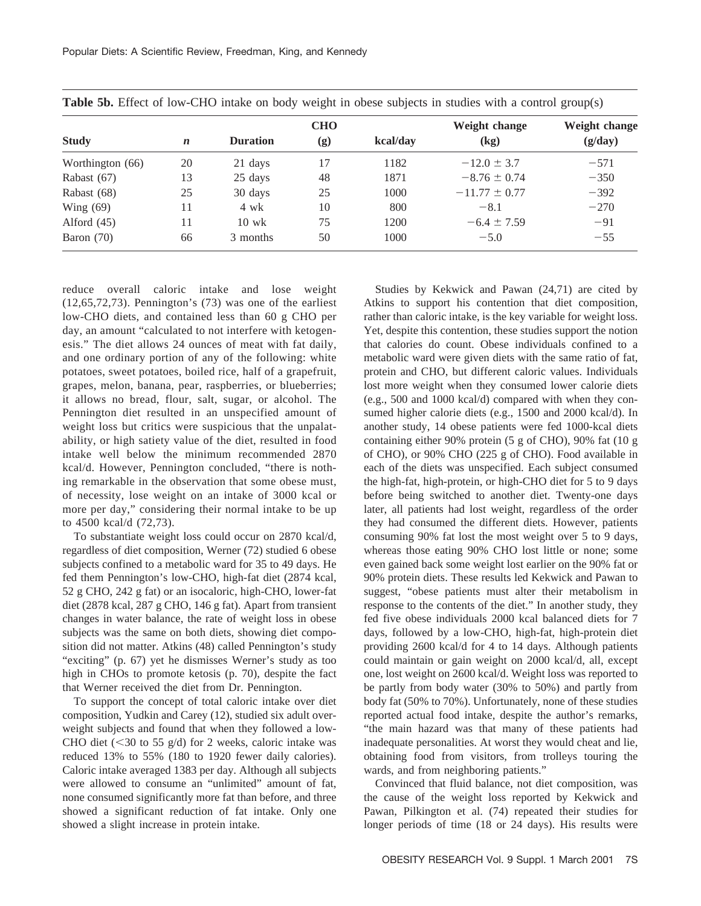**Table 5b.** Effect of low-CHO intake on body weight in obese subjects in studies with a control group(s)

| Study | *n* | Duration | CHO (g) | kcal/day | Weight change (kg) | Weight change (g/day) |
|---|---|---|---|---|---|---|
| Worthington (66) | 20 | 21 days | 17 | 1182 | $-12.0 \pm 3.7$ | −571 |
| Rabast (67) | 13 | 25 days | 48 | 1871 | $-8.76 \pm 0.74$ | −350 |
| Rabast (68) | 25 | 30 days | 25 | 1000 | $-11.77 \pm 0.77$ | −392 |
| Wing (69) | 11 | 4 wk | 10 | 800 | −8.1 | −270 |
| Alford (45) | 11 | 10 wk | 75 | 1200 | $-6.4 \pm 7.59$ | −91 |
| Baron (70) | 66 | 3 months | 50 | 1000 | −5.0 | −55 |

reduce overall caloric intake and lose weight (12,65,72,73). Pennington's (73) was one of the earliest low-CHO diets, and contained less than 60 g CHO per day, an amount "calculated to not interfere with ketogenesis." The diet allows 24 ounces of meat with fat daily, and one ordinary portion of any of the following: white potatoes, sweet potatoes, boiled rice, half of a grapefruit, grapes, melon, banana, pear, raspberries, or blueberries; it allows no bread, flour, salt, sugar, or alcohol. The Pennington diet resulted in an unspecified amount of weight loss but critics were suspicious that the unpalatability, or high satiety value of the diet, resulted in food intake well below the minimum recommended 2870 kcal/d. However, Pennington concluded, "there is nothing remarkable in the observation that some obese must, of necessity, lose weight on an intake of 3000 kcal or more per day," considering their normal intake to be up to 4500 kcal/d (72,73).

To substantiate weight loss could occur on 2870 kcal/d, regardless of diet composition, Werner (72) studied 6 obese subjects confined to a metabolic ward for 35 to 49 days. He fed them Pennington's low-CHO, high-fat diet (2874 kcal, 52 g CHO, 242 g fat) or an isocaloric, high-CHO, lower-fat diet (2878 kcal, 287 g CHO, 146 g fat). Apart from transient changes in water balance, the rate of weight loss in obese subjects was the same on both diets, showing diet composition did not matter. Atkins (48) called Pennington's study "exciting" (p. 67) yet he dismisses Werner's study as too high in CHOs to promote ketosis (p. 70), despite the fact that Werner received the diet from Dr. Pennington.

To support the concept of total caloric intake over diet composition, Yudkin and Carey (12), studied six adult overweight subjects and found that when they followed a low-CHO diet (<30 to 55 g/d) for 2 weeks, caloric intake was reduced 13% to 55% (180 to 1920 fewer daily calories). Caloric intake averaged 1383 per day. Although all subjects were allowed to consume an "unlimited" amount of fat, none consumed significantly more fat than before, and three showed a significant reduction of fat intake. Only one showed a slight increase in protein intake.

Studies by Kekwick and Pawan (24,71) are cited by Atkins to support his contention that diet composition, rather than caloric intake, is the key variable for weight loss. Yet, despite this contention, these studies support the notion that calories do count. Obese individuals confined to a metabolic ward were given diets with the same ratio of fat, protein and CHO, but different caloric values. Individuals lost more weight when they consumed lower calorie diets (e.g., 500 and 1000 kcal/d) compared with when they consumed higher calorie diets (e.g., 1500 and 2000 kcal/d). In another study, 14 obese patients were fed 1000-kcal diets containing either 90% protein (5 g of CHO), 90% fat (10 g of CHO), or 90% CHO (225 g of CHO). Food available in each of the diets was unspecified. Each subject consumed the high-fat, high-protein, or high-CHO diet for 5 to 9 days before being switched to another diet. Twenty-one days later, all patients had lost weight, regardless of the order they had consumed the different diets. However, patients consuming 90% fat lost the most weight over 5 to 9 days, whereas those eating 90% CHO lost little or none; some even gained back some weight lost earlier on the 90% fat or 90% protein diets. These results led Kekwick and Pawan to suggest, "obese patients must alter their metabolism in response to the contents of the diet." In another study, they fed five obese individuals 2000 kcal balanced diets for 7 days, followed by a low-CHO, high-fat, high-protein diet providing 2600 kcal/d for 4 to 14 days. Although patients could maintain or gain weight on 2000 kcal/d, all, except one, lost weight on 2600 kcal/d. Weight loss was reported to be partly from body water (30% to 50%) and partly from body fat (50% to 70%). Unfortunately, none of these studies reported actual food intake, despite the author's remarks, "the main hazard was that many of these patients had inadequate personalities. At worst they would cheat and lie, obtaining food from visitors, from trolleys touring the wards, and from neighboring patients."

Convinced that fluid balance, not diet composition, was the cause of the weight loss reported by Kekwick and Pawan, Pilkington et al. (74) repeated their studies for longer periods of time (18 or 24 days). His results were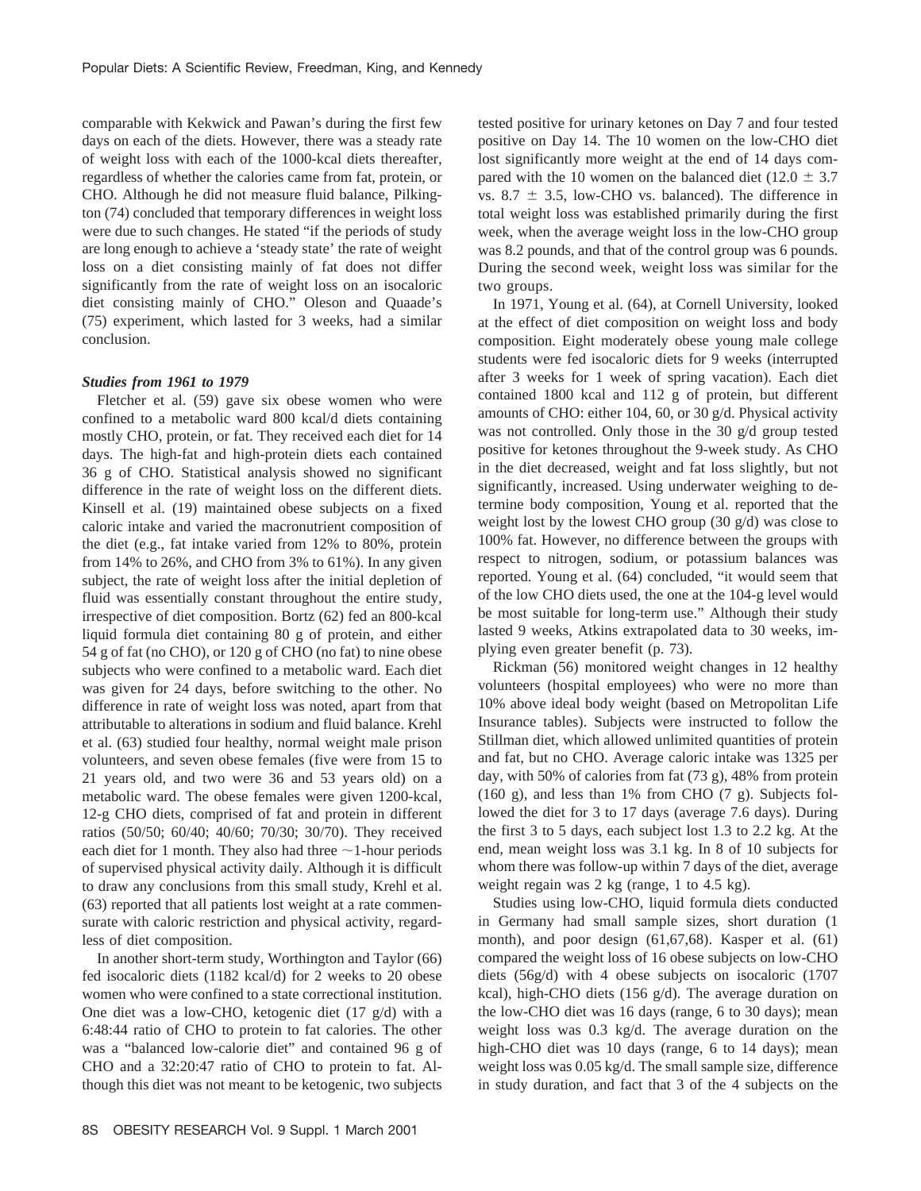comparable with Kekwick and Pawan's during the first few days on each of the diets. However, there was a steady rate of weight loss with each of the 1000-kcal diets thereafter, regardless of whether the calories came from fat, protein, or CHO. Although he did not measure fluid balance, Pilkington (74) concluded that temporary differences in weight loss were due to such changes. He stated "if the periods of study are long enough to achieve a 'steady state' the rate of weight loss on a diet consisting mainly of fat does not differ significantly from the rate of weight loss on an isocaloric diet consisting mainly of CHO." Oleson and Quaade's (75) experiment, which lasted for 3 weeks, had a similar conclusion.

### *Studies from 1961 to 1979*

Fletcher et al. (59) gave six obese women who were confined to a metabolic ward 800 kcal/d diets containing mostly CHO, protein, or fat. They received each diet for 14 days. The high-fat and high-protein diets each contained 36 g of CHO. Statistical analysis showed no significant difference in the rate of weight loss on the different diets. Kinsell et al. (19) maintained obese subjects on a fixed caloric intake and varied the macronutrient composition of the diet (e.g., fat intake varied from 12% to 80%, protein from 14% to 26%, and CHO from 3% to 61%). In any given subject, the rate of weight loss after the initial depletion of fluid was essentially constant throughout the entire study, irrespective of diet composition. Bortz (62) fed an 800-kcal liquid formula diet containing 80 g of protein, and either 54 g of fat (no CHO), or 120 g of CHO (no fat) to nine obese subjects who were confined to a metabolic ward. Each diet was given for 24 days, before switching to the other. No difference in rate of weight loss was noted, apart from that attributable to alterations in sodium and fluid balance. Krehl et al. (63) studied four healthy, normal weight male prison volunteers, and seven obese females (five were from 15 to 21 years old, and two were 36 and 53 years old) on a metabolic ward. The obese females were given 1200-kcal, 12-g CHO diets, comprised of fat and protein in different ratios (50/50; 60/40; 40/60; 70/30; 30/70). They received each diet for 1 month. They also had three ~1-hour periods of supervised physical activity daily. Although it is difficult to draw any conclusions from this small study, Krehl et al. (63) reported that all patients lost weight at a rate commensurate with caloric restriction and physical activity, regardless of diet composition.

In another short-term study, Worthington and Taylor (66) fed isocaloric diets (1182 kcal/d) for 2 weeks to 20 obese women who were confined to a state correctional institution. One diet was a low-CHO, ketogenic diet (17 g/d) with a 6:48:44 ratio of CHO to protein to fat calories. The other was a "balanced low-calorie diet" and contained 96 g of CHO and a 32:20:47 ratio of CHO to protein to fat. Although this diet was not meant to be ketogenic, two subjects tested positive for urinary ketones on Day 7 and four tested positive on Day 14. The 10 women on the low-CHO diet lost significantly more weight at the end of 14 days compared with the 10 women on the balanced diet ($12.0 \pm 3.7$ vs. $8.7 \pm 3.5$, low-CHO vs. balanced). The difference in total weight loss was established primarily during the first week, when the average weight loss in the low-CHO group was 8.2 pounds, and that of the control group was 6 pounds. During the second week, weight loss was similar for the two groups.

In 1971, Young et al. (64), at Cornell University, looked at the effect of diet composition on weight loss and body composition. Eight moderately obese young male college students were fed isocaloric diets for 9 weeks (interrupted after 3 weeks for 1 week of spring vacation). Each diet contained 1800 kcal and 112 g of protein, but different amounts of CHO: either 104, 60, or 30 g/d. Physical activity was not controlled. Only those in the 30 g/d group tested positive for ketones throughout the 9-week study. As CHO in the diet decreased, weight and fat loss slightly, but not significantly, increased. Using underwater weighing to determine body composition, Young et al. reported that the weight lost by the lowest CHO group (30 g/d) was close to 100% fat. However, no difference between the groups with respect to nitrogen, sodium, or potassium balances was reported. Young et al. (64) concluded, "it would seem that of the low CHO diets used, the one at the 104-g level would be most suitable for long-term use." Although their study lasted 9 weeks, Atkins extrapolated data to 30 weeks, implying even greater benefit (p. 73).

Rickman (56) monitored weight changes in 12 healthy volunteers (hospital employees) who were no more than 10% above ideal body weight (based on Metropolitan Life Insurance tables). Subjects were instructed to follow the Stillman diet, which allowed unlimited quantities of protein and fat, but no CHO. Average caloric intake was 1325 per day, with 50% of calories from fat (73 g), 48% from protein (160 g), and less than 1% from CHO (7 g). Subjects followed the diet for 3 to 17 days (average 7.6 days). During the first 3 to 5 days, each subject lost 1.3 to 2.2 kg. At the end, mean weight loss was 3.1 kg. In 8 of 10 subjects for whom there was follow-up within 7 days of the diet, average weight regain was 2 kg (range, 1 to 4.5 kg).

Studies using low-CHO, liquid formula diets conducted in Germany had small sample sizes, short duration (1 month), and poor design (61,67,68). Kasper et al. (61) compared the weight loss of 16 obese subjects on low-CHO diets (56g/d) with 4 obese subjects on isocaloric (1707 kcal), high-CHO diets (156 g/d). The average duration on the low-CHO diet was 16 days (range, 6 to 30 days); mean weight loss was 0.3 kg/d. The average duration on the high-CHO diet was 10 days (range, 6 to 14 days); mean weight loss was 0.05 kg/d. The small sample size, difference in study duration, and fact that 3 of the 4 subjects on the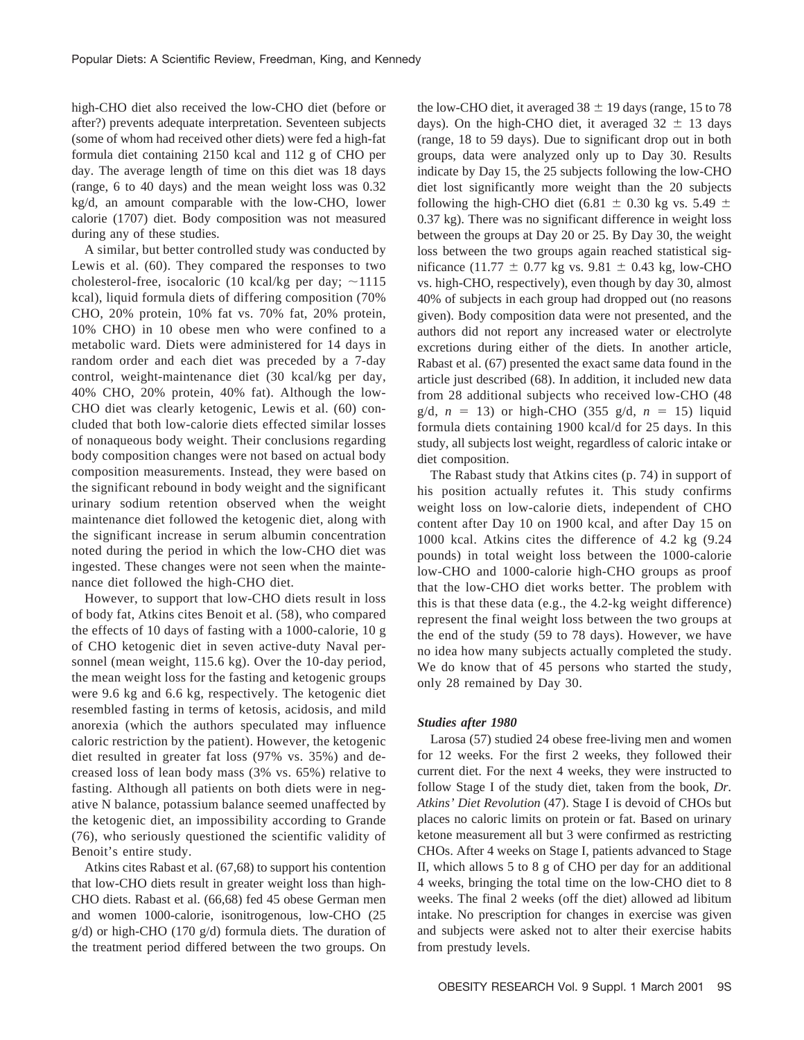high-CHO diet also received the low-CHO diet (before or after?) prevents adequate interpretation. Seventeen subjects (some of whom had received other diets) were fed a high-fat formula diet containing 2150 kcal and 112 g of CHO per day. The average length of time on this diet was 18 days (range, 6 to 40 days) and the mean weight loss was 0.32 kg/d, an amount comparable with the low-CHO, lower calorie (1707) diet. Body composition was not measured during any of these studies.

A similar, but better controlled study was conducted by Lewis et al. (60). They compared the responses to two cholesterol-free, isocaloric (10 kcal/kg per day; ~1115 kcal), liquid formula diets of differing composition (70% CHO, 20% protein, 10% fat vs. 70% fat, 20% protein, 10% CHO) in 10 obese men who were confined to a metabolic ward. Diets were administered for 14 days in random order and each diet was preceded by a 7-day control, weight-maintenance diet (30 kcal/kg per day, 40% CHO, 20% protein, 40% fat). Although the low-CHO diet was clearly ketogenic, Lewis et al. (60) concluded that both low-calorie diets effected similar losses of nonaqueous body weight. Their conclusions regarding body composition changes were not based on actual body composition measurements. Instead, they were based on the significant rebound in body weight and the significant urinary sodium retention observed when the weight maintenance diet followed the ketogenic diet, along with the significant increase in serum albumin concentration noted during the period in which the low-CHO diet was ingested. These changes were not seen when the maintenance diet followed the high-CHO diet.

However, to support that low-CHO diets result in loss of body fat, Atkins cites Benoit et al. (58), who compared the effects of 10 days of fasting with a 1000-calorie, 10 g of CHO ketogenic diet in seven active-duty Naval personnel (mean weight, 115.6 kg). Over the 10-day period, the mean weight loss for the fasting and ketogenic groups were 9.6 kg and 6.6 kg, respectively. The ketogenic diet resembled fasting in terms of ketosis, acidosis, and mild anorexia (which the authors speculated may influence caloric restriction by the patient). However, the ketogenic diet resulted in greater fat loss (97% vs. 35%) and decreased loss of lean body mass (3% vs. 65%) relative to fasting. Although all patients on both diets were in negative N balance, potassium balance seemed unaffected by the ketogenic diet, an impossibility according to Grande (76), who seriously questioned the scientific validity of Benoit's entire study.

Atkins cites Rabast et al. (67,68) to support his contention that low-CHO diets result in greater weight loss than high-CHO diets. Rabast et al. (66,68) fed 45 obese German men and women 1000-calorie, isonitrogenous, low-CHO (25 g/d) or high-CHO (170 g/d) formula diets. The duration of the treatment period differed between the two groups. On the low-CHO diet, it averaged $38 \pm 19$ days (range, 15 to 78 days). On the high-CHO diet, it averaged $32 \pm 13$ days (range, 18 to 59 days). Due to significant drop out in both groups, data were analyzed only up to Day 30. Results indicate by Day 15, the 25 subjects following the low-CHO diet lost significantly more weight than the 20 subjects following the high-CHO diet ($6.81 \pm 0.30$ kg vs. $5.49 \pm 0.37$ kg). There was no significant difference in weight loss between the groups at Day 20 or 25. By Day 30, the weight loss between the two groups again reached statistical significance ($11.77 \pm 0.77$ kg vs. $9.81 \pm 0.43$ kg, low-CHO vs. high-CHO, respectively), even though by day 30, almost 40% of subjects in each group had dropped out (no reasons given). Body composition data were not presented, and the authors did not report any increased water or electrolyte excretions during either of the diets. In another article, Rabast et al. (67) presented the exact same data found in the article just described (68). In addition, it included new data from 28 additional subjects who received low-CHO (48 g/d, $n = 13$) or high-CHO (355 g/d, $n = 15$) liquid formula diets containing 1900 kcal/d for 25 days. In this study, all subjects lost weight, regardless of caloric intake or diet composition.

The Rabast study that Atkins cites (p. 74) in support of his position actually refutes it. This study confirms weight loss on low-calorie diets, independent of CHO content after Day 10 on 1900 kcal, and after Day 15 on 1000 kcal. Atkins cites the difference of 4.2 kg (9.24 pounds) in total weight loss between the 1000-calorie low-CHO and 1000-calorie high-CHO groups as proof that the low-CHO diet works better. The problem with this is that these data (e.g., the 4.2-kg weight difference) represent the final weight loss between the two groups at the end of the study (59 to 78 days). However, we have no idea how many subjects actually completed the study. We do know that of 45 persons who started the study, only 28 remained by Day 30.

### *Studies after 1980*

Larosa (57) studied 24 obese free-living men and women for 12 weeks. For the first 2 weeks, they followed their current diet. For the next 4 weeks, they were instructed to follow Stage I of the study diet, taken from the book, *Dr. Atkins' Diet Revolution* (47). Stage I is devoid of CHOs but places no caloric limits on protein or fat. Based on urinary ketone measurement all but 3 were confirmed as restricting CHOs. After 4 weeks on Stage I, patients advanced to Stage II, which allows 5 to 8 g of CHO per day for an additional 4 weeks, bringing the total time on the low-CHO diet to 8 weeks. The final 2 weeks (off the diet) allowed ad libitum intake. No prescription for changes in exercise was given and subjects were asked not to alter their exercise habits from prestudy levels.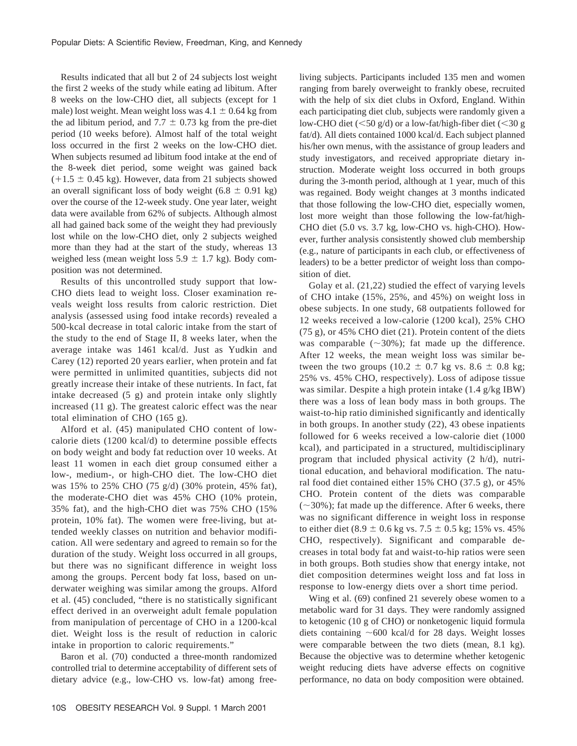Results indicated that all but 2 of 24 subjects lost weight the first 2 weeks of the study while eating ad libitum. After 8 weeks on the low-CHO diet, all subjects (except for 1 male) lost weight. Mean weight loss was $4.1 \pm 0.64$ kg from the ad libitum period, and $7.7 \pm 0.73$ kg from the pre-diet period (10 weeks before). Almost half of the total weight loss occurred in the first 2 weeks on the low-CHO diet. When subjects resumed ad libitum food intake at the end of the 8-week diet period, some weight was gained back ($+1.5 \pm 0.45$ kg). However, data from 21 subjects showed an overall significant loss of body weight ($6.8 \pm 0.91$ kg) over the course of the 12-week study. One year later, weight data were available from 62% of subjects. Although almost all had gained back some of the weight they had previously lost while on the low-CHO diet, only 2 subjects weighed more than they had at the start of the study, whereas 13 weighed less (mean weight loss $5.9 \pm 1.7$ kg). Body composition was not determined.

Results of this uncontrolled study support that low-CHO diets lead to weight loss. Closer examination reveals weight loss results from caloric restriction. Diet analysis (assessed using food intake records) revealed a 500-kcal decrease in total caloric intake from the start of the study to the end of Stage II, 8 weeks later, when the average intake was 1461 kcal/d. Just as Yudkin and Carey (12) reported 20 years earlier, when protein and fat were permitted in unlimited quantities, subjects did not greatly increase their intake of these nutrients. In fact, fat intake decreased (5 g) and protein intake only slightly increased (11 g). The greatest caloric effect was the near total elimination of CHO (165 g).

Alford et al. (45) manipulated CHO content of low-calorie diets (1200 kcal/d) to determine possible effects on body weight and body fat reduction over 10 weeks. At least 11 women in each diet group consumed either a low-, medium-, or high-CHO diet. The low-CHO diet was 15% to 25% CHO (75 g/d) (30% protein, 45% fat), the moderate-CHO diet was 45% CHO (10% protein, 35% fat), and the high-CHO diet was 75% CHO (15% protein, 10% fat). The women were free-living, but attended weekly classes on nutrition and behavior modification. All were sedentary and agreed to remain so for the duration of the study. Weight loss occurred in all groups, but there was no significant difference in weight loss among the groups. Percent body fat loss, based on underwater weighing was similar among the groups. Alford et al. (45) concluded, "there is no statistically significant effect derived in an overweight adult female population from manipulation of percentage of CHO in a 1200-kcal diet. Weight loss is the result of reduction in caloric intake in proportion to caloric requirements."

Baron et al. (70) conducted a three-month randomized controlled trial to determine acceptability of different sets of dietary advice (e.g., low-CHO vs. low-fat) among free-living subjects. Participants included 135 men and women ranging from barely overweight to frankly obese, recruited with the help of six diet clubs in Oxford, England. Within each participating diet club, subjects were randomly given a low-CHO diet ($<$50 g/d) or a low-fat/high-fiber diet ($<$30 g fat/d). All diets contained 1000 kcal/d. Each subject planned his/her own menus, with the assistance of group leaders and study investigators, and received appropriate dietary instruction. Moderate weight loss occurred in both groups during the 3-month period, although at 1 year, much of this was regained. Body weight changes at 3 months indicated that those following the low-CHO diet, especially women, lost more weight than those following the low-fat/high-CHO diet (5.0 vs. 3.7 kg, low-CHO vs. high-CHO). However, further analysis consistently showed club membership (e.g., nature of participants in each club, or effectiveness of leaders) to be a better predictor of weight loss than composition of diet.

Golay et al. (21,22) studied the effect of varying levels of CHO intake (15%, 25%, and 45%) on weight loss in obese subjects. In one study, 68 outpatients followed for 12 weeks received a low-calorie (1200 kcal), 25% CHO (75 g), or 45% CHO diet (21). Protein content of the diets was comparable ($\sim$30%); fat made up the difference. After 12 weeks, the mean weight loss was similar between the two groups ($10.2 \pm 0.7$ kg vs. $8.6 \pm 0.8$ kg; 25% vs. 45% CHO, respectively). Loss of adipose tissue was similar. Despite a high protein intake (1.4 g/kg IBW) there was a loss of lean body mass in both groups. The waist-to-hip ratio diminished significantly and identically in both groups. In another study (22), 43 obese inpatients followed for 6 weeks received a low-calorie diet (1000 kcal), and participated in a structured, multidisciplinary program that included physical activity (2 h/d), nutritional education, and behavioral modification. The natural food diet contained either 15% CHO (37.5 g), or 45% CHO. Protein content of the diets was comparable ($\sim$30%); fat made up the difference. After 6 weeks, there was no significant difference in weight loss in response to either diet ($8.9 \pm 0.6$ kg vs. $7.5 \pm 0.5$ kg; 15% vs. 45% CHO, respectively). Significant and comparable decreases in total body fat and waist-to-hip ratios were seen in both groups. Both studies show that energy intake, not diet composition determines weight loss and fat loss in response to low-energy diets over a short time period.

Wing et al. (69) confined 21 severely obese women to a metabolic ward for 31 days. They were randomly assigned to ketogenic (10 g of CHO) or nonketogenic liquid formula diets containing $\sim$600 kcal/d for 28 days. Weight losses were comparable between the two diets (mean, 8.1 kg). Because the objective was to determine whether ketogenic weight reducing diets have adverse effects on cognitive performance, no data on body composition were obtained.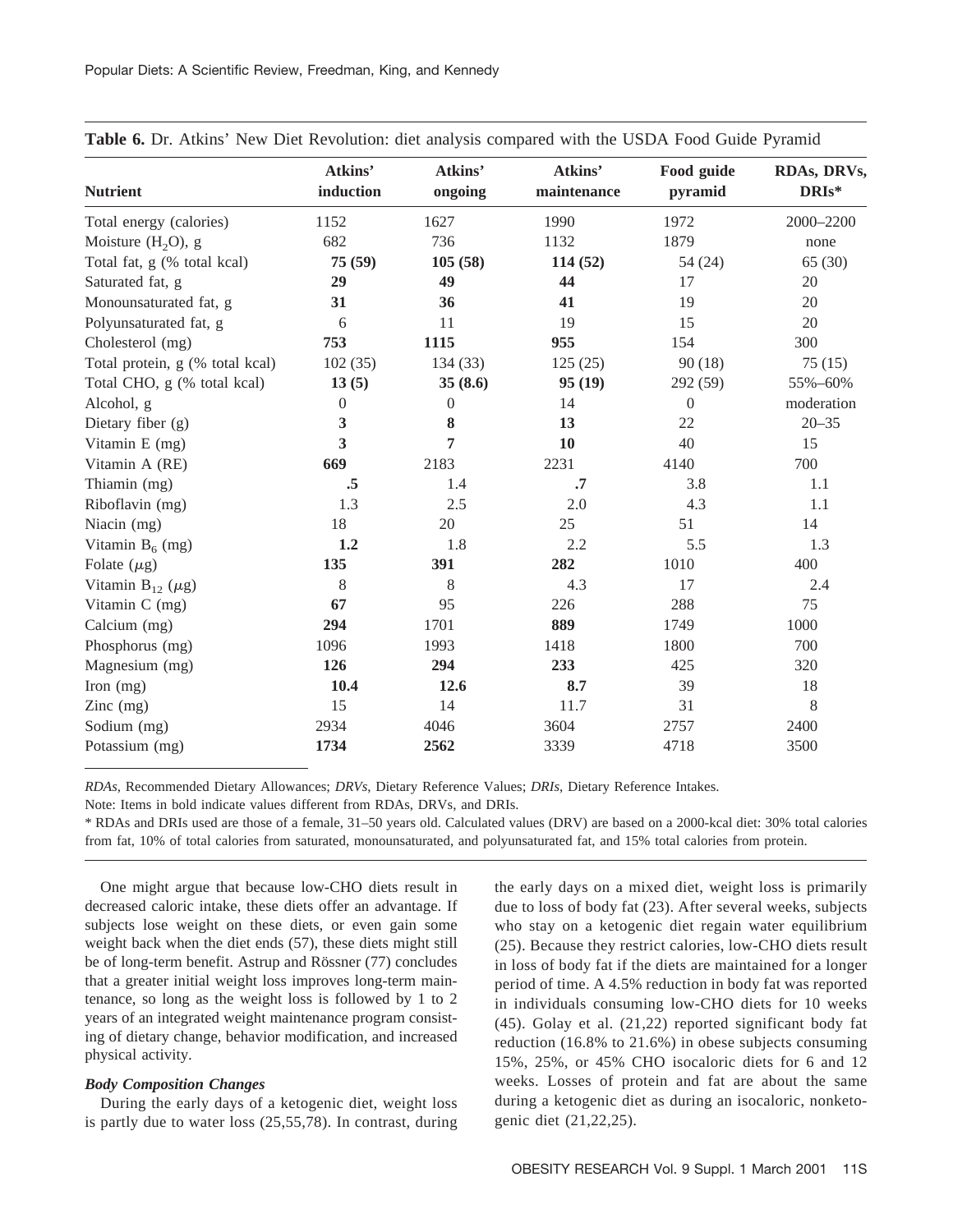**Table 6.** Dr. Atkins' New Diet Revolution: diet analysis compared with the USDA Food Guide Pyramid

| Nutrient | Atkins' induction | Atkins' ongoing | Atkins' maintenance | Food guide pyramid | RDAs, DRVs, DRIs* |
|---|---|---|---|---|---|
| Total energy (calories) | 1152 | 1627 | 1990 | 1972 | 2000–2200 |
| Moisture ($H_2O$), g | 682 | 736 | 1132 | 1879 | none |
| Total fat, g (% total kcal) | **75 (59)** | **105 (58)** | **114 (52)** | 54 (24) | 65 (30) |
| Saturated fat, g | **29** | **49** | **44** | 17 | 20 |
| Monounsaturated fat, g | **31** | **36** | **41** | 19 | 20 |
| Polyunsaturated fat, g | 6 | 11 | 19 | 15 | 20 |
| Cholesterol (mg) | **753** | **1115** | **955** | 154 | 300 |
| Total protein, g (% total kcal) | 102 (35) | 134 (33) | 125 (25) | 90 (18) | 75 (15) |
| Total CHO, g (% total kcal) | **13 (5)** | **35 (8.6)** | **95 (19)** | 292 (59) | 55%–60% |
| Alcohol, g | 0 | 0 | 14 | 0 | moderation |
| Dietary fiber (g) | **3** | **8** | **13** | 22 | 20–35 |
| Vitamin E (mg) | **3** | **7** | **10** | 40 | 15 |
| Vitamin A (RE) | **669** | 2183 | 2231 | 4140 | 700 |
| Thiamin (mg) | **.5** | 1.4 | **.7** | 3.8 | 1.1 |
| Riboflavin (mg) | 1.3 | 2.5 | 2.0 | 4.3 | 1.1 |
| Niacin (mg) | 18 | 20 | 25 | 51 | 14 |
| Vitamin $B_6$ (mg) | **1.2** | 1.8 | 2.2 | 5.5 | 1.3 |
| Folate ($\mu$g) | **135** | **391** | **282** | 1010 | 400 |
| Vitamin $B_{12}$ ($\mu$g) | 8 | 8 | 4.3 | 17 | 2.4 |
| Vitamin C (mg) | **67** | 95 | 226 | 288 | 75 |
| Calcium (mg) | **294** | 1701 | **889** | 1749 | 1000 |
| Phosphorus (mg) | 1096 | 1993 | 1418 | 1800 | 700 |
| Magnesium (mg) | **126** | **294** | **233** | 425 | 320 |
| Iron (mg) | **10.4** | **12.6** | **8.7** | 39 | 18 |
| Zinc (mg) | 15 | 14 | 11.7 | 31 | 8 |
| Sodium (mg) | 2934 | 4046 | 3604 | 2757 | 2400 |
| Potassium (mg) | **1734** | **2562** | 3339 | 4718 | 3500 |

*RDAs*, Recommended Dietary Allowances; *DRVs*, Dietary Reference Values; *DRIs*, Dietary Reference Intakes.

Note: Items in bold indicate values different from RDAs, DRVs, and DRIs.

* RDAs and DRIs used are those of a female, 31–50 years old. Calculated values (DRV) are based on a 2000-kcal diet: 30% total calories from fat, 10% of total calories from saturated, monounsaturated, and polyunsaturated fat, and 15% total calories from protein.

One might argue that because low-CHO diets result in decreased caloric intake, these diets offer an advantage. If subjects lose weight on these diets, or even gain some weight back when the diet ends (57), these diets might still be of long-term benefit. Astrup and Rössner (77) concludes that a greater initial weight loss improves long-term maintenance, so long as the weight loss is followed by 1 to 2 years of an integrated weight maintenance program consisting of dietary change, behavior modification, and increased physical activity.

### *Body Composition Changes*

During the early days of a ketogenic diet, weight loss is partly due to water loss (25,55,78). In contrast, during the early days on a mixed diet, weight loss is primarily due to loss of body fat (23). After several weeks, subjects who stay on a ketogenic diet regain water equilibrium (25). Because they restrict calories, low-CHO diets result in loss of body fat if the diets are maintained for a longer period of time. A 4.5% reduction in body fat was reported in individuals consuming low-CHO diets for 10 weeks (45). Golay et al. (21,22) reported significant body fat reduction (16.8% to 21.6%) in obese subjects consuming 15%, 25%, or 45% CHO isocaloric diets for 6 and 12 weeks. Losses of protein and fat are about the same during a ketogenic diet as during an isocaloric, nonketogenic diet (21,22,25).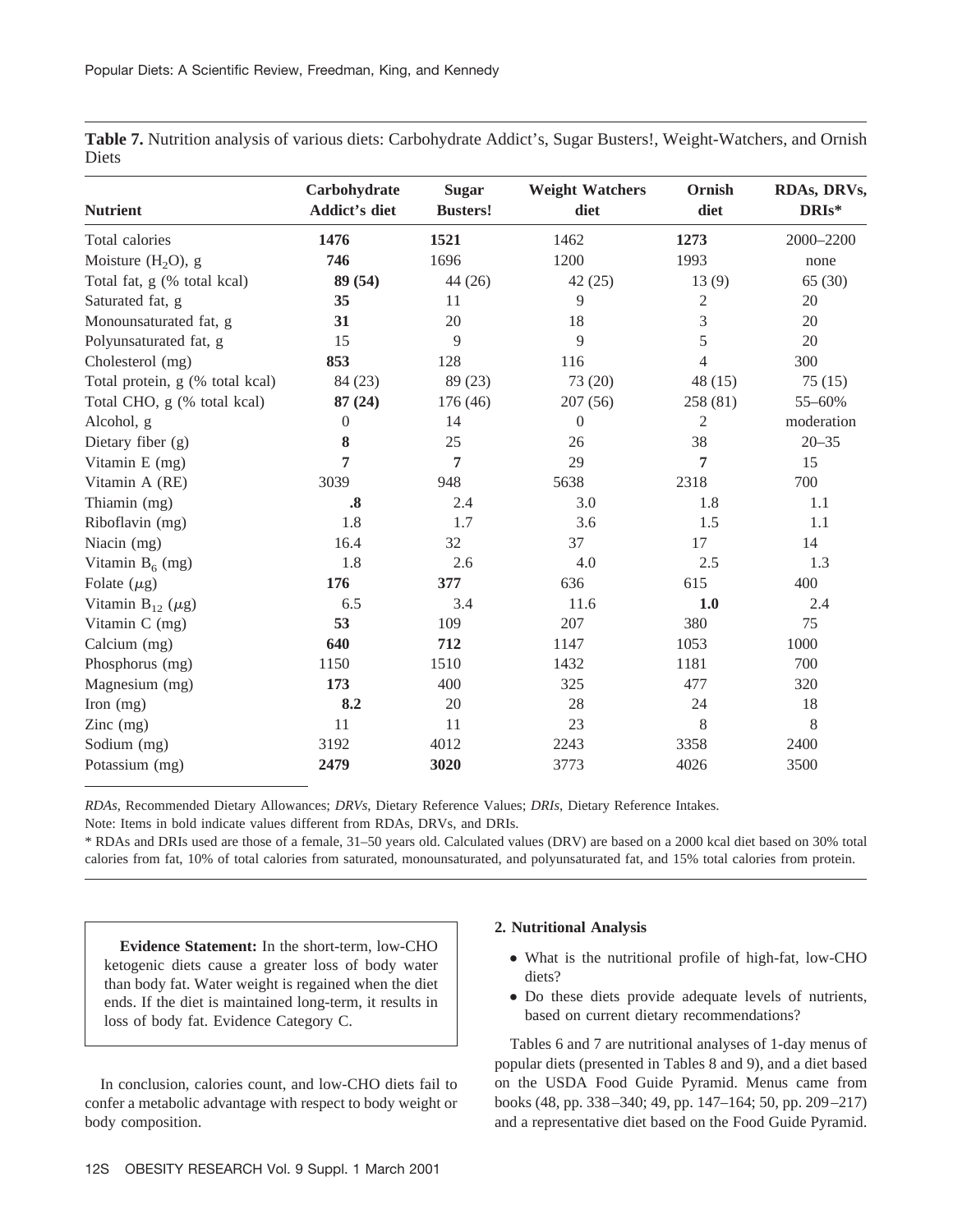**Table 7.** Nutrition analysis of various diets: Carbohydrate Addict's, Sugar Busters!, Weight-Watchers, and Ornish Diets

| Nutrient | Carbohydrate Addict's diet | Sugar Busters! | Weight Watchers diet | Ornish diet | RDAs, DRVs, DRIs* |
|---|---|---|---|---|---|
| Total calories | **1476** | **1521** | 1462 | **1273** | 2000–2200 |
| Moisture ($H_2O$), g | **746** | 1696 | 1200 | 1993 | none |
| Total fat, g (% total kcal) | **89 (54)** | 44 (26) | 42 (25) | 13 (9) | 65 (30) |
| Saturated fat, g | **35** | 11 | 9 | 2 | 20 |
| Monounsaturated fat, g | **31** | 20 | 18 | 3 | 20 |
| Polyunsaturated fat, g | 15 | 9 | 9 | 5 | 20 |
| Cholesterol (mg) | **853** | 128 | 116 | 4 | 300 |
| Total protein, g (% total kcal) | 84 (23) | 89 (23) | 73 (20) | 48 (15) | 75 (15) |
| Total CHO, g (% total kcal) | **87 (24)** | 176 (46) | 207 (56) | 258 (81) | 55–60% |
| Alcohol, g | 0 | 14 | 0 | 2 | moderation |
| Dietary fiber (g) | **8** | 25 | 26 | 38 | 20–35 |
| Vitamin E (mg) | **7** | **7** | 29 | **7** | 15 |
| Vitamin A (RE) | 3039 | 948 | 5638 | 2318 | 700 |
| Thiamin (mg) | **.8** | 2.4 | 3.0 | 1.8 | 1.1 |
| Riboflavin (mg) | 1.8 | 1.7 | 3.6 | 1.5 | 1.1 |
| Niacin (mg) | 16.4 | 32 | 37 | 17 | 14 |
| Vitamin $B_6$ (mg) | 1.8 | 2.6 | 4.0 | 2.5 | 1.3 |
| Folate ($\mu$g) | **176** | **377** | 636 | 615 | 400 |
| Vitamin $B_{12}$ ($\mu$g) | 6.5 | 3.4 | 11.6 | **1.0** | 2.4 |
| Vitamin C (mg) | **53** | 109 | 207 | 380 | 75 |
| Calcium (mg) | **640** | **712** | 1147 | 1053 | 1000 |
| Phosphorus (mg) | 1150 | 1510 | 1432 | 1181 | 700 |
| Magnesium (mg) | **173** | 400 | 325 | 477 | 320 |
| Iron (mg) | **8.2** | 20 | 28 | 24 | 18 |
| Zinc (mg) | 11 | 11 | 23 | 8 | 8 |
| Sodium (mg) | 3192 | 4012 | 2243 | 3358 | 2400 |
| Potassium (mg) | **2479** | **3020** | 3773 | 4026 | 3500 |

*RDAs*, Recommended Dietary Allowances; *DRVs*, Dietary Reference Values; *DRIs*, Dietary Reference Intakes.

Note: Items in bold indicate values different from RDAs, DRVs, and DRIs.

\* RDAs and DRIs used are those of a female, 31–50 years old. Calculated values (DRV) are based on a 2000 kcal diet based on 30% total calories from fat, 10% of total calories from saturated, monounsaturated, and polyunsaturated fat, and 15% total calories from protein.

> **Evidence Statement:** In the short-term, low-CHO ketogenic diets cause a greater loss of body water than body fat. Water weight is regained when the diet ends. If the diet is maintained long-term, it results in loss of body fat. Evidence Category C.

In conclusion, calories count, and low-CHO diets fail to confer a metabolic advantage with respect to body weight or body composition.

### 2. Nutritional Analysis

- What is the nutritional profile of high-fat, low-CHO diets?
- Do these diets provide adequate levels of nutrients, based on current dietary recommendations?

Tables 6 and 7 are nutritional analyses of 1-day menus of popular diets (presented in Tables 8 and 9), and a diet based on the USDA Food Guide Pyramid. Menus came from books (48, pp. 338–340; 49, pp. 147–164; 50, pp. 209–217) and a representative diet based on the Food Guide Pyramid.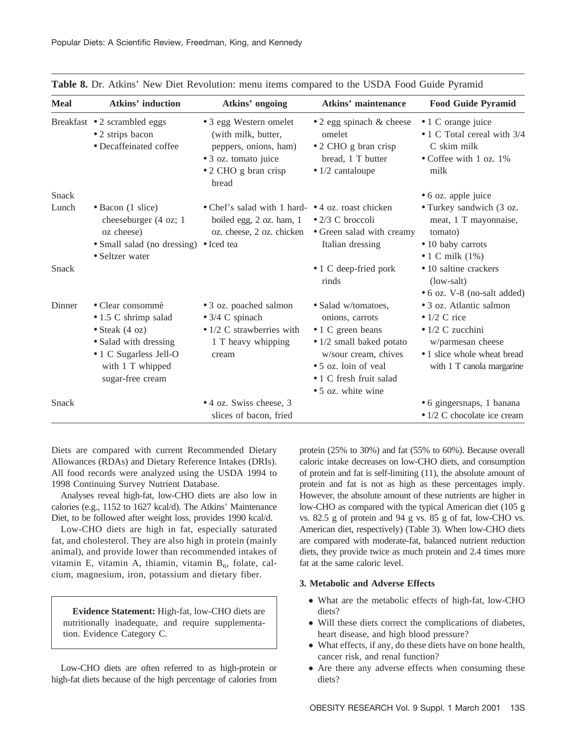**Table 8.** Dr. Atkins' New Diet Revolution: menu items compared to the USDA Food Guide Pyramid

| Meal | Atkins' induction | Atkins' ongoing | Atkins' maintenance | Food Guide Pyramid |
|---|---|---|---|---|
| Breakfast | • 2 scrambled eggs<br>• 2 strips bacon<br>• Decaffeinated coffee | • 3 egg Western omelet (with milk, butter, peppers, onions, ham)<br>• 3 oz. tomato juice<br>• 2 CHO g bran crisp bread | • 2 egg spinach & cheese omelet<br>• 2 CHO g bran crisp bread, 1 T butter<br>• 1/2 cantaloupe | • 1 C orange juice<br>• 1 C Total cereal with 3/4 C skim milk<br>• Coffee with 1 oz. 1% milk |
| Snack | | | | • 6 oz. apple juice |
| Lunch | • Bacon (1 slice) cheeseburger (4 oz; 1 oz cheese)<br>• Small salad (no dressing)<br>• Seltzer water | • Chef's salad with 1 hard-boiled egg, 2 oz. ham, 1 oz. cheese, 2 oz. chicken<br>• Iced tea | • 4 oz. roast chicken<br>• 2/3 C broccoli<br>• Green salad with creamy Italian dressing | • Turkey sandwich (3 oz. meat, 1 T mayonnaise, tomato)<br>• 10 baby carrots<br>• 1 C milk (1%) |
| Snack | | | • 1 C deep-fried pork rinds | • 10 saltine crackers (low-salt)<br>• 6 oz. V-8 (no-salt added) |
| Dinner | • Clear consommé<br>• 1.5 C shrimp salad<br>• Steak (4 oz)<br>• Salad with dressing<br>• 1 C Sugarless Jell-O with 1 T whipped sugar-free cream | • 3 oz. poached salmon<br>• 3/4 C spinach<br>• 1/2 C strawberries with 1 T heavy whipping cream | • Salad w/tomatoes, onions, carrots<br>• 1 C green beans<br>• 1/2 small baked potato w/sour cream, chives<br>• 5 oz. loin of veal<br>• 1 C fresh fruit salad<br>• 5 oz. white wine | • 3 oz. Atlantic salmon<br>• 1/2 C rice<br>• 1/2 C zucchini w/parmesan cheese<br>• 1 slice whole wheat bread with 1 T canola margarine |
| Snack | | • 4 oz. Swiss cheese, 3 slices of bacon, fried | | • 6 gingersnaps, 1 banana<br>• 1/2 C chocolate ice cream |

Diets are compared with current Recommended Dietary Allowances (RDAs) and Dietary Reference Intakes (DRIs). All food records were analyzed using the USDA 1994 to 1998 Continuing Survey Nutrient Database.

Analyses reveal high-fat, low-CHO diets are also low in calories (e.g., 1152 to 1627 kcal/d). The Atkins' Maintenance Diet, to be followed after weight loss, provides 1990 kcal/d.

Low-CHO diets are high in fat, especially saturated fat, and cholesterol. They are also high in protein (mainly animal), and provide lower than recommended intakes of vitamin E, vitamin A, thiamin, vitamin $B_6$, folate, calcium, magnesium, iron, potassium and dietary fiber.

> **Evidence Statement:** High-fat, low-CHO diets are nutritionally inadequate, and require supplementation. Evidence Category C.

Low-CHO diets are often referred to as high-protein or high-fat diets because of the high percentage of calories from protein (25% to 30%) and fat (55% to 60%). Because overall caloric intake decreases on low-CHO diets, and consumption of protein and fat is self-limiting (11), the absolute amount of protein and fat is not as high as these percentages imply. However, the absolute amount of these nutrients are higher in low-CHO as compared with the typical American diet (105 g vs. 82.5 g of protein and 94 g vs. 85 g of fat, low-CHO vs. American diet, respectively) (Table 3). When low-CHO diets are compared with moderate-fat, balanced nutrient reduction diets, they provide twice as much protein and 2.4 times more fat at the same caloric level.

### 3. Metabolic and Adverse Effects

- What are the metabolic effects of high-fat, low-CHO diets?
- Will these diets correct the complications of diabetes, heart disease, and high blood pressure?
- What effects, if any, do these diets have on bone health, cancer risk, and renal function?
- Are there any adverse effects when consuming these diets?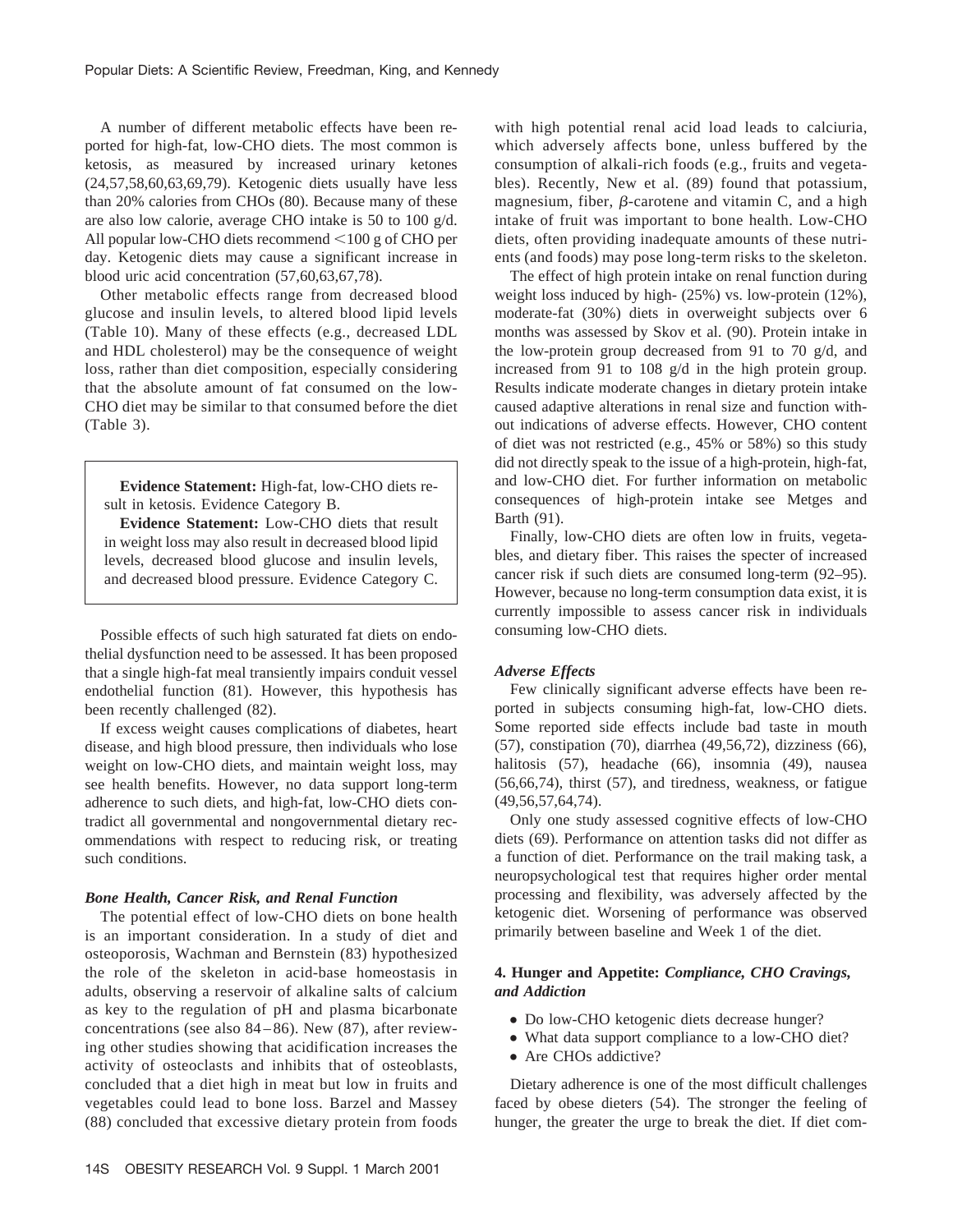A number of different metabolic effects have been reported for high-fat, low-CHO diets. The most common is ketosis, as measured by increased urinary ketones (24,57,58,60,63,69,79). Ketogenic diets usually have less than 20% calories from CHOs (80). Because many of these are also low calorie, average CHO intake is 50 to 100 g/d. All popular low-CHO diets recommend <100 g of CHO per day. Ketogenic diets may cause a significant increase in blood uric acid concentration (57,60,63,67,78).

Other metabolic effects range from decreased blood glucose and insulin levels, to altered blood lipid levels (Table 10). Many of these effects (e.g., decreased LDL and HDL cholesterol) may be the consequence of weight loss, rather than diet composition, especially considering that the absolute amount of fat consumed on the low-CHO diet may be similar to that consumed before the diet (Table 3).

> **Evidence Statement:** High-fat, low-CHO diets result in ketosis. Evidence Category B.
>
> **Evidence Statement:** Low-CHO diets that result in weight loss may also result in decreased blood lipid levels, decreased blood glucose and insulin levels, and decreased blood pressure. Evidence Category C.

Possible effects of such high saturated fat diets on endothelial dysfunction need to be assessed. It has been proposed that a single high-fat meal transiently impairs conduit vessel endothelial function (81). However, this hypothesis has been recently challenged (82).

If excess weight causes complications of diabetes, heart disease, and high blood pressure, then individuals who lose weight on low-CHO diets, and maintain weight loss, may see health benefits. However, no data support long-term adherence to such diets, and high-fat, low-CHO diets contradict all governmental and nongovernmental dietary recommendations with respect to reducing risk, or treating such conditions.

### *Bone Health, Cancer Risk, and Renal Function*

The potential effect of low-CHO diets on bone health is an important consideration. In a study of diet and osteoporosis, Wachman and Bernstein (83) hypothesized the role of the skeleton in acid-base homeostasis in adults, observing a reservoir of alkaline salts of calcium as key to the regulation of pH and plasma bicarbonate concentrations (see also 84–86). New (87), after reviewing other studies showing that acidification increases the activity of osteoclasts and inhibits that of osteoblasts, concluded that a diet high in meat but low in fruits and vegetables could lead to bone loss. Barzel and Massey (88) concluded that excessive dietary protein from foods with high potential renal acid load leads to calciuria, which adversely affects bone, unless buffered by the consumption of alkali-rich foods (e.g., fruits and vegetables). Recently, New et al. (89) found that potassium, magnesium, fiber, $\beta$-carotene and vitamin C, and a high intake of fruit was important to bone health. Low-CHO diets, often providing inadequate amounts of these nutrients (and foods) may pose long-term risks to the skeleton.

The effect of high protein intake on renal function during weight loss induced by high- (25%) vs. low-protein (12%), moderate-fat (30%) diets in overweight subjects over 6 months was assessed by Skov et al. (90). Protein intake in the low-protein group decreased from 91 to 70 g/d, and increased from 91 to 108 g/d in the high protein group. Results indicate moderate changes in dietary protein intake caused adaptive alterations in renal size and function without indications of adverse effects. However, CHO content of diet was not restricted (e.g., 45% or 58%) so this study did not directly speak to the issue of a high-protein, high-fat, and low-CHO diet. For further information on metabolic consequences of high-protein intake see Metges and Barth (91).

Finally, low-CHO diets are often low in fruits, vegetables, and dietary fiber. This raises the specter of increased cancer risk if such diets are consumed long-term (92–95). However, because no long-term consumption data exist, it is currently impossible to assess cancer risk in individuals consuming low-CHO diets.

### *Adverse Effects*

Few clinically significant adverse effects have been reported in subjects consuming high-fat, low-CHO diets. Some reported side effects include bad taste in mouth (57), constipation (70), diarrhea (49,56,72), dizziness (66), halitosis (57), headache (66), insomnia (49), nausea (56,66,74), thirst (57), and tiredness, weakness, or fatigue (49,56,57,64,74).

Only one study assessed cognitive effects of low-CHO diets (69). Performance on attention tasks did not differ as a function of diet. Performance on the trail making task, a neuropsychological test that requires higher order mental processing and flexibility, was adversely affected by the ketogenic diet. Worsening of performance was observed primarily between baseline and Week 1 of the diet.

## 4. Hunger and Appetite: *Compliance, CHO Cravings, and Addiction*

- Do low-CHO ketogenic diets decrease hunger?
- What data support compliance to a low-CHO diet?
- Are CHOs addictive?

Dietary adherence is one of the most difficult challenges faced by obese dieters (54). The stronger the feeling of hunger, the greater the urge to break the diet. If diet com-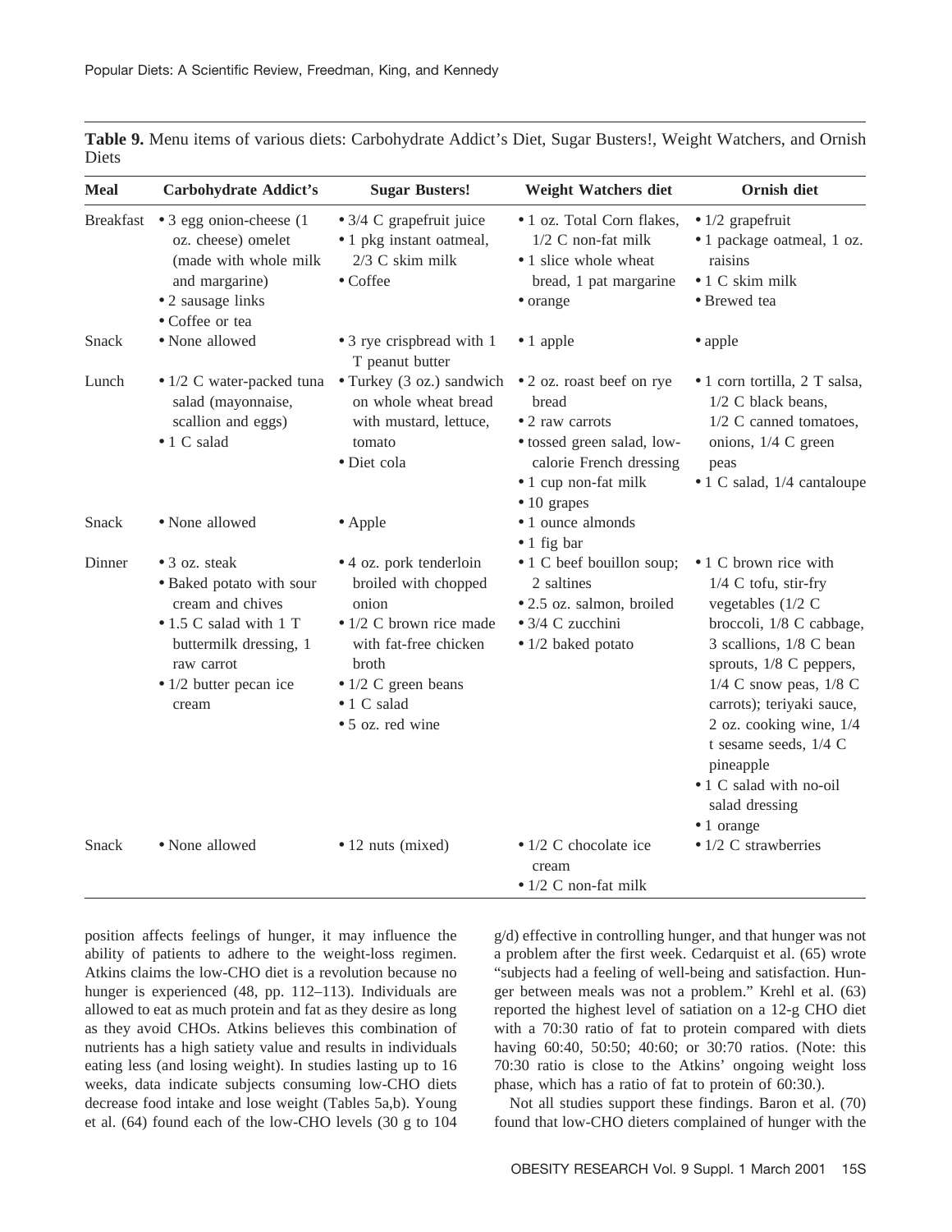**Table 9.** Menu items of various diets: Carbohydrate Addict's Diet, Sugar Busters!, Weight Watchers, and Ornish Diets

| Meal | Carbohydrate Addict's | Sugar Busters! | Weight Watchers diet | Ornish diet |
|---|---|---|---|---|
| Breakfast | • 3 egg onion-cheese (1 oz. cheese) omelet (made with whole milk and margarine)<br>• 2 sausage links<br>• Coffee or tea | • 3/4 C grapefruit juice<br>• 1 pkg instant oatmeal, 2/3 C skim milk<br>• Coffee | • 1 oz. Total Corn flakes, 1/2 C non-fat milk<br>• 1 slice whole wheat bread, 1 pat margarine<br>• orange | • 1/2 grapefruit<br>• 1 package oatmeal, 1 oz. raisins<br>• 1 C skim milk<br>• Brewed tea |
| Snack | • None allowed | • 3 rye crispbread with 1 T peanut butter | • 1 apple | • apple |
| Lunch | • 1/2 C water-packed tuna salad (mayonnaise, scallion and eggs)<br>• 1 C salad | • Turkey (3 oz.) sandwich on whole wheat bread with mustard, lettuce, tomato<br>• Diet cola | • 2 oz. roast beef on rye bread<br>• 2 raw carrots<br>• tossed green salad, low-calorie French dressing<br>• 1 cup non-fat milk<br>• 10 grapes | • 1 corn tortilla, 2 T salsa, 1/2 C black beans, 1/2 C canned tomatoes, onions, 1/4 C green peas<br>• 1 C salad, 1/4 cantaloupe |
| Snack | • None allowed | • Apple | • 1 ounce almonds<br>• 1 fig bar | |
| Dinner | • 3 oz. steak<br>• Baked potato with sour cream and chives<br>• 1.5 C salad with 1 T buttermilk dressing, 1 raw carrot<br>• 1/2 butter pecan ice cream | • 4 oz. pork tenderloin broiled with chopped onion<br>• 1/2 C brown rice made with fat-free chicken broth<br>• 1/2 C green beans<br>• 1 C salad<br>• 5 oz. red wine | • 1 C beef bouillon soup; 2 saltines<br>• 2.5 oz. salmon, broiled<br>• 3/4 C zucchini<br>• 1/2 baked potato | • 1 C brown rice with 1/4 C tofu, stir-fry vegetables (1/2 C broccoli, 1/8 C cabbage, 3 scallions, 1/8 C bean sprouts, 1/8 C peppers, 1/4 C snow peas, 1/8 C carrots); teriyaki sauce, 2 oz. cooking wine, 1/4 t sesame seeds, 1/4 C pineapple<br>• 1 C salad with no-oil salad dressing<br>• 1 orange |
| Snack | • None allowed | • 12 nuts (mixed) | • 1/2 C chocolate ice cream<br>• 1/2 C non-fat milk | • 1/2 C strawberries |

position affects feelings of hunger, it may influence the ability of patients to adhere to the weight-loss regimen. Atkins claims the low-CHO diet is a revolution because no hunger is experienced (48, pp. 112–113). Individuals are allowed to eat as much protein and fat as they desire as long as they avoid CHOs. Atkins believes this combination of nutrients has a high satiety value and results in individuals eating less (and losing weight). In studies lasting up to 16 weeks, data indicate subjects consuming low-CHO diets decrease food intake and lose weight (Tables 5a,b). Young et al. (64) found each of the low-CHO levels (30 g to 104 g/d) effective in controlling hunger, and that hunger was not a problem after the first week. Cedarquist et al. (65) wrote "subjects had a feeling of well-being and satisfaction. Hunger between meals was not a problem." Krehl et al. (63) reported the highest level of satiation on a 12-g CHO diet with a 70:30 ratio of fat to protein compared with diets having 60:40, 50:50; 40:60; or 30:70 ratios. (Note: this 70:30 ratio is close to the Atkins' ongoing weight loss phase, which has a ratio of fat to protein of 60:30.).

Not all studies support these findings. Baron et al. (70) found that low-CHO dieters complained of hunger with the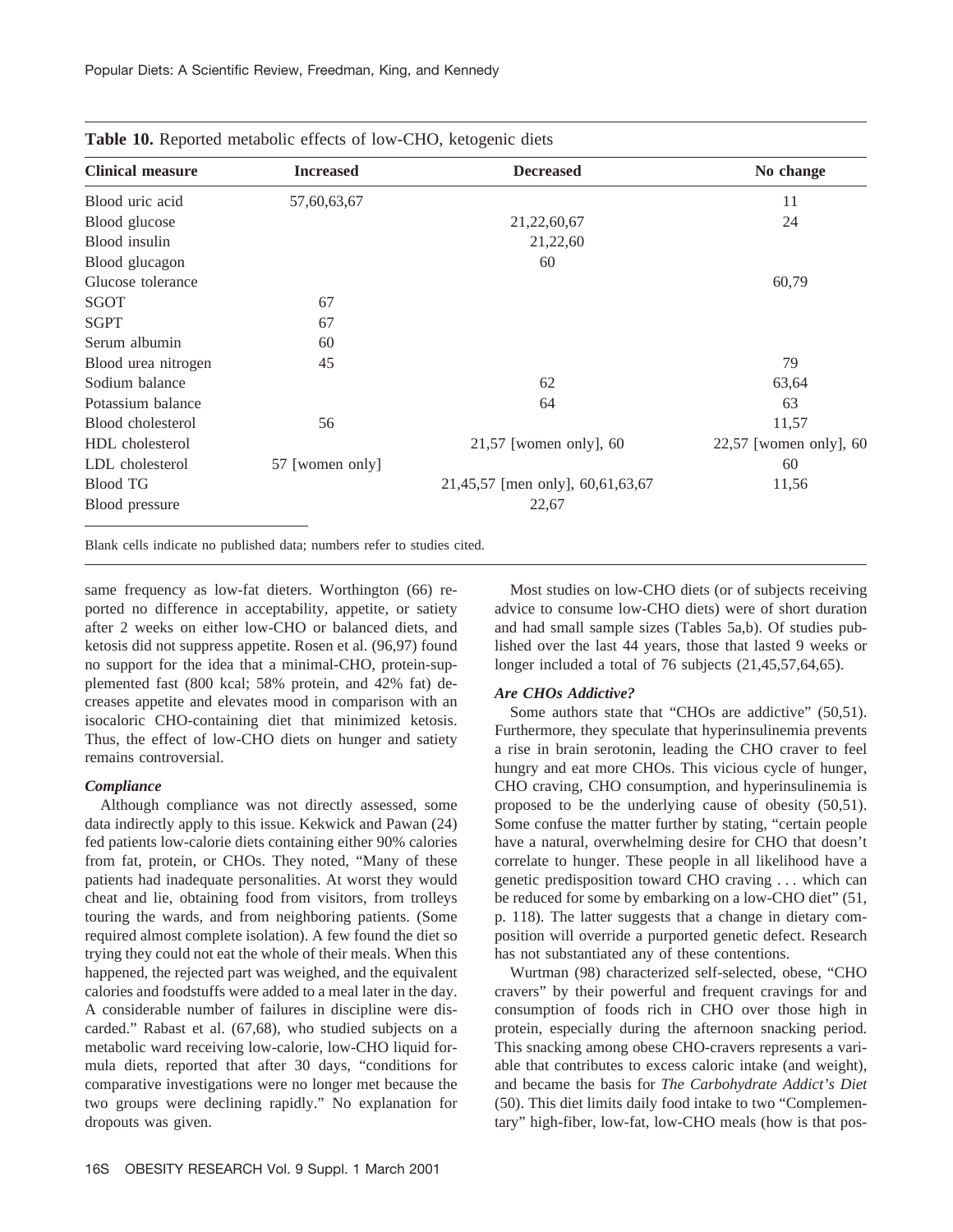**Table 10.** Reported metabolic effects of low-CHO, ketogenic diets

| Clinical measure | Increased | Decreased | No change |
|---|---|---|---|
| Blood uric acid | 57,60,63,67 | | 11 |
| Blood glucose | | 21,22,60,67 | 24 |
| Blood insulin | | 21,22,60 | |
| Blood glucagon | | 60 | |
| Glucose tolerance | | | 60,79 |
| SGOT | 67 | | |
| SGPT | 67 | | |
| Serum albumin | 60 | | |
| Blood urea nitrogen | 45 | | 79 |
| Sodium balance | | 62 | 63,64 |
| Potassium balance | | 64 | 63 |
| Blood cholesterol | 56 | | 11,57 |
| HDL cholesterol | | 21,57 [women only], 60 | 22,57 [women only], 60 |
| LDL cholesterol | 57 [women only] | | 60 |
| Blood TG | | 21,45,57 [men only], 60,61,63,67 | 11,56 |
| Blood pressure | | 22,67 | |

Blank cells indicate no published data; numbers refer to studies cited.

same frequency as low-fat dieters. Worthington (66) reported no difference in acceptability, appetite, or satiety after 2 weeks on either low-CHO or balanced diets, and ketosis did not suppress appetite. Rosen et al. (96,97) found no support for the idea that a minimal-CHO, protein-supplemented fast (800 kcal; 58% protein, and 42% fat) decreases appetite and elevates mood in comparison with an isocaloric CHO-containing diet that minimized ketosis. Thus, the effect of low-CHO diets on hunger and satiety remains controversial.

### *Compliance*

Although compliance was not directly assessed, some data indirectly apply to this issue. Kekwick and Pawan (24) fed patients low-calorie diets containing either 90% calories from fat, protein, or CHOs. They noted, "Many of these patients had inadequate personalities. At worst they would cheat and lie, obtaining food from visitors, from trolleys touring the wards, and from neighboring patients. (Some required almost complete isolation). A few found the diet so trying they could not eat the whole of their meals. When this happened, the rejected part was weighed, and the equivalent calories and foodstuffs were added to a meal later in the day. A considerable number of failures in discipline were discarded." Rabast et al. (67,68), who studied subjects on a metabolic ward receiving low-calorie, low-CHO liquid formula diets, reported that after 30 days, "conditions for comparative investigations were no longer met because the two groups were declining rapidly." No explanation for dropouts was given.

Most studies on low-CHO diets (or of subjects receiving advice to consume low-CHO diets) were of short duration and had small sample sizes (Tables 5a,b). Of studies published over the last 44 years, those that lasted 9 weeks or longer included a total of 76 subjects (21,45,57,64,65).

### *Are CHOs Addictive?*

Some authors state that "CHOs are addictive" (50,51). Furthermore, they speculate that hyperinsulinemia prevents a rise in brain serotonin, leading the CHO craver to feel hungry and eat more CHOs. This vicious cycle of hunger, CHO craving, CHO consumption, and hyperinsulinemia is proposed to be the underlying cause of obesity (50,51). Some confuse the matter further by stating, "certain people have a natural, overwhelming desire for CHO that doesn't correlate to hunger. These people in all likelihood have a genetic predisposition toward CHO craving . . . which can be reduced for some by embarking on a low-CHO diet" (51, p. 118). The latter suggests that a change in dietary composition will override a purported genetic defect. Research has not substantiated any of these contentions.

Wurtman (98) characterized self-selected, obese, "CHO cravers" by their powerful and frequent cravings for and consumption of foods rich in CHO over those high in protein, especially during the afternoon snacking period. This snacking among obese CHO-cravers represents a variable that contributes to excess caloric intake (and weight), and became the basis for *The Carbohydrate Addict's Diet* (50). This diet limits daily food intake to two "Complementary" high-fiber, low-fat, low-CHO meals (how is that pos-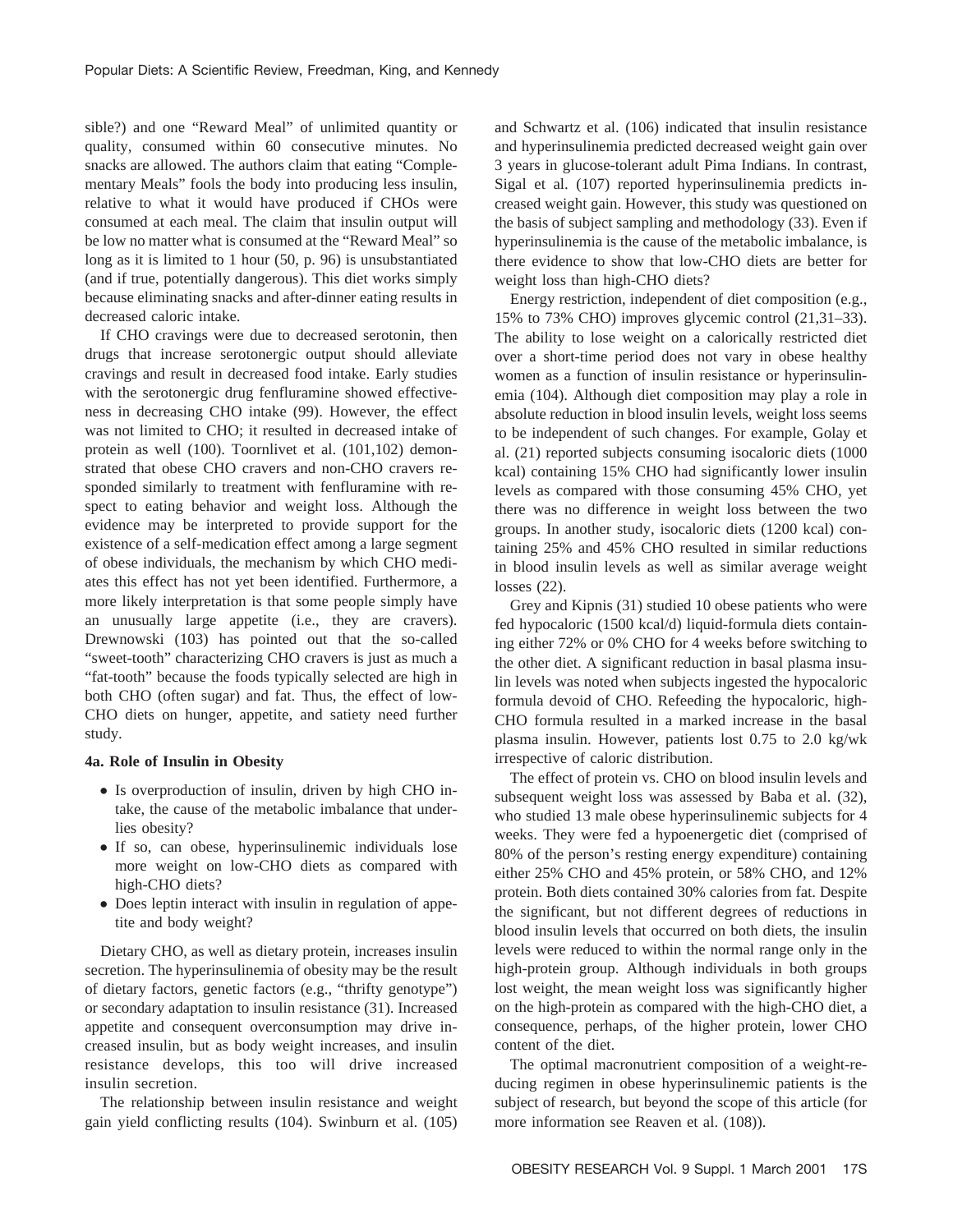sible?) and one "Reward Meal" of unlimited quantity or quality, consumed within 60 consecutive minutes. No snacks are allowed. The authors claim that eating "Complementary Meals" fools the body into producing less insulin, relative to what it would have produced if CHOs were consumed at each meal. The claim that insulin output will be low no matter what is consumed at the "Reward Meal" so long as it is limited to 1 hour (50, p. 96) is unsubstantiated (and if true, potentially dangerous). This diet works simply because eliminating snacks and after-dinner eating results in decreased caloric intake.

If CHO cravings were due to decreased serotonin, then drugs that increase serotonergic output should alleviate cravings and result in decreased food intake. Early studies with the serotonergic drug fenfluramine showed effectiveness in decreasing CHO intake (99). However, the effect was not limited to CHO; it resulted in decreased intake of protein as well (100). Toornlivet et al. (101,102) demonstrated that obese CHO cravers and non-CHO cravers responded similarly to treatment with fenfluramine with respect to eating behavior and weight loss. Although the evidence may be interpreted to provide support for the existence of a self-medication effect among a large segment of obese individuals, the mechanism by which CHO mediates this effect has not yet been identified. Furthermore, a more likely interpretation is that some people simply have an unusually large appetite (i.e., they are cravers). Drewnowski (103) has pointed out that the so-called "sweet-tooth" characterizing CHO cravers is just as much a "fat-tooth" because the foods typically selected are high in both CHO (often sugar) and fat. Thus, the effect of low-CHO diets on hunger, appetite, and satiety need further study.

#### 4a. Role of Insulin in Obesity

- Is overproduction of insulin, driven by high CHO intake, the cause of the metabolic imbalance that underlies obesity?
- If so, can obese, hyperinsulinemic individuals lose more weight on low-CHO diets as compared with high-CHO diets?
- Does leptin interact with insulin in regulation of appetite and body weight?

Dietary CHO, as well as dietary protein, increases insulin secretion. The hyperinsulinemia of obesity may be the result of dietary factors, genetic factors (e.g., "thrifty genotype") or secondary adaptation to insulin resistance (31). Increased appetite and consequent overconsumption may drive increased insulin, but as body weight increases, and insulin resistance develops, this too will drive increased insulin secretion.

The relationship between insulin resistance and weight gain yield conflicting results (104). Swinburn et al. (105) and Schwartz et al. (106) indicated that insulin resistance and hyperinsulinemia predicted decreased weight gain over 3 years in glucose-tolerant adult Pima Indians. In contrast, Sigal et al. (107) reported hyperinsulinemia predicts increased weight gain. However, this study was questioned on the basis of subject sampling and methodology (33). Even if hyperinsulinemia is the cause of the metabolic imbalance, is there evidence to show that low-CHO diets are better for weight loss than high-CHO diets?

Energy restriction, independent of diet composition (e.g., 15% to 73% CHO) improves glycemic control (21,31–33). The ability to lose weight on a calorically restricted diet over a short-time period does not vary in obese healthy women as a function of insulin resistance or hyperinsulinemia (104). Although diet composition may play a role in absolute reduction in blood insulin levels, weight loss seems to be independent of such changes. For example, Golay et al. (21) reported subjects consuming isocaloric diets (1000 kcal) containing 15% CHO had significantly lower insulin levels as compared with those consuming 45% CHO, yet there was no difference in weight loss between the two groups. In another study, isocaloric diets (1200 kcal) containing 25% and 45% CHO resulted in similar reductions in blood insulin levels as well as similar average weight losses (22).

Grey and Kipnis (31) studied 10 obese patients who were fed hypocaloric (1500 kcal/d) liquid-formula diets containing either 72% or 0% CHO for 4 weeks before switching to the other diet. A significant reduction in basal plasma insulin levels was noted when subjects ingested the hypocaloric formula devoid of CHO. Refeeding the hypocaloric, high-CHO formula resulted in a marked increase in the basal plasma insulin. However, patients lost 0.75 to 2.0 kg/wk irrespective of caloric distribution.

The effect of protein vs. CHO on blood insulin levels and subsequent weight loss was assessed by Baba et al. (32), who studied 13 male obese hyperinsulinemic subjects for 4 weeks. They were fed a hypoenergetic diet (comprised of 80% of the person's resting energy expenditure) containing either 25% CHO and 45% protein, or 58% CHO, and 12% protein. Both diets contained 30% calories from fat. Despite the significant, but not different degrees of reductions in blood insulin levels that occurred on both diets, the insulin levels were reduced to within the normal range only in the high-protein group. Although individuals in both groups lost weight, the mean weight loss was significantly higher on the high-protein as compared with the high-CHO diet, a consequence, perhaps, of the higher protein, lower CHO content of the diet.

The optimal macronutrient composition of a weight-reducing regimen in obese hyperinsulinemic patients is the subject of research, but beyond the scope of this article (for more information see Reaven et al. (108)).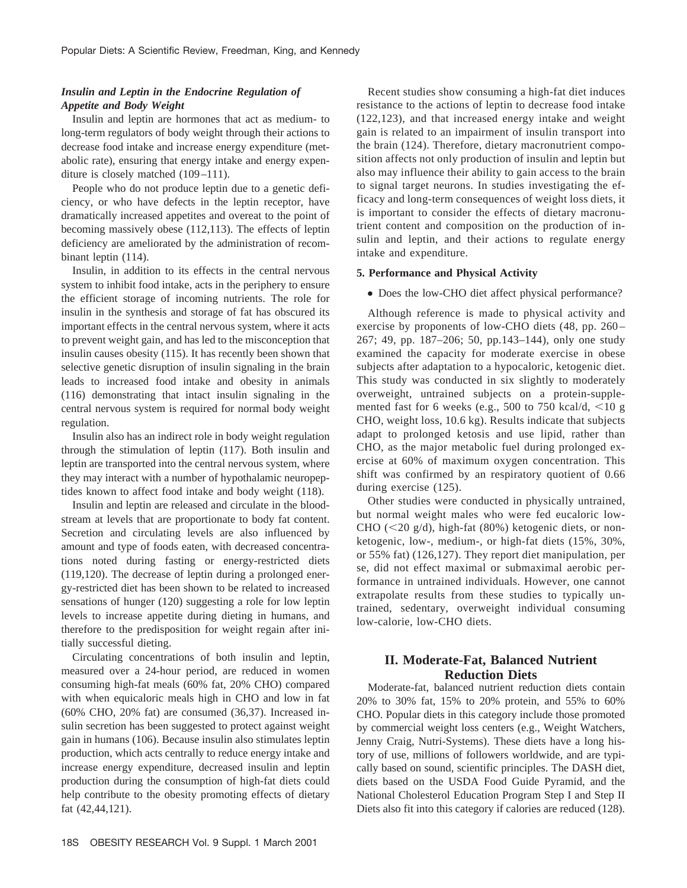### *Insulin and Leptin in the Endocrine Regulation of Appetite and Body Weight*

Insulin and leptin are hormones that act as medium- to long-term regulators of body weight through their actions to decrease food intake and increase energy expenditure (metabolic rate), ensuring that energy intake and energy expenditure is closely matched (109–111).

People who do not produce leptin due to a genetic deficiency, or who have defects in the leptin receptor, have dramatically increased appetites and overeat to the point of becoming massively obese (112,113). The effects of leptin deficiency are ameliorated by the administration of recombinant leptin (114).

Insulin, in addition to its effects in the central nervous system to inhibit food intake, acts in the periphery to ensure the efficient storage of incoming nutrients. The role for insulin in the synthesis and storage of fat has obscured its important effects in the central nervous system, where it acts to prevent weight gain, and has led to the misconception that insulin causes obesity (115). It has recently been shown that selective genetic disruption of insulin signaling in the brain leads to increased food intake and obesity in animals (116) demonstrating that intact insulin signaling in the central nervous system is required for normal body weight regulation.

Insulin also has an indirect role in body weight regulation through the stimulation of leptin (117). Both insulin and leptin are transported into the central nervous system, where they may interact with a number of hypothalamic neuropeptides known to affect food intake and body weight (118).

Insulin and leptin are released and circulate in the bloodstream at levels that are proportionate to body fat content. Secretion and circulating levels are also influenced by amount and type of foods eaten, with decreased concentrations noted during fasting or energy-restricted diets (119,120). The decrease of leptin during a prolonged energy-restricted diet has been shown to be related to increased sensations of hunger (120) suggesting a role for low leptin levels to increase appetite during dieting in humans, and therefore to the predisposition for weight regain after initially successful dieting.

Circulating concentrations of both insulin and leptin, measured over a 24-hour period, are reduced in women consuming high-fat meals (60% fat, 20% CHO) compared with when equicaloric meals high in CHO and low in fat (60% CHO, 20% fat) are consumed (36,37). Increased insulin secretion has been suggested to protect against weight gain in humans (106). Because insulin also stimulates leptin production, which acts centrally to reduce energy intake and increase energy expenditure, decreased insulin and leptin production during the consumption of high-fat diets could help contribute to the obesity promoting effects of dietary fat (42,44,121).

Recent studies show consuming a high-fat diet induces resistance to the actions of leptin to decrease food intake (122,123), and that increased energy intake and weight gain is related to an impairment of insulin transport into the brain (124). Therefore, dietary macronutrient composition affects not only production of insulin and leptin but also may influence their ability to gain access to the brain to signal target neurons. In studies investigating the efficacy and long-term consequences of weight loss diets, it is important to consider the effects of dietary macronutrient content and composition on the production of insulin and leptin, and their actions to regulate energy intake and expenditure.

#### 5. Performance and Physical Activity

- Does the low-CHO diet affect physical performance?

Although reference is made to physical activity and exercise by proponents of low-CHO diets (48, pp. 260–267; 49, pp. 187–206; 50, pp.143–144), only one study examined the capacity for moderate exercise in obese subjects after adaptation to a hypocaloric, ketogenic diet. This study was conducted in six slightly to moderately overweight, untrained subjects on a protein-supplemented fast for 6 weeks (e.g., 500 to 750 kcal/d, <10 g CHO, weight loss, 10.6 kg). Results indicate that subjects adapt to prolonged ketosis and use lipid, rather than CHO, as the major metabolic fuel during prolonged exercise at 60% of maximum oxygen concentration. This shift was confirmed by an respiratory quotient of 0.66 during exercise (125).

Other studies were conducted in physically untrained, but normal weight males who were fed eucaloric low-CHO (<20 g/d), high-fat (80%) ketogenic diets, or nonketogenic, low-, medium-, or high-fat diets (15%, 30%, or 55% fat) (126,127). They report diet manipulation, per se, did not effect maximal or submaximal aerobic performance in untrained individuals. However, one cannot extrapolate results from these studies to typically untrained, sedentary, overweight individual consuming low-calorie, low-CHO diets.

## II. Moderate-Fat, Balanced Nutrient Reduction Diets

Moderate-fat, balanced nutrient reduction diets contain 20% to 30% fat, 15% to 20% protein, and 55% to 60% CHO. Popular diets in this category include those promoted by commercial weight loss centers (e.g., Weight Watchers, Jenny Craig, Nutri-Systems). These diets have a long history of use, millions of followers worldwide, and are typically based on sound, scientific principles. The DASH diet, diets based on the USDA Food Guide Pyramid, and the National Cholesterol Education Program Step I and Step II Diets also fit into this category if calories are reduced (128).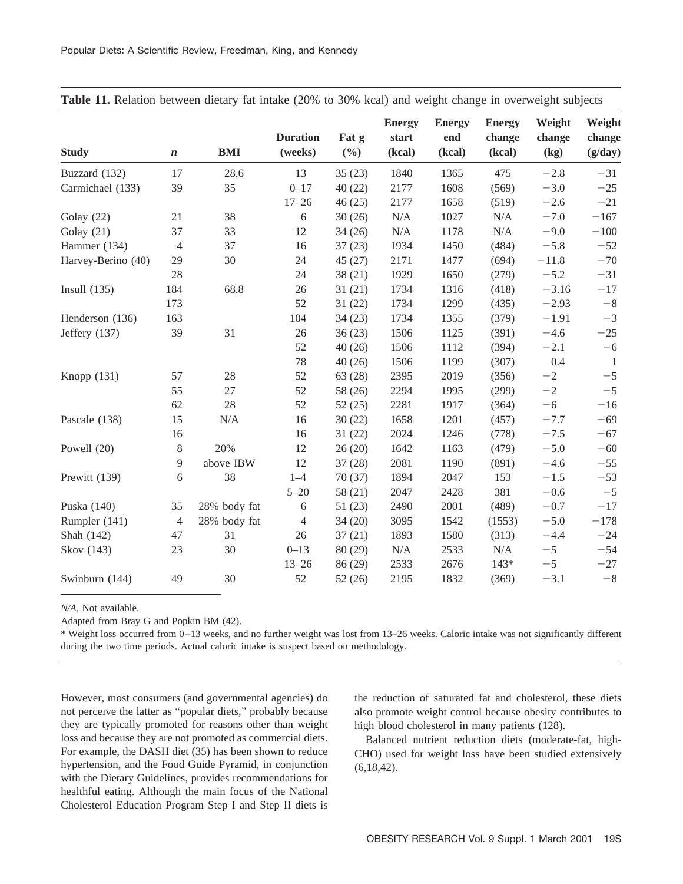**Table 11.** Relation between dietary fat intake (20% to 30% kcal) and weight change in overweight subjects

| Study | *n* | BMI | Duration (weeks) | Fat g (%) | Energy start (kcal) | Energy end (kcal) | Energy change (kcal) | Weight change (kg) | Weight change (g/day) |
|---|---|---|---|---|---|---|---|---|---|
| Buzzard (132) | 17 | 28.6 | 13 | 35 (23) | 1840 | 1365 | 475 | −2.8 | −31 |
| Carmichael (133) | 39 | 35 | 0–17 | 40 (22) | 2177 | 1608 | (569) | −3.0 | −25 |
| | | | 17–26 | 46 (25) | 2177 | 1658 | (519) | −2.6 | −21 |
| Golay (22) | 21 | 38 | 6 | 30 (26) | N/A | 1027 | N/A | −7.0 | −167 |
| Golay (21) | 37 | 33 | 12 | 34 (26) | N/A | 1178 | N/A | −9.0 | −100 |
| Hammer (134) | 4 | 37 | 16 | 37 (23) | 1934 | 1450 | (484) | −5.8 | −52 |
| Harvey-Berino (40) | 29 | 30 | 24 | 45 (27) | 2171 | 1477 | (694) | −11.8 | −70 |
| | 28 | | 24 | 38 (21) | 1929 | 1650 | (279) | −5.2 | −31 |
| Insull (135) | 184 | 68.8 | 26 | 31 (21) | 1734 | 1316 | (418) | −3.16 | −17 |
| | 173 | | 52 | 31 (22) | 1734 | 1299 | (435) | −2.93 | −8 |
| Henderson (136) | 163 | | 104 | 34 (23) | 1734 | 1355 | (379) | −1.91 | −3 |
| Jeffery (137) | 39 | 31 | 26 | 36 (23) | 1506 | 1125 | (391) | −4.6 | −25 |
| | | | 52 | 40 (26) | 1506 | 1112 | (394) | −2.1 | −6 |
| | | | 78 | 40 (26) | 1506 | 1199 | (307) | 0.4 | 1 |
| Knopp (131) | 57 | 28 | 52 | 63 (28) | 2395 | 2019 | (356) | −2 | −5 |
| | 55 | 27 | 52 | 58 (26) | 2294 | 1995 | (299) | −2 | −5 |
| | 62 | 28 | 52 | 52 (25) | 2281 | 1917 | (364) | −6 | −16 |
| Pascale (138) | 15 | N/A | 16 | 30 (22) | 1658 | 1201 | (457) | −7.7 | −69 |
| | 16 | | 16 | 31 (22) | 2024 | 1246 | (778) | −7.5 | −67 |
| Powell (20) | 8 | 20% | 12 | 26 (20) | 1642 | 1163 | (479) | −5.0 | −60 |
| | 9 | above IBW | 12 | 37 (28) | 2081 | 1190 | (891) | −4.6 | −55 |
| Prewitt (139) | 6 | 38 | 1–4 | 70 (37) | 1894 | 2047 | 153 | −1.5 | −53 |
| | | | 5–20 | 58 (21) | 2047 | 2428 | 381 | −0.6 | −5 |
| Puska (140) | 35 | 28% body fat | 6 | 51 (23) | 2490 | 2001 | (489) | −0.7 | −17 |
| Rumpler (141) | 4 | 28% body fat | 4 | 34 (20) | 3095 | 1542 | (1553) | −5.0 | −178 |
| Shah (142) | 47 | 31 | 26 | 37 (21) | 1893 | 1580 | (313) | −4.4 | −24 |
| Skov (143) | 23 | 30 | 0–13 | 80 (29) | N/A | 2533 | N/A | −5 | −54 |
| | | | 13–26 | 86 (29) | 2533 | 2676 | 143* | −5 | −27 |
| Swinburn (144) | 49 | 30 | 52 | 52 (26) | 2195 | 1832 | (369) | −3.1 | −8 |

*N/A*, Not available.

Adapted from Bray G and Popkin BM (42).

* Weight loss occurred from 0–13 weeks, and no further weight was lost from 13–26 weeks. Caloric intake was not significantly different during the two time periods. Actual caloric intake is suspect based on methodology.

However, most consumers (and governmental agencies) do not perceive the latter as "popular diets," probably because they are typically promoted for reasons other than weight loss and because they are not promoted as commercial diets. For example, the DASH diet (35) has been shown to reduce hypertension, and the Food Guide Pyramid, in conjunction with the Dietary Guidelines, provides recommendations for healthful eating. Although the main focus of the National Cholesterol Education Program Step I and Step II diets is the reduction of saturated fat and cholesterol, these diets also promote weight control because obesity contributes to high blood cholesterol in many patients (128).

Balanced nutrient reduction diets (moderate-fat, high-CHO) used for weight loss have been studied extensively (6,18,42).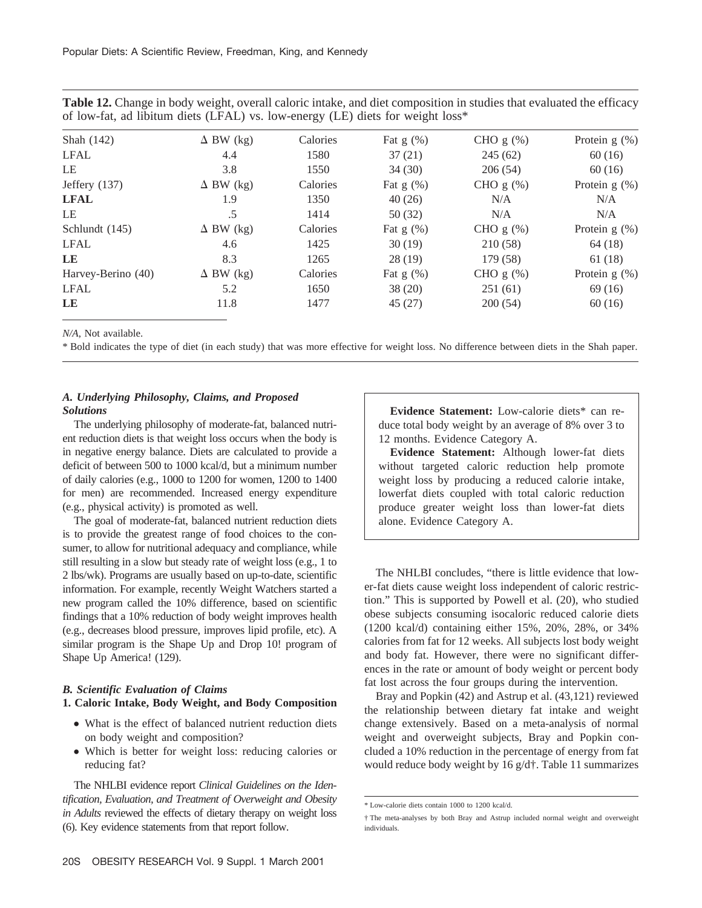**Table 12.** Change in body weight, overall caloric intake, and diet composition in studies that evaluated the efficacy of low-fat, ad libitum diets (LFAL) vs. low-energy (LE) diets for weight loss*

| Shah (142) | Δ BW (kg) | Calories | Fat g (%) | CHO g (%) | Protein g (%) |
|---|---|---|---|---|---|
| LFAL | 4.4 | 1580 | 37 (21) | 245 (62) | 60 (16) |
| LE | 3.8 | 1550 | 34 (30) | 206 (54) | 60 (16) |
| Jeffery (137) | Δ BW (kg) | Calories | Fat g (%) | CHO g (%) | Protein g (%) |
| **LFAL** | 1.9 | 1350 | 40 (26) | N/A | N/A |
| LE | .5 | 1414 | 50 (32) | N/A | N/A |
| Schlundt (145) | Δ BW (kg) | Calories | Fat g (%) | CHO g (%) | Protein g (%) |
| LFAL | 4.6 | 1425 | 30 (19) | 210 (58) | 64 (18) |
| **LE** | 8.3 | 1265 | 28 (19) | 179 (58) | 61 (18) |
| Harvey-Berino (40) | Δ BW (kg) | Calories | Fat g (%) | CHO g (%) | Protein g (%) |
| LFAL | 5.2 | 1650 | 38 (20) | 251 (61) | 69 (16) |
| **LE** | 11.8 | 1477 | 45 (27) | 200 (54) | 60 (16) |

*N/A*, Not available.

* Bold indicates the type of diet (in each study) that was more effective for weight loss. No difference between diets in the Shah paper.

### *A. Underlying Philosophy, Claims, and Proposed Solutions*

The underlying philosophy of moderate-fat, balanced nutrient reduction diets is that weight loss occurs when the body is in negative energy balance. Diets are calculated to provide a deficit of between 500 to 1000 kcal/d, but a minimum number of daily calories (e.g., 1000 to 1200 for women, 1200 to 1400 for men) are recommended. Increased energy expenditure (e.g., physical activity) is promoted as well.

The goal of moderate-fat, balanced nutrient reduction diets is to provide the greatest range of food choices to the consumer, to allow for nutritional adequacy and compliance, while still resulting in a slow but steady rate of weight loss (e.g., 1 to 2 lbs/wk). Programs are usually based on up-to-date, scientific information. For example, recently Weight Watchers started a new program called the 10% difference, based on scientific findings that a 10% reduction of body weight improves health (e.g., decreases blood pressure, improves lipid profile, etc). A similar program is the Shape Up and Drop 10! program of Shape Up America! (129).

### *B. Scientific Evaluation of Claims*

#### 1. Caloric Intake, Body Weight, and Body Composition

- What is the effect of balanced nutrient reduction diets on body weight and composition?
- Which is better for weight loss: reducing calories or reducing fat?

The NHLBI evidence report *Clinical Guidelines on the Identification, Evaluation, and Treatment of Overweight and Obesity in Adults* reviewed the effects of dietary therapy on weight loss (6). Key evidence statements from that report follow.

> **Evidence Statement:** Low-calorie diets* can reduce total body weight by an average of 8% over 3 to 12 months. Evidence Category A.
>
> **Evidence Statement:** Although lower-fat diets without targeted caloric reduction help promote weight loss by producing a reduced calorie intake, lowerfat diets coupled with total caloric reduction produce greater weight loss than lower-fat diets alone. Evidence Category A.

The NHLBI concludes, "there is little evidence that lower-fat diets cause weight loss independent of caloric restriction." This is supported by Powell et al. (20), who studied obese subjects consuming isocaloric reduced calorie diets (1200 kcal/d) containing either 15%, 20%, 28%, or 34% calories from fat for 12 weeks. All subjects lost body weight and body fat. However, there were no significant differences in the rate or amount of body weight or percent body fat lost across the four groups during the intervention.

Bray and Popkin (42) and Astrup et al. (43,121) reviewed the relationship between dietary fat intake and weight change extensively. Based on a meta-analysis of normal weight and overweight subjects, Bray and Popkin concluded a 10% reduction in the percentage of energy from fat would reduce body weight by 16 g/d†. Table 11 summarizes

* Low-calorie diets contain 1000 to 1200 kcal/d.

† The meta-analyses by both Bray and Astrup included normal weight and overweight individuals.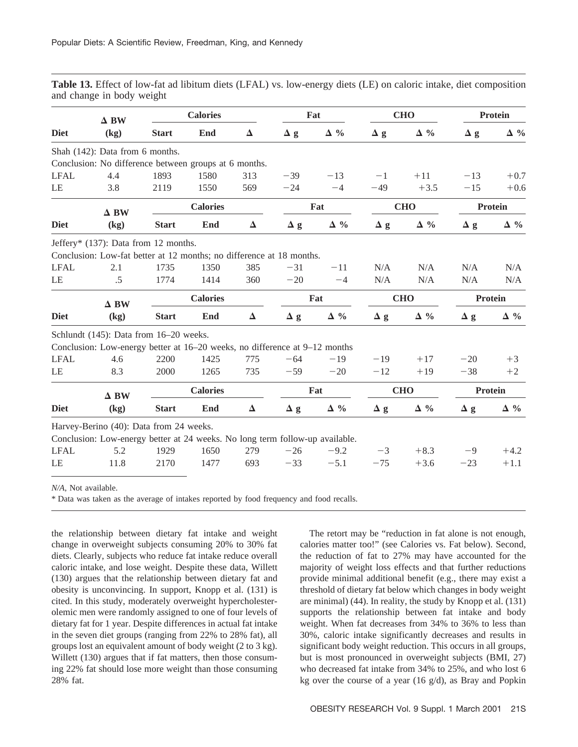**Table 13.** Effect of low-fat ad libitum diets (LFAL) vs. low-energy diets (LE) on caloric intake, diet composition and change in body weight

| Diet | Δ BW (kg) | Calories | | | Fat | | CHO | | Protein | |
|---|---|---|---|---|---|---|---|---|---|---|
| | | Start | End | Δ | Δ g | Δ % | Δ g | Δ % | Δ g | Δ % |
| Shah (142): Data from 6 months. | | | | | | | | | | |
| Conclusion: No difference between groups at 6 months. | | | | | | | | | | |
| LFAL | 4.4 | 1893 | 1580 | 313 | −39 | −13 | −1 | +11 | −13 | +0.7 |
| LE | 3.8 | 2119 | 1550 | 569 | −24 | −4 | −49 | +3.5 | −15 | +0.6 |
| Jeffery* (137): Data from 12 months. | | | | | | | | | | |
| Conclusion: Low-fat better at 12 months; no difference at 18 months. | | | | | | | | | | |
| LFAL | 2.1 | 1735 | 1350 | 385 | −31 | −11 | N/A | N/A | N/A | N/A |
| LE | .5 | 1774 | 1414 | 360 | −20 | −4 | N/A | N/A | N/A | N/A |
| Schlundt (145): Data from 16–20 weeks. | | | | | | | | | | |
| Conclusion: Low-energy better at 16–20 weeks, no difference at 9–12 months | | | | | | | | | | |
| LFAL | 4.6 | 2200 | 1425 | 775 | −64 | −19 | −19 | +17 | −20 | +3 |
| LE | 8.3 | 2000 | 1265 | 735 | −59 | −20 | −12 | +19 | −38 | +2 |
| Harvey-Berino (40): Data from 24 weeks. | | | | | | | | | | |
| Conclusion: Low-energy better at 24 weeks. No long term follow-up available. | | | | | | | | | | |
| LFAL | 5.2 | 1929 | 1650 | 279 | −26 | −9.2 | −3 | +8.3 | −9 | +4.2 |
| LE | 11.8 | 2170 | 1477 | 693 | −33 | −5.1 | −75 | +3.6 | −23 | +1.1 |

*N/A,* Not available.

\* Data was taken as the average of intakes reported by food frequency and food recalls.

the relationship between dietary fat intake and weight change in overweight subjects consuming 20% to 30% fat diets. Clearly, subjects who reduce fat intake reduce overall caloric intake, and lose weight. Despite these data, Willett (130) argues that the relationship between dietary fat and obesity is unconvincing. In support, Knopp et al. (131) is cited. In this study, moderately overweight hypercholesterolemic men were randomly assigned to one of four levels of dietary fat for 1 year. Despite differences in actual fat intake in the seven diet groups (ranging from 22% to 28% fat), all groups lost an equivalent amount of body weight (2 to 3 kg). Willett (130) argues that if fat matters, then those consuming 22% fat should lose more weight than those consuming 28% fat.

The retort may be "reduction in fat alone is not enough, calories matter too!" (see Calories vs. Fat below). Second, the reduction of fat to 27% may have accounted for the majority of weight loss effects and that further reductions provide minimal additional benefit (e.g., there may exist a threshold of dietary fat below which changes in body weight are minimal) (44). In reality, the study by Knopp et al. (131) supports the relationship between fat intake and body weight. When fat decreases from 34% to 36% to less than 30%, caloric intake significantly decreases and results in significant body weight reduction. This occurs in all groups, but is most pronounced in overweight subjects (BMI, 27) who decreased fat intake from 34% to 25%, and who lost 6 kg over the course of a year (16 g/d), as Bray and Popkin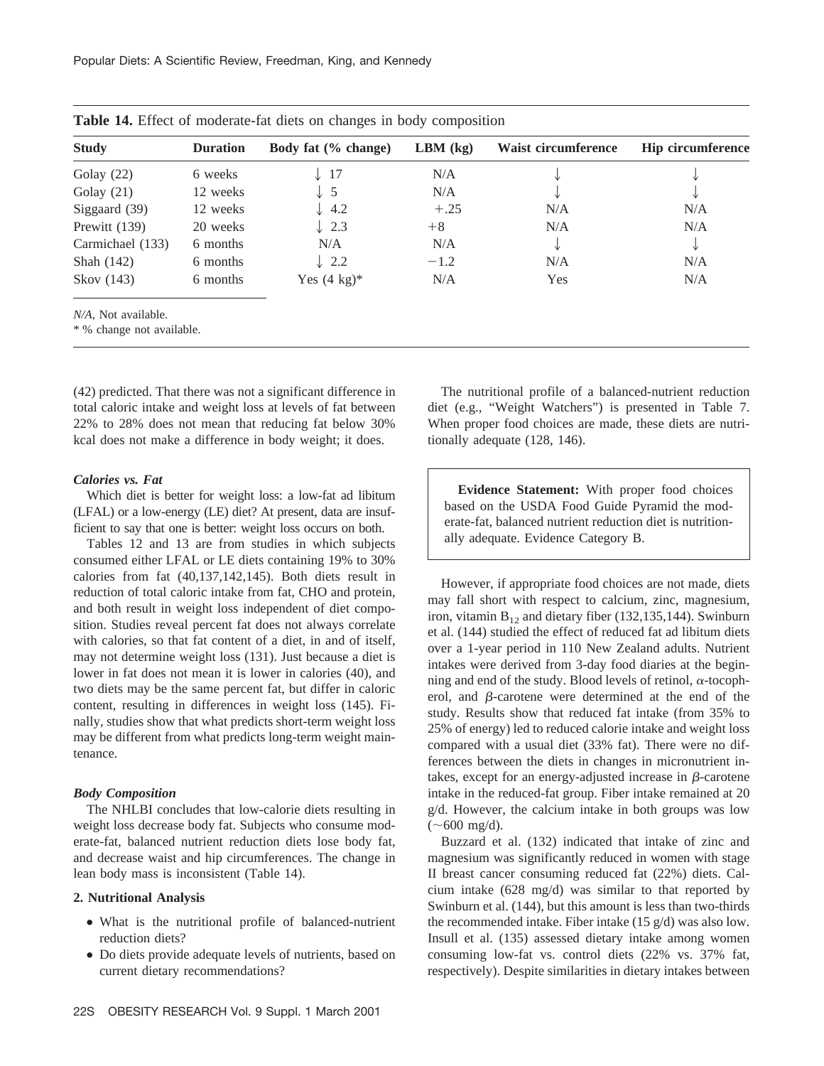**Table 14.** Effect of moderate-fat diets on changes in body composition

| Study | Duration | Body fat (% change) | LBM (kg) | Waist circumference | Hip circumference |
|---|---|---|---|---|---|
| Golay (22) | 6 weeks | ↓ 17 | N/A | ↓ | ↓ |
| Golay (21) | 12 weeks | ↓ 5 | N/A | ↓ | ↓ |
| Siggaard (39) | 12 weeks | ↓ 4.2 | +.25 | N/A | N/A |
| Prewitt (139) | 20 weeks | ↓ 2.3 | +8 | N/A | N/A |
| Carmichael (133) | 6 months | N/A | N/A | ↓ | ↓ |
| Shah (142) | 6 months | ↓ 2.2 | −1.2 | N/A | N/A |
| Skov (143) | 6 months | Yes (4 kg)* | N/A | Yes | N/A |

*N/A*, Not available.
* % change not available.

(42) predicted. That there was not a significant difference in total caloric intake and weight loss at levels of fat between 22% to 28% does not mean that reducing fat below 30% kcal does not make a difference in body weight; it does.

### *Calories vs. Fat*

Which diet is better for weight loss: a low-fat ad libitum (LFAL) or a low-energy (LE) diet? At present, data are insufficient to say that one is better: weight loss occurs on both.

Tables 12 and 13 are from studies in which subjects consumed either LFAL or LE diets containing 19% to 30% calories from fat (40,137,142,145). Both diets result in reduction of total caloric intake from fat, CHO and protein, and both result in weight loss independent of diet composition. Studies reveal percent fat does not always correlate with calories, so that fat content of a diet, in and of itself, may not determine weight loss (131). Just because a diet is lower in fat does not mean it is lower in calories (40), and two diets may be the same percent fat, but differ in caloric content, resulting in differences in weight loss (145). Finally, studies show that what predicts short-term weight loss may be different from what predicts long-term weight maintenance.

### *Body Composition*

The NHLBI concludes that low-calorie diets resulting in weight loss decrease body fat. Subjects who consume moderate-fat, balanced nutrient reduction diets lose body fat, and decrease waist and hip circumferences. The change in lean body mass is inconsistent (Table 14).

## 2. Nutritional Analysis

- What is the nutritional profile of balanced-nutrient reduction diets?
- Do diets provide adequate levels of nutrients, based on current dietary recommendations?

The nutritional profile of a balanced-nutrient reduction diet (e.g., "Weight Watchers") is presented in Table 7. When proper food choices are made, these diets are nutritionally adequate (128, 146).

> **Evidence Statement:** With proper food choices based on the USDA Food Guide Pyramid the moderate-fat, balanced nutrient reduction diet is nutritionally adequate. Evidence Category B.

However, if appropriate food choices are not made, diets may fall short with respect to calcium, zinc, magnesium, iron, vitamin $B_{12}$ and dietary fiber (132,135,144). Swinburn et al. (144) studied the effect of reduced fat ad libitum diets over a 1-year period in 110 New Zealand adults. Nutrient intakes were derived from 3-day food diaries at the beginning and end of the study. Blood levels of retinol, $\alpha$-tocopherol, and $\beta$-carotene were determined at the end of the study. Results show that reduced fat intake (from 35% to 25% of energy) led to reduced calorie intake and weight loss compared with a usual diet (33% fat). There were no differences between the diets in changes in micronutrient intakes, except for an energy-adjusted increase in $\beta$-carotene intake in the reduced-fat group. Fiber intake remained at 20 g/d. However, the calcium intake in both groups was low (~600 mg/d).

Buzzard et al. (132) indicated that intake of zinc and magnesium was significantly reduced in women with stage II breast cancer consuming reduced fat (22%) diets. Calcium intake (628 mg/d) was similar to that reported by Swinburn et al. (144), but this amount is less than two-thirds the recommended intake. Fiber intake (15 g/d) was also low. Insull et al. (135) assessed dietary intake among women consuming low-fat vs. control diets (22% vs. 37% fat, respectively). Despite similarities in dietary intakes between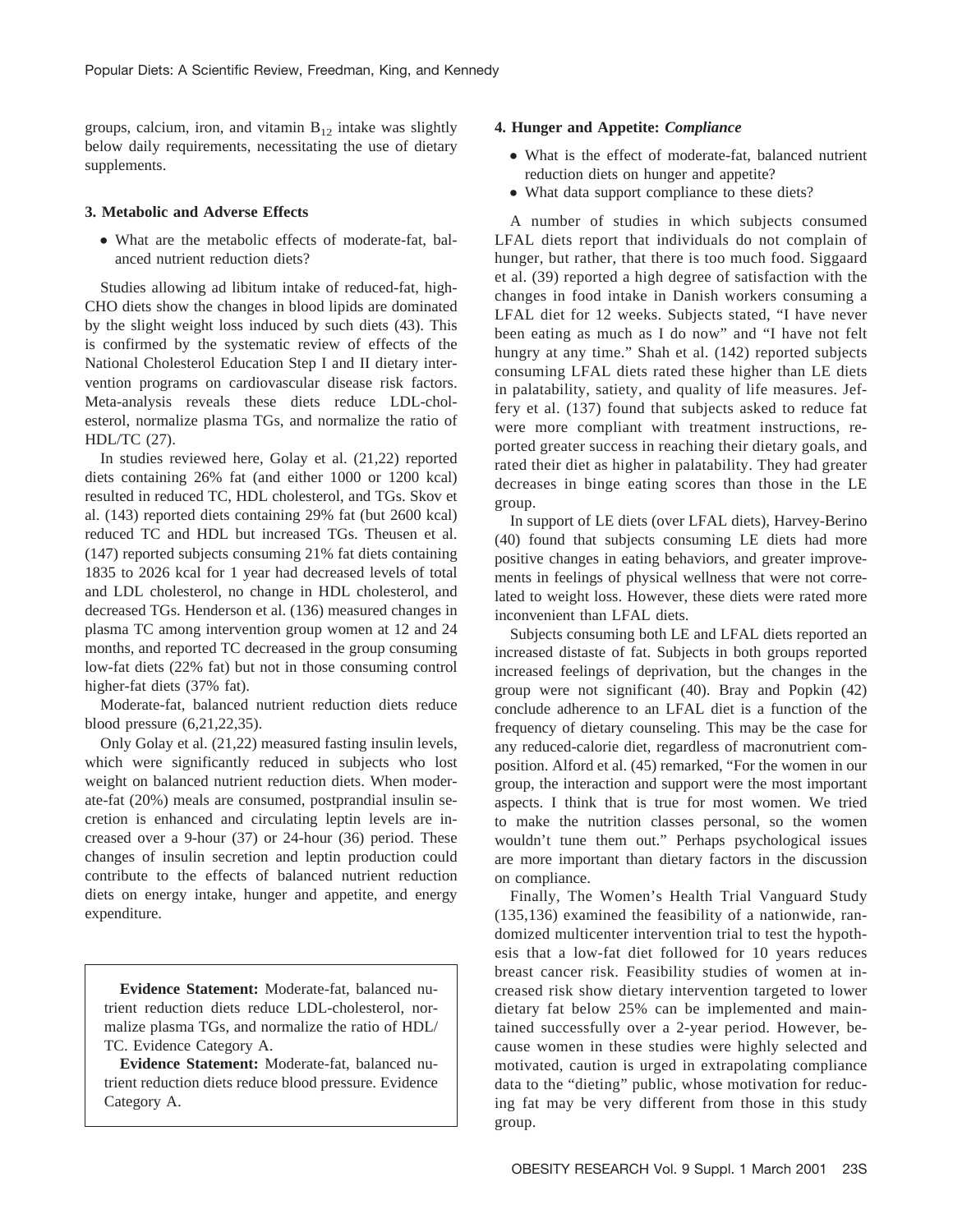groups, calcium, iron, and vitamin $B_{12}$ intake was slightly below daily requirements, necessitating the use of dietary supplements.

### 3. Metabolic and Adverse Effects

- What are the metabolic effects of moderate-fat, balanced nutrient reduction diets?

Studies allowing ad libitum intake of reduced-fat, high-CHO diets show the changes in blood lipids are dominated by the slight weight loss induced by such diets (43). This is confirmed by the systematic review of effects of the National Cholesterol Education Step I and II dietary intervention programs on cardiovascular disease risk factors. Meta-analysis reveals these diets reduce LDL-cholesterol, normalize plasma TGs, and normalize the ratio of HDL/TC (27).

In studies reviewed here, Golay et al. (21,22) reported diets containing 26% fat (and either 1000 or 1200 kcal) resulted in reduced TC, HDL cholesterol, and TGs. Skov et al. (143) reported diets containing 29% fat (but 2600 kcal) reduced TC and HDL but increased TGs. Theusen et al. (147) reported subjects consuming 21% fat diets containing 1835 to 2026 kcal for 1 year had decreased levels of total and LDL cholesterol, no change in HDL cholesterol, and decreased TGs. Henderson et al. (136) measured changes in plasma TC among intervention group women at 12 and 24 months, and reported TC decreased in the group consuming low-fat diets (22% fat) but not in those consuming control higher-fat diets (37% fat).

Moderate-fat, balanced nutrient reduction diets reduce blood pressure (6,21,22,35).

Only Golay et al. (21,22) measured fasting insulin levels, which were significantly reduced in subjects who lost weight on balanced nutrient reduction diets. When moderate-fat (20%) meals are consumed, postprandial insulin secretion is enhanced and circulating leptin levels are increased over a 9-hour (37) or 24-hour (36) period. These changes of insulin secretion and leptin production could contribute to the effects of balanced nutrient reduction diets on energy intake, hunger and appetite, and energy expenditure.

> **Evidence Statement:** Moderate-fat, balanced nutrient reduction diets reduce LDL-cholesterol, normalize plasma TGs, and normalize the ratio of HDL/TC. Evidence Category A.
>
> **Evidence Statement:** Moderate-fat, balanced nutrient reduction diets reduce blood pressure. Evidence Category A.

### 4. Hunger and Appetite: *Compliance*

- What is the effect of moderate-fat, balanced nutrient reduction diets on hunger and appetite?
- What data support compliance to these diets?

A number of studies in which subjects consumed LFAL diets report that individuals do not complain of hunger, but rather, that there is too much food. Siggaard et al. (39) reported a high degree of satisfaction with the changes in food intake in Danish workers consuming a LFAL diet for 12 weeks. Subjects stated, "I have never been eating as much as I do now" and "I have not felt hungry at any time." Shah et al. (142) reported subjects consuming LFAL diets rated these higher than LE diets in palatability, satiety, and quality of life measures. Jeffery et al. (137) found that subjects asked to reduce fat were more compliant with treatment instructions, reported greater success in reaching their dietary goals, and rated their diet as higher in palatability. They had greater decreases in binge eating scores than those in the LE group.

In support of LE diets (over LFAL diets), Harvey-Berino (40) found that subjects consuming LE diets had more positive changes in eating behaviors, and greater improvements in feelings of physical wellness that were not correlated to weight loss. However, these diets were rated more inconvenient than LFAL diets.

Subjects consuming both LE and LFAL diets reported an increased distaste of fat. Subjects in both groups reported increased feelings of deprivation, but the changes in the group were not significant (40). Bray and Popkin (42) conclude adherence to an LFAL diet is a function of the frequency of dietary counseling. This may be the case for any reduced-calorie diet, regardless of macronutrient composition. Alford et al. (45) remarked, "For the women in our group, the interaction and support were the most important aspects. I think that is true for most women. We tried to make the nutrition classes personal, so the women wouldn't tune them out." Perhaps psychological issues are more important than dietary factors in the discussion on compliance.

Finally, The Women's Health Trial Vanguard Study (135,136) examined the feasibility of a nationwide, randomized multicenter intervention trial to test the hypothesis that a low-fat diet followed for 10 years reduces breast cancer risk. Feasibility studies of women at increased risk show dietary intervention targeted to lower dietary fat below 25% can be implemented and maintained successfully over a 2-year period. However, because women in these studies were highly selected and motivated, caution is urged in extrapolating compliance data to the "dieting" public, whose motivation for reducing fat may be very different from those in this study group.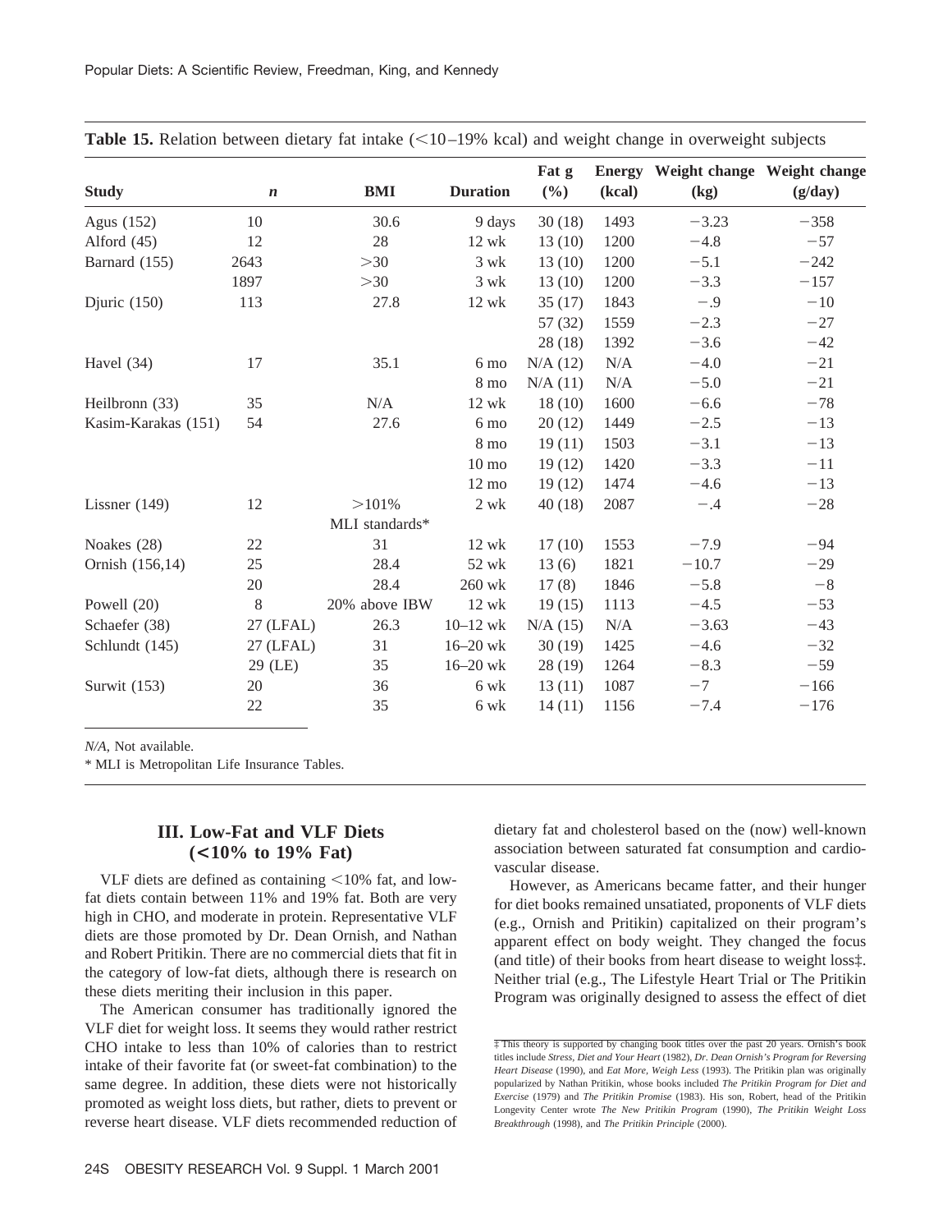**Table 15.** Relation between dietary fat intake (<10–19% kcal) and weight change in overweight subjects

| Study | *n* | BMI | Duration | Fat g (%) | Energy (kcal) | Weight change (kg) | Weight change (g/day) |
|---|---|---|---|---|---|---|---|
| Agus (152) | 10 | 30.6 | 9 days | 30 (18) | 1493 | −3.23 | −358 |
| Alford (45) | 12 | 28 | 12 wk | 13 (10) | 1200 | −4.8 | −57 |
| Barnard (155) | 2643 | >30 | 3 wk | 13 (10) | 1200 | −5.1 | −242 |
| | 1897 | >30 | 3 wk | 13 (10) | 1200 | −3.3 | −157 |
| Djuric (150) | 113 | 27.8 | 12 wk | 35 (17) | 1843 | −.9 | −10 |
| | | | | 57 (32) | 1559 | −2.3 | −27 |
| | | | | 28 (18) | 1392 | −3.6 | −42 |
| Havel (34) | 17 | 35.1 | 6 mo | N/A (12) | N/A | −4.0 | −21 |
| | | | 8 mo | N/A (11) | N/A | −5.0 | −21 |
| Heilbronn (33) | 35 | N/A | 12 wk | 18 (10) | 1600 | −6.6 | −78 |
| Kasim-Karakas (151) | 54 | 27.6 | 6 mo | 20 (12) | 1449 | −2.5 | −13 |
| | | | 8 mo | 19 (11) | 1503 | −3.1 | −13 |
| | | | 10 mo | 19 (12) | 1420 | −3.3 | −11 |
| | | | 12 mo | 19 (12) | 1474 | −4.6 | −13 |
| Lissner (149) | 12 | >101% MLI standards* | 2 wk | 40 (18) | 2087 | −.4 | −28 |
| Noakes (28) | 22 | 31 | 12 wk | 17 (10) | 1553 | −7.9 | −94 |
| Ornish (156,14) | 25 | 28.4 | 52 wk | 13 (6) | 1821 | −10.7 | −29 |
| | 20 | 28.4 | 260 wk | 17 (8) | 1846 | −5.8 | −8 |
| Powell (20) | 8 | 20% above IBW | 12 wk | 19 (15) | 1113 | −4.5 | −53 |
| Schaefer (38) | 27 (LFAL) | 26.3 | 10–12 wk | N/A (15) | N/A | −3.63 | −43 |
| Schlundt (145) | 27 (LFAL) | 31 | 16–20 wk | 30 (19) | 1425 | −4.6 | −32 |
| | 29 (LE) | 35 | 16–20 wk | 28 (19) | 1264 | −8.3 | −59 |
| Surwit (153) | 20 | 36 | 6 wk | 13 (11) | 1087 | −7 | −166 |
| | 22 | 35 | 6 wk | 14 (11) | 1156 | −7.4 | −176 |

*N/A*, Not available.

\* MLI is Metropolitan Life Insurance Tables.

## III. Low-Fat and VLF Diets (<10% to 19% Fat)

VLF diets are defined as containing <10% fat, and low-fat diets contain between 11% and 19% fat. Both are very high in CHO, and moderate in protein. Representative VLF diets are those promoted by Dr. Dean Ornish, and Nathan and Robert Pritikin. There are no commercial diets that fit in the category of low-fat diets, although there is research on these diets meriting their inclusion in this paper.

The American consumer has traditionally ignored the VLF diet for weight loss. It seems they would rather restrict CHO intake to less than 10% of calories than to restrict intake of their favorite fat (or sweet-fat combination) to the same degree. In addition, these diets were not historically promoted as weight loss diets, but rather, diets to prevent or reverse heart disease. VLF diets recommended reduction of dietary fat and cholesterol based on the (now) well-known association between saturated fat consumption and cardiovascular disease.

However, as Americans became fatter, and their hunger for diet books remained unsatiated, proponents of VLF diets (e.g., Ornish and Pritikin) capitalized on their program's apparent effect on body weight. They changed the focus (and title) of their books from heart disease to weight loss‡. Neither trial (e.g., The Lifestyle Heart Trial or The Pritikin Program was originally designed to assess the effect of diet

‡ This theory is supported by changing book titles over the past 20 years. Ornish's book titles include *Stress, Diet and Your Heart* (1982), *Dr. Dean Ornish's Program for Reversing Heart Disease* (1990), and *Eat More, Weigh Less* (1993). The Pritikin plan was originally popularized by Nathan Pritikin, whose books included *The Pritikin Program for Diet and Exercise* (1979) and *The Pritikin Promise* (1983). His son, Robert, head of the Pritikin Longevity Center wrote *The New Pritikin Program* (1990), *The Pritikin Weight Loss Breakthrough* (1998), and *The Pritikin Principle* (2000).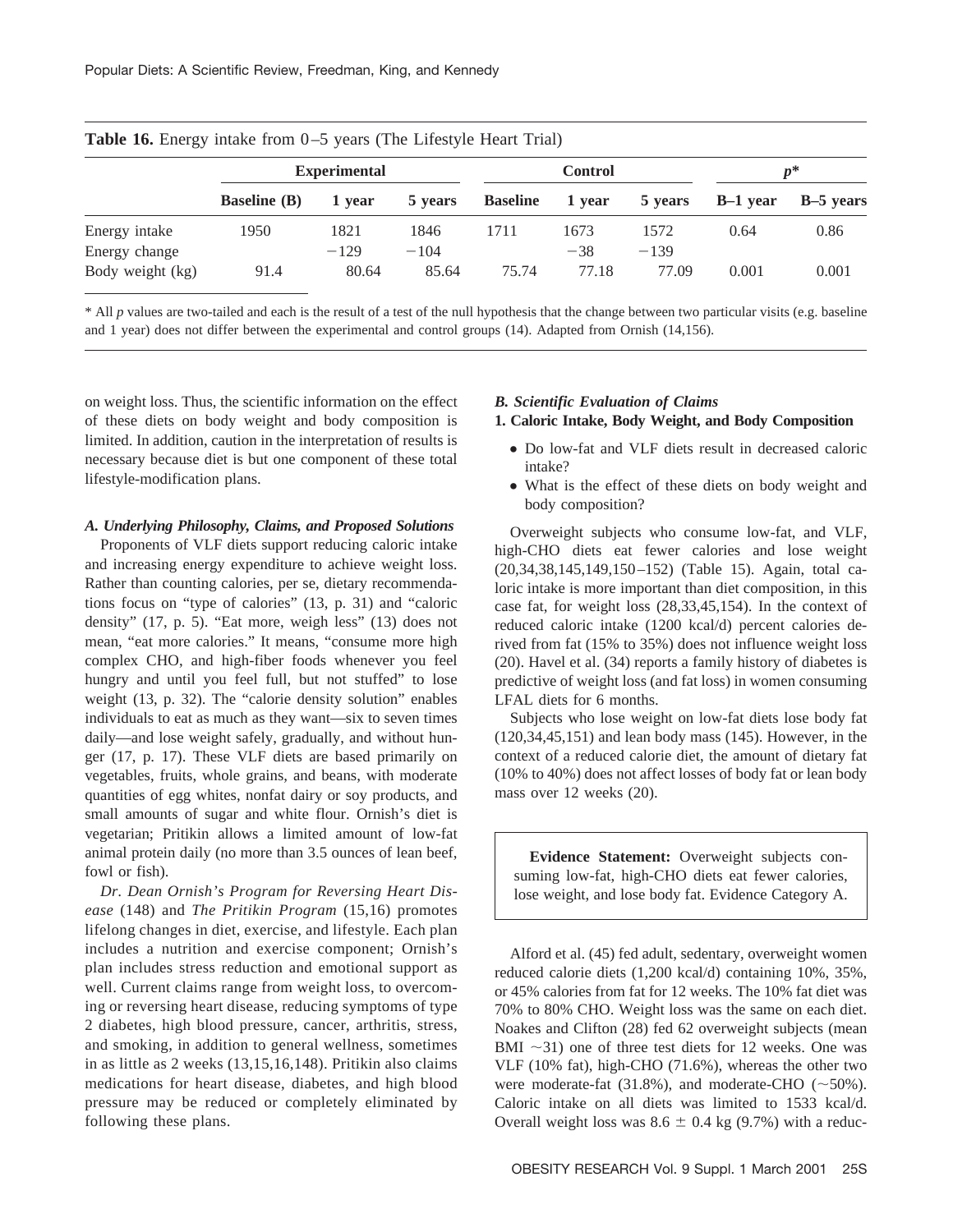**Table 16.** Energy intake from 0–5 years (The Lifestyle Heart Trial)

| | Experimental | | | Control | | | $p$* | |
|---|---|---|---|---|---|---|---|---|
| | Baseline (B) | 1 year | 5 years | Baseline | 1 year | 5 years | B–1 year | B–5 years |
| Energy intake | 1950 | 1821 | 1846 | 1711 | 1673 | 1572 | 0.64 | 0.86 |
| Energy change | | −129 | −104 | | −38 | −139 | | |
| Body weight (kg) | 91.4 | 80.64 | 85.64 | 75.74 | 77.18 | 77.09 | 0.001 | 0.001 |

\* All $p$ values are two-tailed and each is the result of a test of the null hypothesis that the change between two particular visits (e.g. baseline and 1 year) does not differ between the experimental and control groups (14). Adapted from Ornish (14,156).

on weight loss. Thus, the scientific information on the effect of these diets on body weight and body composition is limited. In addition, caution in the interpretation of results is necessary because diet is but one component of these total lifestyle-modification plans.

### *A. Underlying Philosophy, Claims, and Proposed Solutions*

Proponents of VLF diets support reducing caloric intake and increasing energy expenditure to achieve weight loss. Rather than counting calories, per se, dietary recommendations focus on "type of calories" (13, p. 31) and "caloric density" (17, p. 5). "Eat more, weigh less" (13) does not mean, "eat more calories." It means, "consume more high complex CHO, and high-fiber foods whenever you feel hungry and until you feel full, but not stuffed" to lose weight (13, p. 32). The "calorie density solution" enables individuals to eat as much as they want—six to seven times daily—and lose weight safely, gradually, and without hunger (17, p. 17). These VLF diets are based primarily on vegetables, fruits, whole grains, and beans, with moderate quantities of egg whites, nonfat dairy or soy products, and small amounts of sugar and white flour. Ornish's diet is vegetarian; Pritikin allows a limited amount of low-fat animal protein daily (no more than 3.5 ounces of lean beef, fowl or fish).

*Dr. Dean Ornish's Program for Reversing Heart Disease* (148) and *The Pritikin Program* (15,16) promotes lifelong changes in diet, exercise, and lifestyle. Each plan includes a nutrition and exercise component; Ornish's plan includes stress reduction and emotional support as well. Current claims range from weight loss, to overcoming or reversing heart disease, reducing symptoms of type 2 diabetes, high blood pressure, cancer, arthritis, stress, and smoking, in addition to general wellness, sometimes in as little as 2 weeks (13,15,16,148). Pritikin also claims medications for heart disease, diabetes, and high blood pressure may be reduced or completely eliminated by following these plans.

### *B. Scientific Evaluation of Claims*

#### 1. Caloric Intake, Body Weight, and Body Composition

- Do low-fat and VLF diets result in decreased caloric intake?
- What is the effect of these diets on body weight and body composition?

Overweight subjects who consume low-fat, and VLF, high-CHO diets eat fewer calories and lose weight (20,34,38,145,149,150–152) (Table 15). Again, total caloric intake is more important than diet composition, in this case fat, for weight loss (28,33,45,154). In the context of reduced caloric intake (1200 kcal/d) percent calories derived from fat (15% to 35%) does not influence weight loss (20). Havel et al. (34) reports a family history of diabetes is predictive of weight loss (and fat loss) in women consuming LFAL diets for 6 months.

Subjects who lose weight on low-fat diets lose body fat (120,34,45,151) and lean body mass (145). However, in the context of a reduced calorie diet, the amount of dietary fat (10% to 40%) does not affect losses of body fat or lean body mass over 12 weeks (20).

> **Evidence Statement:** Overweight subjects consuming low-fat, high-CHO diets eat fewer calories, lose weight, and lose body fat. Evidence Category A.

Alford et al. (45) fed adult, sedentary, overweight women reduced calorie diets (1,200 kcal/d) containing 10%, 35%, or 45% calories from fat for 12 weeks. The 10% fat diet was 70% to 80% CHO. Weight loss was the same on each diet. Noakes and Clifton (28) fed 62 overweight subjects (mean BMI ~31) one of three test diets for 12 weeks. One was VLF (10% fat), high-CHO (71.6%), whereas the other two were moderate-fat (31.8%), and moderate-CHO (~50%). Caloric intake on all diets was limited to 1533 kcal/d. Overall weight loss was $8.6 \pm 0.4$ kg (9.7%) with a reduc-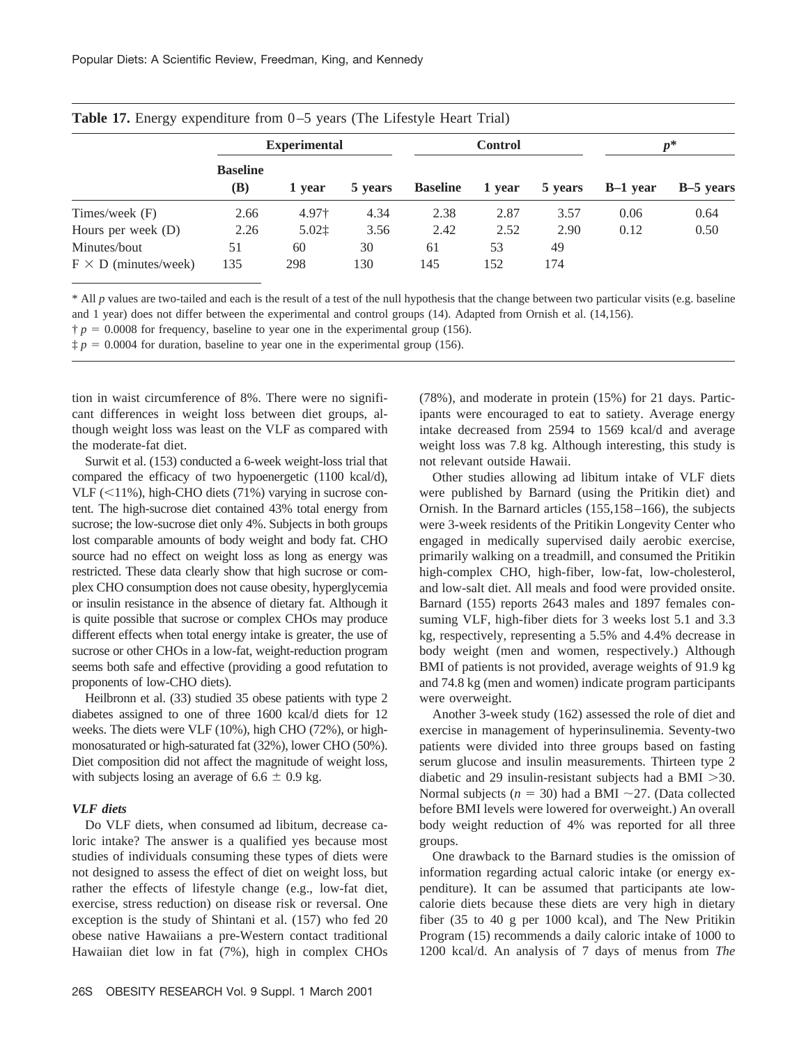**Table 17.** Energy expenditure from 0–5 years (The Lifestyle Heart Trial)

| | Experimental | | | Control | | | $p$* | |
|---|---|---|---|---|---|---|---|---|
| | Baseline (B) | 1 year | 5 years | Baseline | 1 year | 5 years | B–1 year | B–5 years |
| Times/week (F) | 2.66 | 4.97† | 4.34 | 2.38 | 2.87 | 3.57 | 0.06 | 0.64 |
| Hours per week (D) | 2.26 | 5.02‡ | 3.56 | 2.42 | 2.52 | 2.90 | 0.12 | 0.50 |
| Minutes/bout | 51 | 60 | 30 | 61 | 53 | 49 | | |
| F × D (minutes/week) | 135 | 298 | 130 | 145 | 152 | 174 | | |

\* All $p$ values are two-tailed and each is the result of a test of the null hypothesis that the change between two particular visits (e.g. baseline and 1 year) does not differ between the experimental and control groups (14). Adapted from Ornish et al. (14,156).

† $p = 0.0008$ for frequency, baseline to year one in the experimental group (156).

‡ $p = 0.0004$ for duration, baseline to year one in the experimental group (156).

tion in waist circumference of 8%. There were no significant differences in weight loss between diet groups, although weight loss was least on the VLF as compared with the moderate-fat diet.

Surwit et al. (153) conducted a 6-week weight-loss trial that compared the efficacy of two hypoenergetic (1100 kcal/d), VLF (<11%), high-CHO diets (71%) varying in sucrose content. The high-sucrose diet contained 43% total energy from sucrose; the low-sucrose diet only 4%. Subjects in both groups lost comparable amounts of body weight and body fat. CHO source had no effect on weight loss as long as energy was restricted. These data clearly show that high sucrose or complex CHO consumption does not cause obesity, hyperglycemia or insulin resistance in the absence of dietary fat. Although it is quite possible that sucrose or complex CHOs may produce different effects when total energy intake is greater, the use of sucrose or other CHOs in a low-fat, weight-reduction program seems both safe and effective (providing a good refutation to proponents of low-CHO diets).

Heilbronn et al. (33) studied 35 obese patients with type 2 diabetes assigned to one of three 1600 kcal/d diets for 12 weeks. The diets were VLF (10%), high CHO (72%), or high-monosaturated or high-saturated fat (32%), lower CHO (50%). Diet composition did not affect the magnitude of weight loss, with subjects losing an average of 6.6 ± 0.9 kg.

### *VLF diets*

Do VLF diets, when consumed ad libitum, decrease caloric intake? The answer is a qualified yes because most studies of individuals consuming these types of diets were not designed to assess the effect of diet on weight loss, but rather the effects of lifestyle change (e.g., low-fat diet, exercise, stress reduction) on disease risk or reversal. One exception is the study of Shintani et al. (157) who fed 20 obese native Hawaiians a pre-Western contact traditional Hawaiian diet low in fat (7%), high in complex CHOs (78%), and moderate in protein (15%) for 21 days. Participants were encouraged to eat to satiety. Average energy intake decreased from 2594 to 1569 kcal/d and average weight loss was 7.8 kg. Although interesting, this study is not relevant outside Hawaii.

Other studies allowing ad libitum intake of VLF diets were published by Barnard (using the Pritikin diet) and Ornish. In the Barnard articles (155,158–166), the subjects were 3-week residents of the Pritikin Longevity Center who engaged in medically supervised daily aerobic exercise, primarily walking on a treadmill, and consumed the Pritikin high-complex CHO, high-fiber, low-fat, low-cholesterol, and low-salt diet. All meals and food were provided onsite. Barnard (155) reports 2643 males and 1897 females consuming VLF, high-fiber diets for 3 weeks lost 5.1 and 3.3 kg, respectively, representing a 5.5% and 4.4% decrease in body weight (men and women, respectively.) Although BMI of patients is not provided, average weights of 91.9 kg and 74.8 kg (men and women) indicate program participants were overweight.

Another 3-week study (162) assessed the role of diet and exercise in management of hyperinsulinemia. Seventy-two patients were divided into three groups based on fasting serum glucose and insulin measurements. Thirteen type 2 diabetic and 29 insulin-resistant subjects had a BMI >30. Normal subjects ($n = 30$) had a BMI ~27. (Data collected before BMI levels were lowered for overweight.) An overall body weight reduction of 4% was reported for all three groups.

One drawback to the Barnard studies is the omission of information regarding actual caloric intake (or energy expenditure). It can be assumed that participants ate low-calorie diets because these diets are very high in dietary fiber (35 to 40 g per 1000 kcal), and The New Pritikin Program (15) recommends a daily caloric intake of 1000 to 1200 kcal/d. An analysis of 7 days of menus from *The*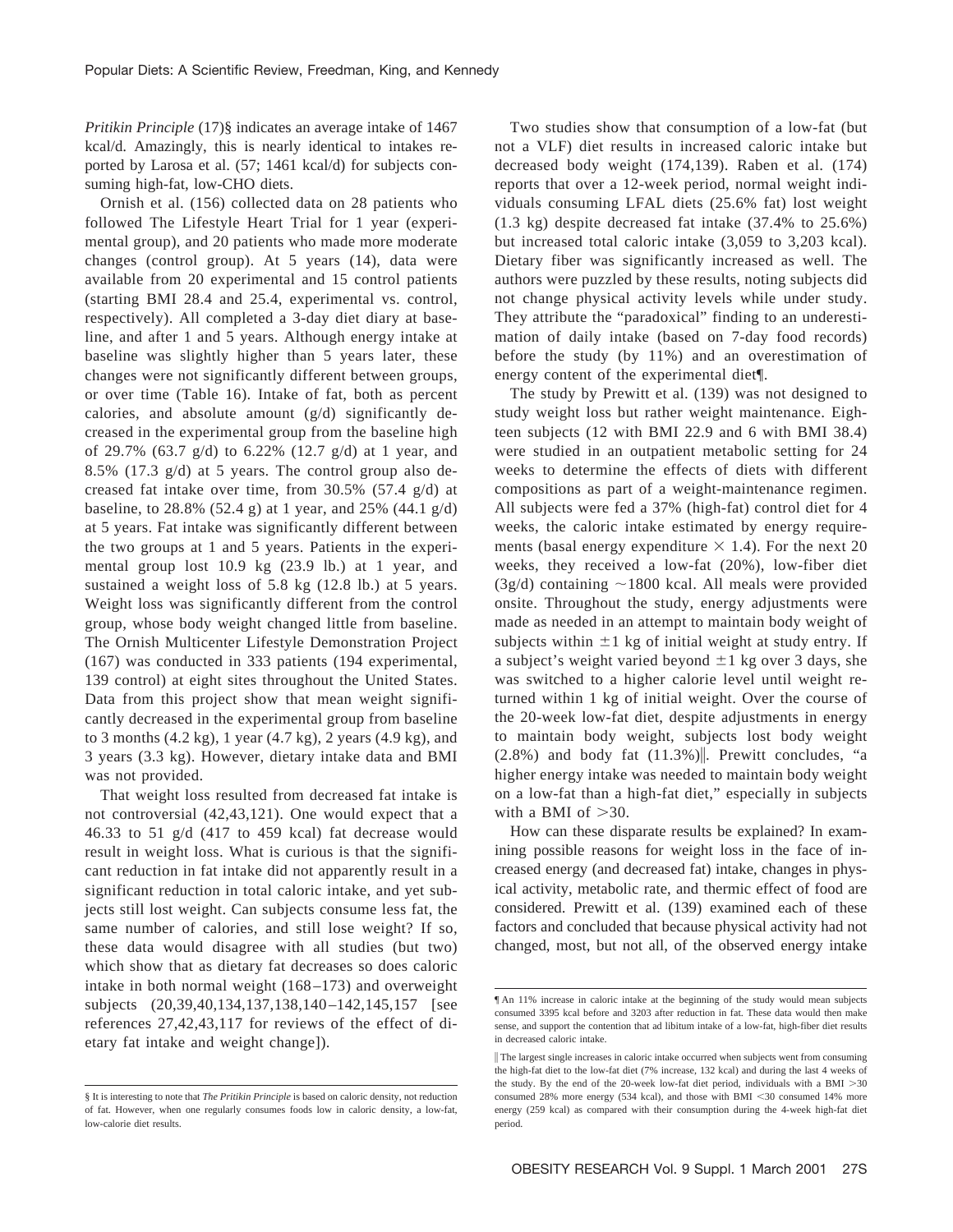*Pritikin Principle* (17)§ indicates an average intake of 1467 kcal/d. Amazingly, this is nearly identical to intakes reported by Larosa et al. (57; 1461 kcal/d) for subjects consuming high-fat, low-CHO diets.

Ornish et al. (156) collected data on 28 patients who followed The Lifestyle Heart Trial for 1 year (experimental group), and 20 patients who made more moderate changes (control group). At 5 years (14), data were available from 20 experimental and 15 control patients (starting BMI 28.4 and 25.4, experimental vs. control, respectively). All completed a 3-day diet diary at baseline, and after 1 and 5 years. Although energy intake at baseline was slightly higher than 5 years later, these changes were not significantly different between groups, or over time (Table 16). Intake of fat, both as percent calories, and absolute amount (g/d) significantly decreased in the experimental group from the baseline high of 29.7% (63.7 g/d) to 6.22% (12.7 g/d) at 1 year, and 8.5% (17.3 g/d) at 5 years. The control group also decreased fat intake over time, from 30.5% (57.4 g/d) at baseline, to 28.8% (52.4 g) at 1 year, and 25% (44.1 g/d) at 5 years. Fat intake was significantly different between the two groups at 1 and 5 years. Patients in the experimental group lost 10.9 kg (23.9 lb.) at 1 year, and sustained a weight loss of 5.8 kg (12.8 lb.) at 5 years. Weight loss was significantly different from the control group, whose body weight changed little from baseline. The Ornish Multicenter Lifestyle Demonstration Project (167) was conducted in 333 patients (194 experimental, 139 control) at eight sites throughout the United States. Data from this project show that mean weight significantly decreased in the experimental group from baseline to 3 months (4.2 kg), 1 year (4.7 kg), 2 years (4.9 kg), and 3 years (3.3 kg). However, dietary intake data and BMI was not provided.

That weight loss resulted from decreased fat intake is not controversial (42,43,121). One would expect that a 46.33 to 51 g/d (417 to 459 kcal) fat decrease would result in weight loss. What is curious is that the significant reduction in fat intake did not apparently result in a significant reduction in total caloric intake, and yet subjects still lost weight. Can subjects consume less fat, the same number of calories, and still lose weight? If so, these data would disagree with all studies (but two) which show that as dietary fat decreases so does caloric intake in both normal weight (168–173) and overweight subjects (20,39,40,134,137,138,140–142,145,157 [see references 27,42,43,117 for reviews of the effect of dietary fat intake and weight change]).

Two studies show that consumption of a low-fat (but not a VLF) diet results in increased caloric intake but decreased body weight (174,139). Raben et al. (174) reports that over a 12-week period, normal weight individuals consuming LFAL diets (25.6% fat) lost weight (1.3 kg) despite decreased fat intake (37.4% to 25.6%) but increased total caloric intake (3,059 to 3,203 kcal). Dietary fiber was significantly increased as well. The authors were puzzled by these results, noting subjects did not change physical activity levels while under study. They attribute the "paradoxical" finding to an underestimation of daily intake (based on 7-day food records) before the study (by 11%) and an overestimation of energy content of the experimental diet¶.

The study by Prewitt et al. (139) was not designed to study weight loss but rather weight maintenance. Eighteen subjects (12 with BMI 22.9 and 6 with BMI 38.4) were studied in an outpatient metabolic setting for 24 weeks to determine the effects of diets with different compositions as part of a weight-maintenance regimen. All subjects were fed a 37% (high-fat) control diet for 4 weeks, the caloric intake estimated by energy requirements (basal energy expenditure $\times$ 1.4). For the next 20 weeks, they received a low-fat (20%), low-fiber diet (3g/d) containing ~1800 kcal. All meals were provided onsite. Throughout the study, energy adjustments were made as needed in an attempt to maintain body weight of subjects within $\pm$1 kg of initial weight at study entry. If a subject's weight varied beyond $\pm$1 kg over 3 days, she was switched to a higher calorie level until weight returned within 1 kg of initial weight. Over the course of the 20-week low-fat diet, despite adjustments in energy to maintain body weight, subjects lost body weight (2.8%) and body fat (11.3%)‖. Prewitt concludes, "a higher energy intake was needed to maintain body weight on a low-fat than a high-fat diet," especially in subjects with a BMI of >30.

How can these disparate results be explained? In examining possible reasons for weight loss in the face of increased energy (and decreased fat) intake, changes in physical activity, metabolic rate, and thermic effect of food are considered. Prewitt et al. (139) examined each of these factors and concluded that because physical activity had not changed, most, but not all, of the observed energy intake

---

§ It is interesting to note that *The Pritikin Principle* is based on caloric density, not reduction of fat. However, when one regularly consumes foods low in caloric density, a low-fat, low-calorie diet results.

¶ An 11% increase in caloric intake at the beginning of the study would mean subjects consumed 3395 kcal before and 3203 after reduction in fat. These data would then make sense, and support the contention that ad libitum intake of a low-fat, high-fiber diet results in decreased caloric intake.

‖ The largest single increases in caloric intake occurred when subjects went from consuming the high-fat diet to the low-fat diet (7% increase, 132 kcal) and during the last 4 weeks of the study. By the end of the 20-week low-fat diet period, individuals with a BMI >30 consumed 28% more energy (534 kcal), and those with BMI <30 consumed 14% more energy (259 kcal) as compared with their consumption during the 4-week high-fat diet period.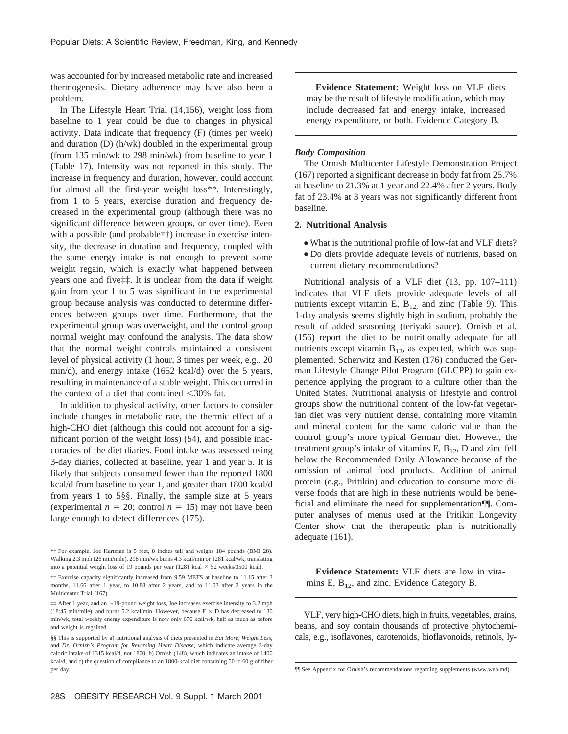was accounted for by increased metabolic rate and increased thermogenesis. Dietary adherence may have also been a problem.

In The Lifestyle Heart Trial (14,156), weight loss from baseline to 1 year could be due to changes in physical activity. Data indicate that frequency (F) (times per week) and duration (D) (h/wk) doubled in the experimental group (from 135 min/wk to 298 min/wk) from baseline to year 1 (Table 17). Intensity was not reported in this study. The increase in frequency and duration, however, could account for almost all the first-year weight loss**. Interestingly, from 1 to 5 years, exercise duration and frequency decreased in the experimental group (although there was no significant difference between groups, or over time). Even with a possible (and probable††) increase in exercise intensity, the decrease in duration and frequency, coupled with the same energy intake is not enough to prevent some weight regain, which is exactly what happened between years one and five‡‡. It is unclear from the data if weight gain from year 1 to 5 was significant in the experimental group because analysis was conducted to determine differences between groups over time. Furthermore, that the experimental group was overweight, and the control group normal weight may confound the analysis. The data show that the normal weight controls maintained a consistent level of physical activity (1 hour, 3 times per week, e.g., 20 min/d), and energy intake (1652 kcal/d) over the 5 years, resulting in maintenance of a stable weight. This occurred in the context of a diet that contained <30% fat.

In addition to physical activity, other factors to consider include changes in metabolic rate, the thermic effect of a high-CHO diet (although this could not account for a significant portion of the weight loss) (54), and possible inaccuracies of the diet diaries. Food intake was assessed using 3-day diaries, collected at baseline, year 1 and year 5. It is likely that subjects consumed fewer than the reported 1800 kcal/d from baseline to year 1, and greater than 1800 kcal/d from years 1 to 5§§. Finally, the sample size at 5 years (experimental $n = 20$; control $n = 15$) may not have been large enough to detect differences (175).

> **Evidence Statement:** Weight loss on VLF diets may be the result of lifestyle modification, which may include decreased fat and energy intake, increased energy expenditure, or both. Evidence Category B.

### *Body Composition*

The Ornish Multicenter Lifestyle Demonstration Project (167) reported a significant decrease in body fat from 25.7% at baseline to 21.3% at 1 year and 22.4% after 2 years. Body fat of 23.4% at 3 years was not significantly different from baseline.

## 2. Nutritional Analysis

- What is the nutritional profile of low-fat and VLF diets?
- Do diets provide adequate levels of nutrients, based on current dietary recommendations?

Nutritional analysis of a VLF diet (13, pp. 107–111) indicates that VLF diets provide adequate levels of all nutrients except vitamin E, $B_{12}$, and zinc (Table 9). This 1-day analysis seems slightly high in sodium, probably the result of added seasoning (teriyaki sauce). Ornish et al. (156) report the diet to be nutritionally adequate for all nutrients except vitamin $B_{12}$, as expected, which was supplemented. Scherwitz and Kesten (176) conducted the German Lifestyle Change Pilot Program (GLCPP) to gain experience applying the program to a culture other than the United States. Nutritional analysis of lifestyle and control groups show the nutritional content of the low-fat vegetarian diet was very nutrient dense, containing more vitamin and mineral content for the same caloric value than the control group's more typical German diet. However, the treatment group's intake of vitamins E, $B_{12}$, D and zinc fell below the Recommended Daily Allowance because of the omission of animal food products. Addition of animal protein (e.g., Pritikin) and education to consume more diverse foods that are high in these nutrients would be beneficial and eliminate the need for supplementation¶¶. Computer analyses of menus used at the Pritikin Longevity Center show that the therapeutic plan is nutritionally adequate (161).

> **Evidence Statement:** VLF diets are low in vitamins E, $B_{12}$, and zinc. Evidence Category B.

VLF, very high-CHO diets, high in fruits, vegetables, grains, beans, and soy contain thousands of protective phytochemicals, e.g., isoflavones, carotenoids, bioflavonoids, retinols, ly-

---

** For example, Joe Hartman is 5 feet, 8 inches tall and weighs 184 pounds (BMI 28). Walking 2.3 mph (26 min/mile), 298 min/wk burns 4.3 kcal/min or 1281 kcal/wk, translating into a potential weight loss of 19 pounds per year (1281 kcal × 52 weeks/3500 kcal).

†† Exercise capacity significantly increased from 9.59 METS at baseline to 11.15 after 3 months, 11.66 after 1 year, to 10.88 after 2 years, and to 11.03 after 3 years in the Multicenter Trial (167).

‡‡ After 1 year, and an ~19-pound weight loss, Joe increases exercise intensity to 3.2 mph (18:45 min/mile), and burns 5.2 kcal/min. However, because F × D has decreased to 130 min/wk, total weekly energy expenditure is now only 676 kcal/wk, half as much as before and weight is regained.

§§ This is supported by a) nutritional analysis of diets presented in *Eat More, Weight Less*, and *Dr. Ornish's Program for Reversing Heart Disease*, which indicate average 3-day caloric intake of 1315 kcal/d, not 1800, b) Ornish (148), which indicates an intake of 1400 kcal/d, and c) the question of compliance to an 1800-kcal diet containing 50 to 60 g of fiber per day.

¶¶ See Appendix for Ornish's recommendations regarding supplements (www.web.md).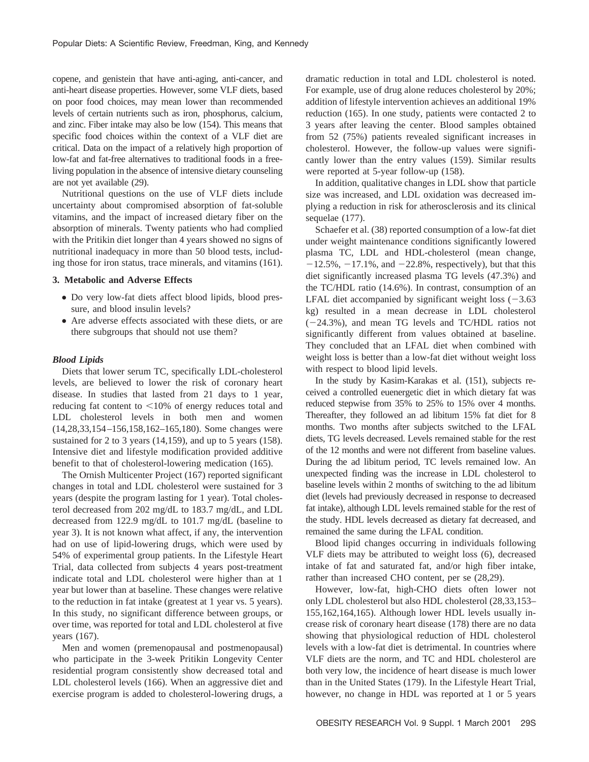copene, and genistein that have anti-aging, anti-cancer, and anti-heart disease properties. However, some VLF diets, based on poor food choices, may mean lower than recommended levels of certain nutrients such as iron, phosphorus, calcium, and zinc. Fiber intake may also be low (154). This means that specific food choices within the context of a VLF diet are critical. Data on the impact of a relatively high proportion of low-fat and fat-free alternatives to traditional foods in a free-living population in the absence of intensive dietary counseling are not yet available (29).

Nutritional questions on the use of VLF diets include uncertainty about compromised absorption of fat-soluble vitamins, and the impact of increased dietary fiber on the absorption of minerals. Twenty patients who had complied with the Pritikin diet longer than 4 years showed no signs of nutritional inadequacy in more than 50 blood tests, including those for iron status, trace minerals, and vitamins (161).

### 3. Metabolic and Adverse Effects

- Do very low-fat diets affect blood lipids, blood pressure, and blood insulin levels?
- Are adverse effects associated with these diets, or are there subgroups that should not use them?

#### *Blood Lipids*

Diets that lower serum TC, specifically LDL-cholesterol levels, are believed to lower the risk of coronary heart disease. In studies that lasted from 21 days to 1 year, reducing fat content to <10% of energy reduces total and LDL cholesterol levels in both men and women (14,28,33,154–156,158,162–165,180). Some changes were sustained for 2 to 3 years (14,159), and up to 5 years (158). Intensive diet and lifestyle modification provided additive benefit to that of cholesterol-lowering medication (165).

The Ornish Multicenter Project (167) reported significant changes in total and LDL cholesterol were sustained for 3 years (despite the program lasting for 1 year). Total cholesterol decreased from 202 mg/dL to 183.7 mg/dL, and LDL decreased from 122.9 mg/dL to 101.7 mg/dL (baseline to year 3). It is not known what affect, if any, the intervention had on use of lipid-lowering drugs, which were used by 54% of experimental group patients. In the Lifestyle Heart Trial, data collected from subjects 4 years post-treatment indicate total and LDL cholesterol were higher than at 1 year but lower than at baseline. These changes were relative to the reduction in fat intake (greatest at 1 year vs. 5 years). In this study, no significant difference between groups, or over time, was reported for total and LDL cholesterol at five years (167).

Men and women (premenopausal and postmenopausal) who participate in the 3-week Pritikin Longevity Center residential program consistently show decreased total and LDL cholesterol levels (166). When an aggressive diet and exercise program is added to cholesterol-lowering drugs, a dramatic reduction in total and LDL cholesterol is noted. For example, use of drug alone reduces cholesterol by 20%; addition of lifestyle intervention achieves an additional 19% reduction (165). In one study, patients were contacted 2 to 3 years after leaving the center. Blood samples obtained from 52 (75%) patients revealed significant increases in cholesterol. However, the follow-up values were significantly lower than the entry values (159). Similar results were reported at 5-year follow-up (158).

In addition, qualitative changes in LDL show that particle size was increased, and LDL oxidation was decreased implying a reduction in risk for atherosclerosis and its clinical sequelae (177).

Schaefer et al. (38) reported consumption of a low-fat diet under weight maintenance conditions significantly lowered plasma TC, LDL and HDL-cholesterol (mean change, −12.5%, −17.1%, and −22.8%, respectively), but that this diet significantly increased plasma TG levels (47.3%) and the TC/HDL ratio (14.6%). In contrast, consumption of an LFAL diet accompanied by significant weight loss (−3.63 kg) resulted in a mean decrease in LDL cholesterol (−24.3%), and mean TG levels and TC/HDL ratios not significantly different from values obtained at baseline. They concluded that an LFAL diet when combined with weight loss is better than a low-fat diet without weight loss with respect to blood lipid levels.

In the study by Kasim-Karakas et al. (151), subjects received a controlled euenergetic diet in which dietary fat was reduced stepwise from 35% to 25% to 15% over 4 months. Thereafter, they followed an ad libitum 15% fat diet for 8 months. Two months after subjects switched to the LFAL diets, TG levels decreased. Levels remained stable for the rest of the 12 months and were not different from baseline values. During the ad libitum period, TC levels remained low. An unexpected finding was the increase in LDL cholesterol to baseline levels within 2 months of switching to the ad libitum diet (levels had previously decreased in response to decreased fat intake), although LDL levels remained stable for the rest of the study. HDL levels decreased as dietary fat decreased, and remained the same during the LFAL condition.

Blood lipid changes occurring in individuals following VLF diets may be attributed to weight loss (6), decreased intake of fat and saturated fat, and/or high fiber intake, rather than increased CHO content, per se (28,29).

However, low-fat, high-CHO diets often lower not only LDL cholesterol but also HDL cholesterol (28,33,153–155,162,164,165). Although lower HDL levels usually increase risk of coronary heart disease (178) there are no data showing that physiological reduction of HDL cholesterol levels with a low-fat diet is detrimental. In countries where VLF diets are the norm, and TC and HDL cholesterol are both very low, the incidence of heart disease is much lower than in the United States (179). In the Lifestyle Heart Trial, however, no change in HDL was reported at 1 or 5 years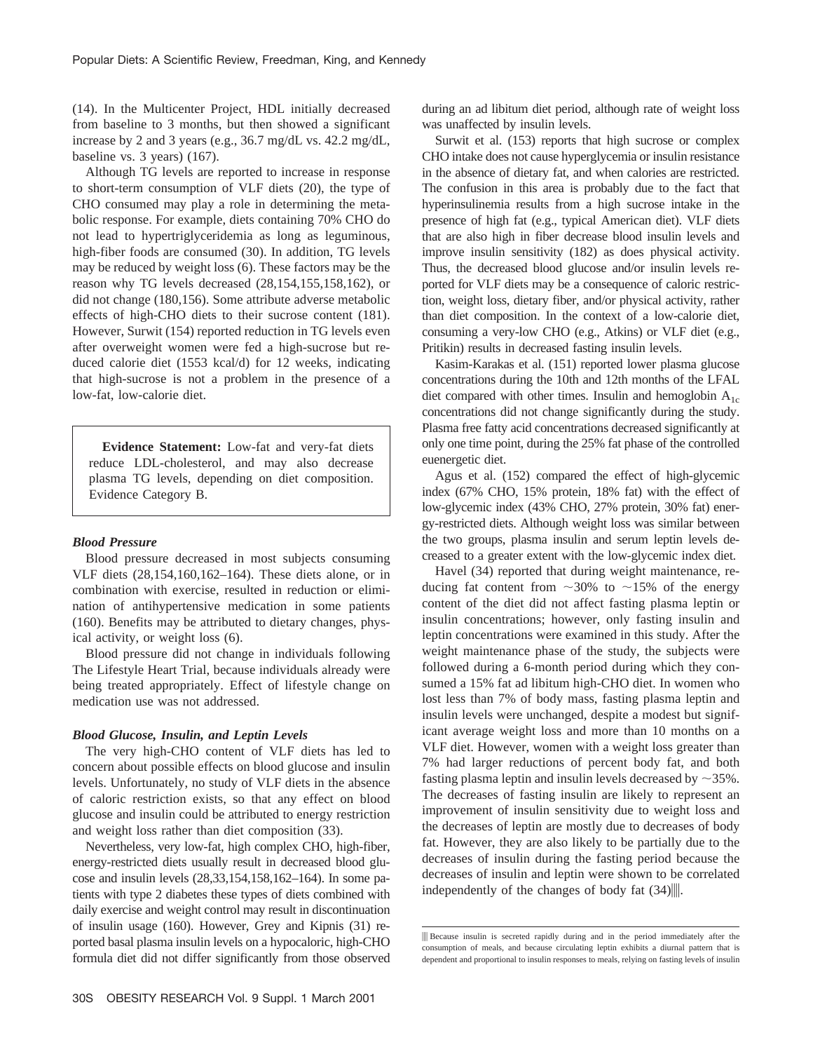(14). In the Multicenter Project, HDL initially decreased from baseline to 3 months, but then showed a significant increase by 2 and 3 years (e.g., 36.7 mg/dL vs. 42.2 mg/dL, baseline vs. 3 years) (167).

Although TG levels are reported to increase in response to short-term consumption of VLF diets (20), the type of CHO consumed may play a role in determining the metabolic response. For example, diets containing 70% CHO do not lead to hypertriglyceridemia as long as leguminous, high-fiber foods are consumed (30). In addition, TG levels may be reduced by weight loss (6). These factors may be the reason why TG levels decreased (28,154,155,158,162), or did not change (180,156). Some attribute adverse metabolic effects of high-CHO diets to their sucrose content (181). However, Surwit (154) reported reduction in TG levels even after overweight women were fed a high-sucrose but reduced calorie diet (1553 kcal/d) for 12 weeks, indicating that high-sucrose is not a problem in the presence of a low-fat, low-calorie diet.

> **Evidence Statement:** Low-fat and very-fat diets reduce LDL-cholesterol, and may also decrease plasma TG levels, depending on diet composition. Evidence Category B.

### *Blood Pressure*

Blood pressure decreased in most subjects consuming VLF diets (28,154,160,162–164). These diets alone, or in combination with exercise, resulted in reduction or elimination of antihypertensive medication in some patients (160). Benefits may be attributed to dietary changes, physical activity, or weight loss (6).

Blood pressure did not change in individuals following The Lifestyle Heart Trial, because individuals already were being treated appropriately. Effect of lifestyle change on medication use was not addressed.

### *Blood Glucose, Insulin, and Leptin Levels*

The very high-CHO content of VLF diets has led to concern about possible effects on blood glucose and insulin levels. Unfortunately, no study of VLF diets in the absence of caloric restriction exists, so that any effect on blood glucose and insulin could be attributed to energy restriction and weight loss rather than diet composition (33).

Nevertheless, very low-fat, high complex CHO, high-fiber, energy-restricted diets usually result in decreased blood glucose and insulin levels (28,33,154,158,162–164). In some patients with type 2 diabetes these types of diets combined with daily exercise and weight control may result in discontinuation of insulin usage (160). However, Grey and Kipnis (31) reported basal plasma insulin levels on a hypocaloric, high-CHO formula diet did not differ significantly from those observed during an ad libitum diet period, although rate of weight loss was unaffected by insulin levels.

Surwit et al. (153) reports that high sucrose or complex CHO intake does not cause hyperglycemia or insulin resistance in the absence of dietary fat, and when calories are restricted. The confusion in this area is probably due to the fact that hyperinsulinemia results from a high sucrose intake in the presence of high fat (e.g., typical American diet). VLF diets that are also high in fiber decrease blood insulin levels and improve insulin sensitivity (182) as does physical activity. Thus, the decreased blood glucose and/or insulin levels reported for VLF diets may be a consequence of caloric restriction, weight loss, dietary fiber, and/or physical activity, rather than diet composition. In the context of a low-calorie diet, consuming a very-low CHO (e.g., Atkins) or VLF diet (e.g., Pritikin) results in decreased fasting insulin levels.

Kasim-Karakas et al. (151) reported lower plasma glucose concentrations during the 10th and 12th months of the LFAL diet compared with other times. Insulin and hemoglobin $A_{1c}$ concentrations did not change significantly during the study. Plasma free fatty acid concentrations decreased significantly at only one time point, during the 25% fat phase of the controlled euenergetic diet.

Agus et al. (152) compared the effect of high-glycemic index (67% CHO, 15% protein, 18% fat) with the effect of low-glycemic index (43% CHO, 27% protein, 30% fat) energy-restricted diets. Although weight loss was similar between the two groups, plasma insulin and serum leptin levels decreased to a greater extent with the low-glycemic index diet.

Havel (34) reported that during weight maintenance, reducing fat content from ~30% to ~15% of the energy content of the diet did not affect fasting plasma leptin or insulin concentrations; however, only fasting insulin and leptin concentrations were examined in this study. After the weight maintenance phase of the study, the subjects were followed during a 6-month period during which they consumed a 15% fat ad libitum high-CHO diet. In women who lost less than 7% of body mass, fasting plasma leptin and insulin levels were unchanged, despite a modest but significant average weight loss and more than 10 months on a VLF diet. However, women with a weight loss greater than 7% had larger reductions of percent body fat, and both fasting plasma leptin and insulin levels decreased by ~35%. The decreases of fasting insulin are likely to represent an improvement of insulin sensitivity due to weight loss and the decreases of leptin are mostly due to decreases of body fat. However, they are also likely to be partially due to the decreases of insulin during the fasting period because the decreases of insulin and leptin were shown to be correlated independently of the changes of body fat (34)‖‖.

‖‖ Because insulin is secreted rapidly during and in the period immediately after the consumption of meals, and because circulating leptin exhibits a diurnal pattern that is dependent and proportional to insulin responses to meals, relying on fasting levels of insulin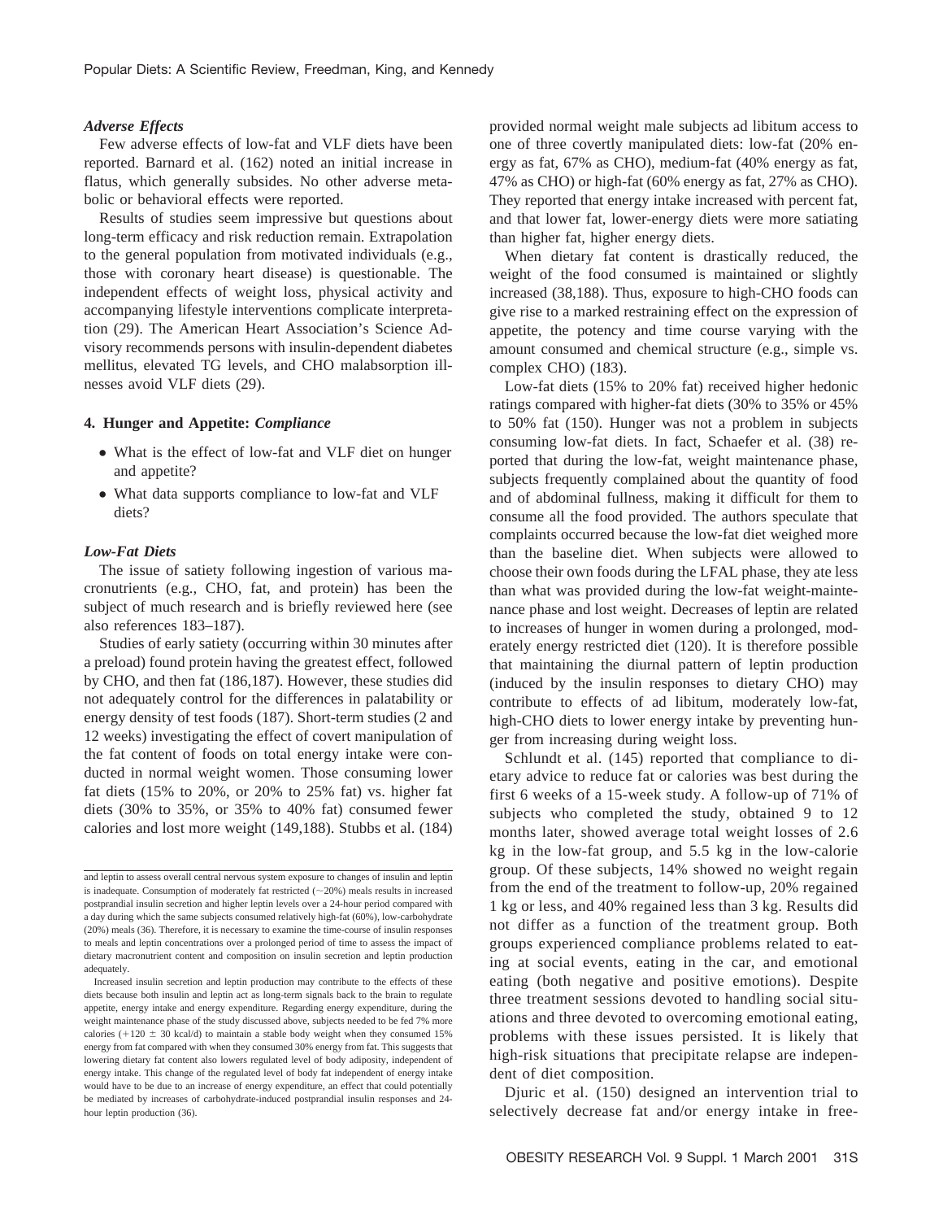### *Adverse Effects*

Few adverse effects of low-fat and VLF diets have been reported. Barnard et al. (162) noted an initial increase in flatus, which generally subsides. No other adverse metabolic or behavioral effects were reported.

Results of studies seem impressive but questions about long-term efficacy and risk reduction remain. Extrapolation to the general population from motivated individuals (e.g., those with coronary heart disease) is questionable. The independent effects of weight loss, physical activity and accompanying lifestyle interventions complicate interpretation (29). The American Heart Association's Science Advisory recommends persons with insulin-dependent diabetes mellitus, elevated TG levels, and CHO malabsorption illnesses avoid VLF diets (29).

### 4. Hunger and Appetite: *Compliance*

- What is the effect of low-fat and VLF diet on hunger and appetite?
- What data supports compliance to low-fat and VLF diets?

### *Low-Fat Diets*

The issue of satiety following ingestion of various macronutrients (e.g., CHO, fat, and protein) has been the subject of much research and is briefly reviewed here (see also references 183–187).

Studies of early satiety (occurring within 30 minutes after a preload) found protein having the greatest effect, followed by CHO, and then fat (186,187). However, these studies did not adequately control for the differences in palatability or energy density of test foods (187). Short-term studies (2 and 12 weeks) investigating the effect of covert manipulation of the fat content of foods on total energy intake were conducted in normal weight women. Those consuming lower fat diets (15% to 20%, or 20% to 25% fat) vs. higher fat diets (30% to 35%, or 35% to 40% fat) consumed fewer calories and lost more weight (149,188). Stubbs et al. (184) provided normal weight male subjects ad libitum access to one of three covertly manipulated diets: low-fat (20% energy as fat, 67% as CHO), medium-fat (40% energy as fat, 47% as CHO) or high-fat (60% energy as fat, 27% as CHO). They reported that energy intake increased with percent fat, and that lower fat, lower-energy diets were more satiating than higher fat, higher energy diets.

When dietary fat content is drastically reduced, the weight of the food consumed is maintained or slightly increased (38,188). Thus, exposure to high-CHO foods can give rise to a marked restraining effect on the expression of appetite, the potency and time course varying with the amount consumed and chemical structure (e.g., simple vs. complex CHO) (183).

Low-fat diets (15% to 20% fat) received higher hedonic ratings compared with higher-fat diets (30% to 35% or 45% to 50% fat (150). Hunger was not a problem in subjects consuming low-fat diets. In fact, Schaefer et al. (38) reported that during the low-fat, weight maintenance phase, subjects frequently complained about the quantity of food and of abdominal fullness, making it difficult for them to consume all the food provided. The authors speculate that complaints occurred because the low-fat diet weighed more than the baseline diet. When subjects were allowed to choose their own foods during the LFAL phase, they ate less than what was provided during the low-fat weight-maintenance phase and lost weight. Decreases of leptin are related to increases of hunger in women during a prolonged, moderately energy restricted diet (120). It is therefore possible that maintaining the diurnal pattern of leptin production (induced by the insulin responses to dietary CHO) may contribute to effects of ad libitum, moderately low-fat, high-CHO diets to lower energy intake by preventing hunger from increasing during weight loss.

Schlundt et al. (145) reported that compliance to dietary advice to reduce fat or calories was best during the first 6 weeks of a 15-week study. A follow-up of 71% of subjects who completed the study, obtained 9 to 12 months later, showed average total weight losses of 2.6 kg in the low-fat group, and 5.5 kg in the low-calorie group. Of these subjects, 14% showed no weight regain from the end of the treatment to follow-up, 20% regained 1 kg or less, and 40% regained less than 3 kg. Results did not differ as a function of the treatment group. Both groups experienced compliance problems related to eating at social events, eating in the car, and emotional eating (both negative and positive emotions). Despite three treatment sessions devoted to handling social situations and three devoted to overcoming emotional eating, problems with these issues persisted. It is likely that high-risk situations that precipitate relapse are independent of diet composition.

Djuric et al. (150) designed an intervention trial to selectively decrease fat and/or energy intake in free-

---

and leptin to assess overall central nervous system exposure to changes of insulin and leptin is inadequate. Consumption of moderately fat restricted (~20%) meals results in increased postprandial insulin secretion and higher leptin levels over a 24-hour period compared with a day during which the same subjects consumed relatively high-fat (60%), low-carbohydrate (20%) meals (36). Therefore, it is necessary to examine the time-course of insulin responses to meals and leptin concentrations over a prolonged period of time to assess the impact of dietary macronutrient content and composition on insulin secretion and leptin production adequately.

Increased insulin secretion and leptin production may contribute to the effects of these diets because both insulin and leptin act as long-term signals back to the brain to regulate appetite, energy intake and energy expenditure. Regarding energy expenditure, during the weight maintenance phase of the study discussed above, subjects needed to be fed 7% more calories (+120 ± 30 kcal/d) to maintain a stable body weight when they consumed 15% energy from fat compared with when they consumed 30% energy from fat. This suggests that lowering dietary fat content also lowers regulated level of body adiposity, independent of energy intake. This change of the regulated level of body fat independent of energy intake would have to be due to an increase of energy expenditure, an effect that could potentially be mediated by increases of carbohydrate-induced postprandial insulin responses and 24-hour leptin production (36).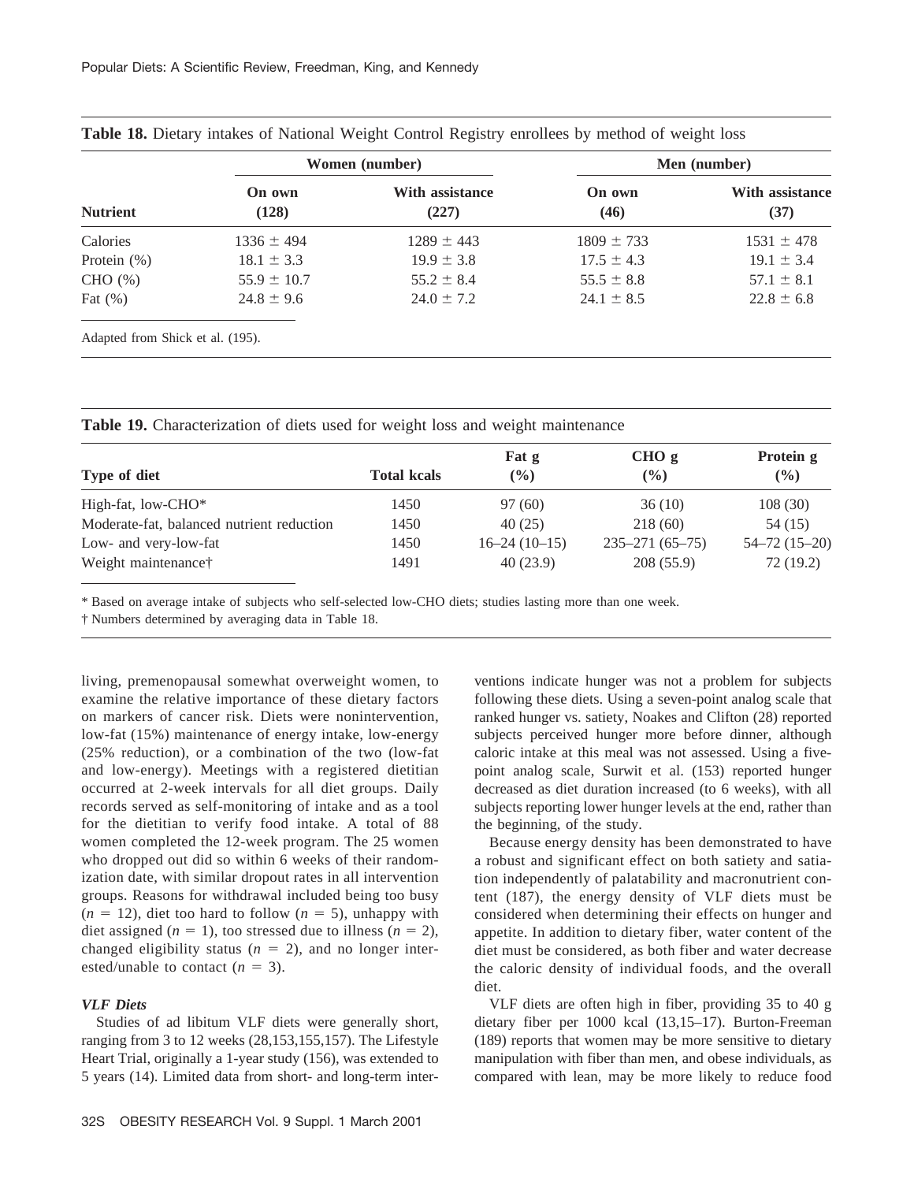**Table 18.** Dietary intakes of National Weight Control Registry enrollees by method of weight loss

| | Women (number) | | Men (number) | |
|---|---|---|---|---|
| **Nutrient** | **On own (128)** | **With assistance (227)** | **On own (46)** | **With assistance (37)** |
| Calories | 1336 ± 494 | 1289 ± 443 | 1809 ± 733 | 1531 ± 478 |
| Protein (%) | 18.1 ± 3.3 | 19.9 ± 3.8 | 17.5 ± 4.3 | 19.1 ± 3.4 |
| CHO (%) | 55.9 ± 10.7 | 55.2 ± 8.4 | 55.5 ± 8.8 | 57.1 ± 8.1 |
| Fat (%) | 24.8 ± 9.6 | 24.0 ± 7.2 | 24.1 ± 8.5 | 22.8 ± 6.8 |

Adapted from Shick et al. (195).

**Table 19.** Characterization of diets used for weight loss and weight maintenance

| Type of diet | Total kcals | Fat g (%) | CHO g (%) | Protein g (%) |
|---|---|---|---|---|
| High-fat, low-CHO* | 1450 | 97 (60) | 36 (10) | 108 (30) |
| Moderate-fat, balanced nutrient reduction | 1450 | 40 (25) | 218 (60) | 54 (15) |
| Low- and very-low-fat | 1450 | 16–24 (10–15) | 235–271 (65–75) | 54–72 (15–20) |
| Weight maintenance† | 1491 | 40 (23.9) | 208 (55.9) | 72 (19.2) |

\* Based on average intake of subjects who self-selected low-CHO diets; studies lasting more than one week.

† Numbers determined by averaging data in Table 18.

living, premenopausal somewhat overweight women, to examine the relative importance of these dietary factors on markers of cancer risk. Diets were nonintervention, low-fat (15%) maintenance of energy intake, low-energy (25% reduction), or a combination of the two (low-fat and low-energy). Meetings with a registered dietitian occurred at 2-week intervals for all diet groups. Daily records served as self-monitoring of intake and as a tool for the dietitian to verify food intake. A total of 88 women completed the 12-week program. The 25 women who dropped out did so within 6 weeks of their randomization date, with similar dropout rates in all intervention groups. Reasons for withdrawal included being too busy ($n = 12$), diet too hard to follow ($n = 5$), unhappy with diet assigned ($n = 1$), too stressed due to illness ($n = 2$), changed eligibility status ($n = 2$), and no longer interested/unable to contact ($n = 3$).

### *VLF Diets*

Studies of ad libitum VLF diets were generally short, ranging from 3 to 12 weeks (28,153,155,157). The Lifestyle Heart Trial, originally a 1-year study (156), was extended to 5 years (14). Limited data from short- and long-term interventions indicate hunger was not a problem for subjects following these diets. Using a seven-point analog scale that ranked hunger vs. satiety, Noakes and Clifton (28) reported subjects perceived hunger more before dinner, although caloric intake at this meal was not assessed. Using a five-point analog scale, Surwit et al. (153) reported hunger decreased as diet duration increased (to 6 weeks), with all subjects reporting lower hunger levels at the end, rather than the beginning, of the study.

Because energy density has been demonstrated to have a robust and significant effect on both satiety and satiation independently of palatability and macronutrient content (187), the energy density of VLF diets must be considered when determining their effects on hunger and appetite. In addition to dietary fiber, water content of the diet must be considered, as both fiber and water decrease the caloric density of individual foods, and the overall diet.

VLF diets are often high in fiber, providing 35 to 40 g dietary fiber per 1000 kcal (13,15–17). Burton-Freeman (189) reports that women may be more sensitive to dietary manipulation with fiber than men, and obese individuals, as compared with lean, may be more likely to reduce food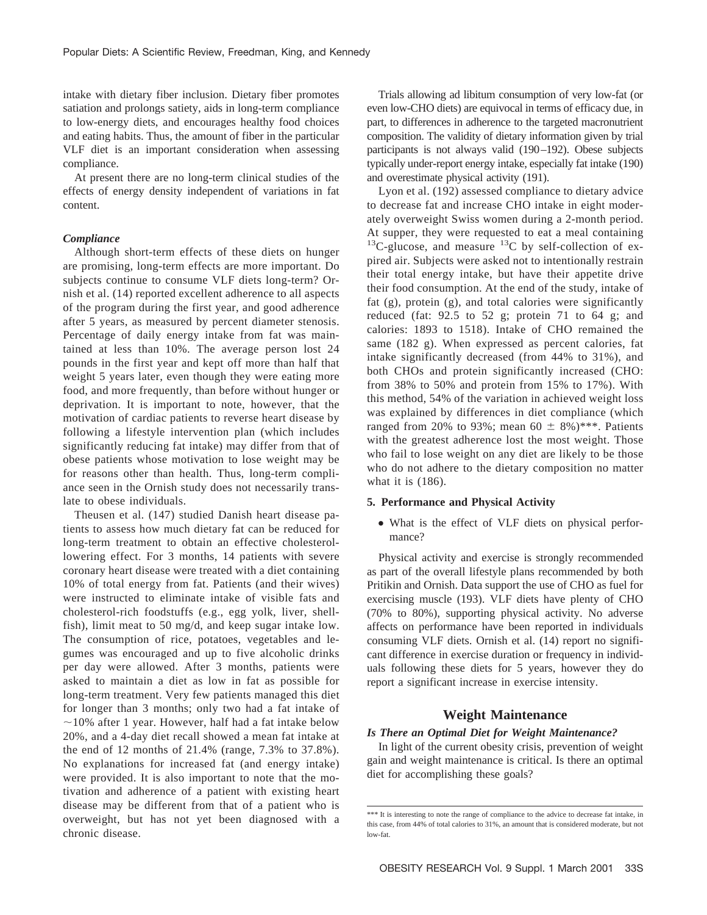intake with dietary fiber inclusion. Dietary fiber promotes satiation and prolongs satiety, aids in long-term compliance to low-energy diets, and encourages healthy food choices and eating habits. Thus, the amount of fiber in the particular VLF diet is an important consideration when assessing compliance.

At present there are no long-term clinical studies of the effects of energy density independent of variations in fat content.

#### *Compliance*

Although short-term effects of these diets on hunger are promising, long-term effects are more important. Do subjects continue to consume VLF diets long-term? Ornish et al. (14) reported excellent adherence to all aspects of the program during the first year, and good adherence after 5 years, as measured by percent diameter stenosis. Percentage of daily energy intake from fat was maintained at less than 10%. The average person lost 24 pounds in the first year and kept off more than half that weight 5 years later, even though they were eating more food, and more frequently, than before without hunger or deprivation. It is important to note, however, that the motivation of cardiac patients to reverse heart disease by following a lifestyle intervention plan (which includes significantly reducing fat intake) may differ from that of obese patients whose motivation to lose weight may be for reasons other than health. Thus, long-term compliance seen in the Ornish study does not necessarily translate to obese individuals.

Theusen et al. (147) studied Danish heart disease patients to assess how much dietary fat can be reduced for long-term treatment to obtain an effective cholesterol-lowering effect. For 3 months, 14 patients with severe coronary heart disease were treated with a diet containing 10% of total energy from fat. Patients (and their wives) were instructed to eliminate intake of visible fats and cholesterol-rich foodstuffs (e.g., egg yolk, liver, shellfish), limit meat to 50 mg/d, and keep sugar intake low. The consumption of rice, potatoes, vegetables and legumes was encouraged and up to five alcoholic drinks per day were allowed. After 3 months, patients were asked to maintain a diet as low in fat as possible for long-term treatment. Very few patients managed this diet for longer than 3 months; only two had a fat intake of ~10% after 1 year. However, half had a fat intake below 20%, and a 4-day diet recall showed a mean fat intake at the end of 12 months of 21.4% (range, 7.3% to 37.8%). No explanations for increased fat (and energy intake) were provided. It is also important to note that the motivation and adherence of a patient with existing heart disease may be different from that of a patient who is overweight, but has not yet been diagnosed with a chronic disease.

Trials allowing ad libitum consumption of very low-fat (or even low-CHO diets) are equivocal in terms of efficacy due, in part, to differences in adherence to the targeted macronutrient composition. The validity of dietary information given by trial participants is not always valid (190–192). Obese subjects typically under-report energy intake, especially fat intake (190) and overestimate physical activity (191).

Lyon et al. (192) assessed compliance to dietary advice to decrease fat and increase CHO intake in eight moderately overweight Swiss women during a 2-month period. At supper, they were requested to eat a meal containing $^{13}$C-glucose, and measure $^{13}$C by self-collection of expired air. Subjects were asked not to intentionally restrain their total energy intake, but have their appetite drive their food consumption. At the end of the study, intake of fat (g), protein (g), and total calories were significantly reduced (fat: 92.5 to 52 g; protein 71 to 64 g; and calories: 1893 to 1518). Intake of CHO remained the same (182 g). When expressed as percent calories, fat intake significantly decreased (from 44% to 31%), and both CHOs and protein significantly increased (CHO: from 38% to 50% and protein from 15% to 17%). With this method, 54% of the variation in achieved weight loss was explained by differences in diet compliance (which ranged from 20% to 93%; mean 60 ± 8%)***. Patients with the greatest adherence lost the most weight. Those who fail to lose weight on any diet are likely to be those who do not adhere to the dietary composition no matter what it is (186).

#### 5. Performance and Physical Activity

- What is the effect of VLF diets on physical performance?

Physical activity and exercise is strongly recommended as part of the overall lifestyle plans recommended by both Pritikin and Ornish. Data support the use of CHO as fuel for exercising muscle (193). VLF diets have plenty of CHO (70% to 80%), supporting physical activity. No adverse affects on performance have been reported in individuals consuming VLF diets. Ornish et al. (14) report no significant difference in exercise duration or frequency in individuals following these diets for 5 years, however they do report a significant increase in exercise intensity.

## Weight Maintenance

### *Is There an Optimal Diet for Weight Maintenance?*

In light of the current obesity crisis, prevention of weight gain and weight maintenance is critical. Is there an optimal diet for accomplishing these goals?

*** It is interesting to note the range of compliance to the advice to decrease fat intake, in this case, from 44% of total calories to 31%, an amount that is considered moderate, but not low-fat.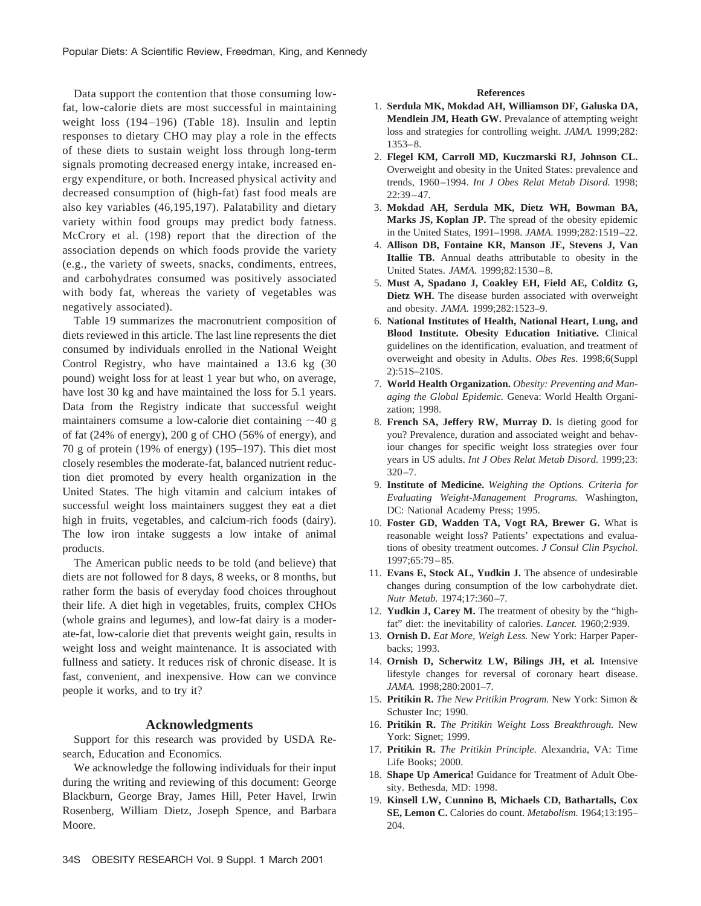Data support the contention that those consuming low-fat, low-calorie diets are most successful in maintaining weight loss (194–196) (Table 18). Insulin and leptin responses to dietary CHO may play a role in the effects of these diets to sustain weight loss through long-term signals promoting decreased energy intake, increased energy expenditure, or both. Increased physical activity and decreased consumption of (high-fat) fast food meals are also key variables (46,195,197). Palatability and dietary variety within food groups may predict body fatness. McCrory et al. (198) report that the direction of the association depends on which foods provide the variety (e.g., the variety of sweets, snacks, condiments, entrees, and carbohydrates consumed was positively associated with body fat, whereas the variety of vegetables was negatively associated).

Table 19 summarizes the macronutrient composition of diets reviewed in this article. The last line represents the diet consumed by individuals enrolled in the National Weight Control Registry, who have maintained a 13.6 kg (30 pound) weight loss for at least 1 year but who, on average, have lost 30 kg and have maintained the loss for 5.1 years. Data from the Registry indicate that successful weight maintainers comsume a low-calorie diet containing ~40 g of fat (24% of energy), 200 g of CHO (56% of energy), and 70 g of protein (19% of energy) (195–197). This diet most closely resembles the moderate-fat, balanced nutrient reduction diet promoted by every health organization in the United States. The high vitamin and calcium intakes of successful weight loss maintainers suggest they eat a diet high in fruits, vegetables, and calcium-rich foods (dairy). The low iron intake suggests a low intake of animal products.

The American public needs to be told (and believe) that diets are not followed for 8 days, 8 weeks, or 8 months, but rather form the basis of everyday food choices throughout their life. A diet high in vegetables, fruits, complex CHOs (whole grains and legumes), and low-fat dairy is a moderate-fat, low-calorie diet that prevents weight gain, results in weight loss and weight maintenance. It is associated with fullness and satiety. It reduces risk of chronic disease. It is fast, convenient, and inexpensive. How can we convince people it works, and to try it?

## Acknowledgments

Support for this research was provided by USDA Research, Education and Economics.

We acknowledge the following individuals for their input during the writing and reviewing of this document: George Blackburn, George Bray, James Hill, Peter Havel, Irwin Rosenberg, William Dietz, Joseph Spence, and Barbara Moore.

## References

1. **Serdula MK, Mokdad AH, Williamson DF, Galuska DA, Mendlein JM, Heath GW.** Prevalance of attempting weight loss and strategies for controlling weight. *JAMA.* 1999;282: 1353–8.
2. **Flegel KM, Carroll MD, Kuczmarski RJ, Johnson CL.** Overweight and obesity in the United States: prevalence and trends, 1960–1994. *Int J Obes Relat Metab Disord.* 1998; 22:39–47.
3. **Mokdad AH, Serdula MK, Dietz WH, Bowman BA, Marks JS, Koplan JP.** The spread of the obesity epidemic in the United States, 1991–1998. *JAMA.* 1999;282:1519–22.
4. **Allison DB, Fontaine KR, Manson JE, Stevens J, Van Itallie TB.** Annual deaths attributable to obesity in the United States. *JAMA.* 1999;82:1530–8.
5. **Must A, Spadano J, Coakley EH, Field AE, Colditz G, Dietz WH.** The disease burden associated with overweight and obesity. *JAMA.* 1999;282:1523–9.
6. **National Institutes of Health, National Heart, Lung, and Blood Institute. Obesity Education Initiative.** Clinical guidelines on the identification, evaluation, and treatment of overweight and obesity in Adults. *Obes Res.* 1998;6(Suppl 2):51S–210S.
7. **World Health Organization.** *Obesity: Preventing and Managing the Global Epidemic.* Geneva: World Health Organization; 1998.
8. **French SA, Jeffery RW, Murray D.** Is dieting good for you? Prevalence, duration and associated weight and behaviour changes for specific weight loss strategies over four years in US adults. *Int J Obes Relat Metab Disord.* 1999;23: 320–7.
9. **Institute of Medicine.** *Weighing the Options. Criteria for Evaluating Weight-Management Programs.* Washington, DC: National Academy Press; 1995.
10. **Foster GD, Wadden TA, Vogt RA, Brewer G.** What is reasonable weight loss? Patients' expectations and evaluations of obesity treatment outcomes. *J Consul Clin Psychol.* 1997;65:79–85.
11. **Evans E, Stock AL, Yudkin J.** The absence of undesirable changes during consumption of the low carbohydrate diet. *Nutr Metab.* 1974;17:360–7.
12. **Yudkin J, Carey M.** The treatment of obesity by the "high-fat" diet: the inevitability of calories. *Lancet.* 1960;2:939.
13. **Ornish D.** *Eat More, Weigh Less.* New York: Harper Paperbacks; 1993.
14. **Ornish D, Scherwitz LW, Bilings JH, et al.** Intensive lifestyle changes for reversal of coronary heart disease. *JAMA.* 1998;280:2001–7.
15. **Pritikin R.** *The New Pritikin Program.* New York: Simon & Schuster Inc; 1990.
16. **Pritikin R.** *The Pritikin Weight Loss Breakthrough.* New York: Signet; 1999.
17. **Pritikin R.** *The Pritikin Principle.* Alexandria, VA: Time Life Books; 2000.
18. **Shape Up America!** Guidance for Treatment of Adult Obesity. Bethesda, MD: 1998.
19. **Kinsell LW, Cunnino B, Michaels CD, Bathartalls, Cox SE, Lemon C.** Calories do count. *Metabolism.* 1964;13:195–204.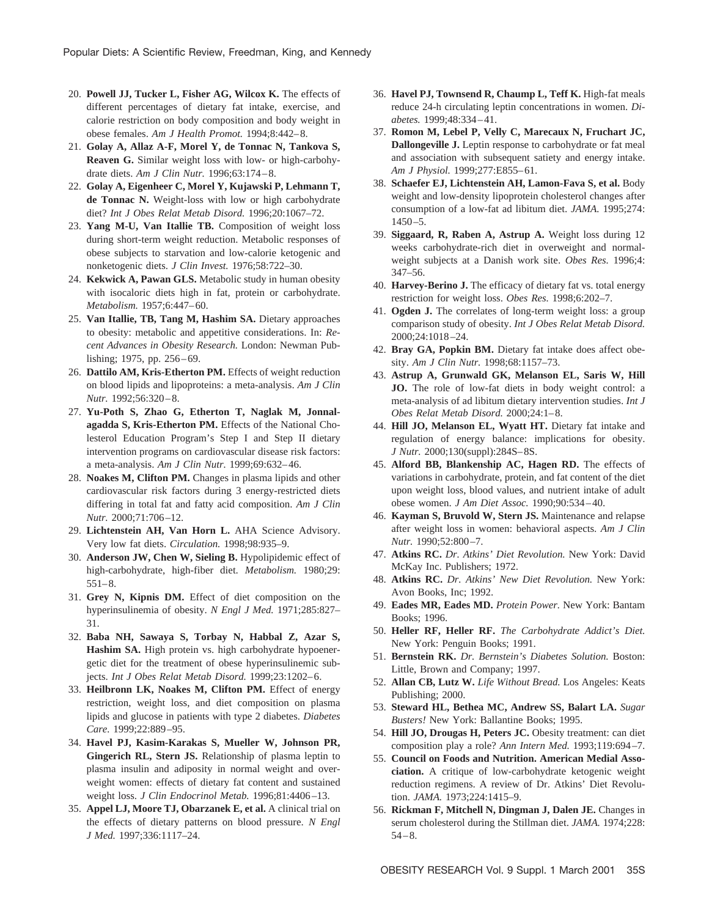20. **Powell JJ, Tucker L, Fisher AG, Wilcox K.** The effects of different percentages of dietary fat intake, exercise, and calorie restriction on body composition and body weight in obese females. *Am J Health Promot.* 1994;8:442–8.
21. **Golay A, Allaz A-F, Morel Y, de Tonnac N, Tankova S, Reaven G.** Similar weight loss with low- or high-carbohydrate diets. *Am J Clin Nutr.* 1996;63:174–8.
22. **Golay A, Eigenheer C, Morel Y, Kujawski P, Lehmann T, de Tonnac N.** Weight-loss with low or high carbohydrate diet? *Int J Obes Relat Metab Disord.* 1996;20:1067–72.
23. **Yang M-U, Van Itallie TB.** Composition of weight loss during short-term weight reduction. Metabolic responses of obese subjects to starvation and low-calorie ketogenic and nonketogenic diets. *J Clin Invest.* 1976;58:722–30.
24. **Kekwick A, Pawan GLS.** Metabolic study in human obesity with isocaloric diets high in fat, protein or carbohydrate. *Metabolism.* 1957;6:447–60.
25. **Van Itallie, TB, Tang M, Hashim SA.** Dietary approaches to obesity: metabolic and appetitive considerations. In: *Recent Advances in Obesity Research.* London: Newman Publishing; 1975, pp. 256–69.
26. **Dattilo AM, Kris-Etherton PM.** Effects of weight reduction on blood lipids and lipoproteins: a meta-analysis. *Am J Clin Nutr.* 1992;56:320–8.
27. **Yu-Poth S, Zhao G, Etherton T, Naglak M, Jonnalagadda S, Kris-Etherton PM.** Effects of the National Cholesterol Education Program's Step I and Step II dietary intervention programs on cardiovascular disease risk factors: a meta-analysis. *Am J Clin Nutr.* 1999;69:632–46.
28. **Noakes M, Clifton PM.** Changes in plasma lipids and other cardiovascular risk factors during 3 energy-restricted diets differing in total fat and fatty acid composition. *Am J Clin Nutr.* 2000;71:706–12.
29. **Lichtenstein AH, Van Horn L.** AHA Science Advisory. Very low fat diets. *Circulation.* 1998;98:935–9.
30. **Anderson JW, Chen W, Sieling B.** Hypolipidemic effect of high-carbohydrate, high-fiber diet. *Metabolism.* 1980;29: 551–8.
31. **Grey N, Kipnis DM.** Effect of diet composition on the hyperinsulinemia of obesity. *N Engl J Med.* 1971;285:827–31.
32. **Baba NH, Sawaya S, Torbay N, Habbal Z, Azar S, Hashim SA.** High protein vs. high carbohydrate hypoenergetic diet for the treatment of obese hyperinsulinemic subjects. *Int J Obes Relat Metab Disord.* 1999;23:1202–6.
33. **Heilbronn LK, Noakes M, Clifton PM.** Effect of energy restriction, weight loss, and diet composition on plasma lipids and glucose in patients with type 2 diabetes. *Diabetes Care.* 1999;22:889–95.
34. **Havel PJ, Kasim-Karakas S, Mueller W, Johnson PR, Gingerich RL, Stern JS.** Relationship of plasma leptin to plasma insulin and adiposity in normal weight and overweight women: effects of dietary fat content and sustained weight loss. *J Clin Endocrinol Metab.* 1996;81:4406–13.
35. **Appel LJ, Moore TJ, Obarzanek E, et al.** A clinical trial on the effects of dietary patterns on blood pressure. *N Engl J Med.* 1997;336:1117–24.
36. **Havel PJ, Townsend R, Chaump L, Teff K.** High-fat meals reduce 24-h circulating leptin concentrations in women. *Diabetes.* 1999;48:334–41.
37. **Romon M, Lebel P, Velly C, Marecaux N, Fruchart JC, Dallongeville J.** Leptin response to carbohydrate or fat meal and association with subsequent satiety and energy intake. *Am J Physiol.* 1999;277:E855–61.
38. **Schaefer EJ, Lichtenstein AH, Lamon-Fava S, et al.** Body weight and low-density lipoprotein cholesterol changes after consumption of a low-fat ad libitum diet. *JAMA.* 1995;274: 1450–5.
39. **Siggaard, R, Raben A, Astrup A.** Weight loss during 12 weeks carbohydrate-rich diet in overweight and normal-weight subjects at a Danish work site. *Obes Res.* 1996;4: 347–56.
40. **Harvey-Berino J.** The efficacy of dietary fat vs. total energy restriction for weight loss. *Obes Res.* 1998;6:202–7.
41. **Ogden J.** The correlates of long-term weight loss: a group comparison study of obesity. *Int J Obes Relat Metab Disord.* 2000;24:1018–24.
42. **Bray GA, Popkin BM.** Dietary fat intake does affect obesity. *Am J Clin Nutr.* 1998;68:1157–73.
43. **Astrup A, Grunwald GK, Melanson EL, Saris W, Hill JO.** The role of low-fat diets in body weight control: a meta-analysis of ad libitum dietary intervention studies. *Int J Obes Relat Metab Disord.* 2000;24:1–8.
44. **Hill JO, Melanson EL, Wyatt HT.** Dietary fat intake and regulation of energy balance: implications for obesity. *J Nutr.* 2000;130(suppl):284S–8S.
45. **Alford BB, Blankenship AC, Hagen RD.** The effects of variations in carbohydrate, protein, and fat content of the diet upon weight loss, blood values, and nutrient intake of adult obese women. *J Am Diet Assoc.* 1990;90:534–40.
46. **Kayman S, Bruvold W, Stern JS.** Maintenance and relapse after weight loss in women: behavioral aspects. *Am J Clin Nutr.* 1990;52:800–7.
47. **Atkins RC.** *Dr. Atkins' Diet Revolution.* New York: David McKay Inc. Publishers; 1972.
48. **Atkins RC.** *Dr. Atkins' New Diet Revolution.* New York: Avon Books, Inc; 1992.
49. **Eades MR, Eades MD.** *Protein Power.* New York: Bantam Books; 1996.
50. **Heller RF, Heller RF.** *The Carbohydrate Addict's Diet.* New York: Penguin Books; 1991.
51. **Bernstein RK.** *Dr. Bernstein's Diabetes Solution.* Boston: Little, Brown and Company; 1997.
52. **Allan CB, Lutz W.** *Life Without Bread.* Los Angeles: Keats Publishing; 2000.
53. **Steward HL, Bethea MC, Andrew SS, Balart LA.** *Sugar Busters!* New York: Ballantine Books; 1995.
54. **Hill JO, Drougas H, Peters JC.** Obesity treatment: can diet composition play a role? *Ann Intern Med.* 1993;119:694–7.
55. **Council on Foods and Nutrition. American Medial Association.** A critique of low-carbohydrate ketogenic weight reduction regimens. A review of Dr. Atkins' Diet Revolution. *JAMA.* 1973;224:1415–9.
56. **Rickman F, Mitchell N, Dingman J, Dalen JE.** Changes in serum cholesterol during the Stillman diet. *JAMA.* 1974;228: 54–8.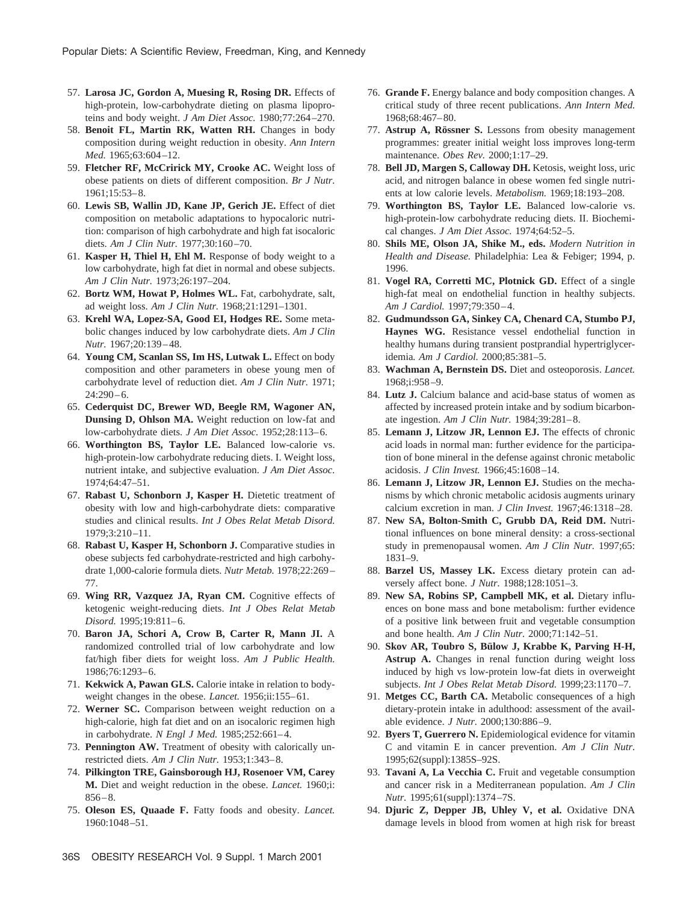57. **Larosa JC, Gordon A, Muesing R, Rosing DR.** Effects of high-protein, low-carbohydrate dieting on plasma lipoproteins and body weight. *J Am Diet Assoc.* 1980;77:264–270.
58. **Benoit FL, Martin RK, Watten RH.** Changes in body composition during weight reduction in obesity. *Ann Intern Med.* 1965;63:604–12.
59. **Fletcher RF, McCririck MY, Crooke AC.** Weight loss of obese patients on diets of different composition. *Br J Nutr.* 1961;15:53–8.
60. **Lewis SB, Wallin JD, Kane JP, Gerich JE.** Effect of diet composition on metabolic adaptations to hypocaloric nutrition: comparison of high carbohydrate and high fat isocaloric diets. *Am J Clin Nutr.* 1977;30:160–70.
61. **Kasper H, Thiel H, Ehl M.** Response of body weight to a low carbohydrate, high fat diet in normal and obese subjects. *Am J Clin Nutr.* 1973;26:197–204.
62. **Bortz WM, Howat P, Holmes WL.** Fat, carbohydrate, salt, ad weight loss. *Am J Clin Nutr.* 1968;21:1291–1301.
63. **Krehl WA, Lopez-SA, Good EI, Hodges RE.** Some metabolic changes induced by low carbohydrate diets. *Am J Clin Nutr.* 1967;20:139–48.
64. **Young CM, Scanlan SS, Im HS, Lutwak L.** Effect on body composition and other parameters in obese young men of carbohydrate level of reduction diet. *Am J Clin Nutr.* 1971; 24:290–6.
65. **Cederquist DC, Brewer WD, Beegle RM, Wagoner AN, Dunsing D, Ohlson MA.** Weight reduction on low-fat and low-carbohydrate diets. *J Am Diet Assoc.* 1952;28:113–6.
66. **Worthington BS, Taylor LE.** Balanced low-calorie vs. high-protein-low carbohydrate reducing diets. I. Weight loss, nutrient intake, and subjective evaluation. *J Am Diet Assoc.* 1974;64:47–51.
67. **Rabast U, Schonborn J, Kasper H.** Dietetic treatment of obesity with low and high-carbohydrate diets: comparative studies and clinical results. *Int J Obes Relat Metab Disord.* 1979;3:210–11.
68. **Rabast U, Kasper H, Schonborn J.** Comparative studies in obese subjects fed carbohydrate-restricted and high carbohydrate 1,000-calorie formula diets. *Nutr Metab.* 1978;22:269–77.
69. **Wing RR, Vazquez JA, Ryan CM.** Cognitive effects of ketogenic weight-reducing diets. *Int J Obes Relat Metab Disord.* 1995;19:811–6.
70. **Baron JA, Schori A, Crow B, Carter R, Mann JI.** A randomized controlled trial of low carbohydrate and low fat/high fiber diets for weight loss. *Am J Public Health.* 1986;76:1293–6.
71. **Kekwick A, Pawan GLS.** Calorie intake in relation to body-weight changes in the obese. *Lancet.* 1956;ii:155–61.
72. **Werner SC.** Comparison between weight reduction on a high-calorie, high fat diet and on an isocaloric regimen high in carbohydrate. *N Engl J Med.* 1985;252:661–4.
73. **Pennington AW.** Treatment of obesity with calorically unrestricted diets. *Am J Clin Nutr.* 1953;1:343–8.
74. **Pilkington TRE, Gainsborough HJ, Rosenoer VM, Carey M.** Diet and weight reduction in the obese. *Lancet.* 1960;i: 856–8.
75. **Oleson ES, Quaade F.** Fatty foods and obesity. *Lancet.* 1960:1048–51.
76. **Grande F.** Energy balance and body composition changes. A critical study of three recent publications. *Ann Intern Med.* 1968;68:467–80.
77. **Astrup A, Rössner S.** Lessons from obesity management programmes: greater initial weight loss improves long-term maintenance. *Obes Rev.* 2000;1:17–29.
78. **Bell JD, Margen S, Calloway DH.** Ketosis, weight loss, uric acid, and nitrogen balance in obese women fed single nutrients at low calorie levels. *Metabolism.* 1969;18:193–208.
79. **Worthington BS, Taylor LE.** Balanced low-calorie vs. high-protein-low carbohydrate reducing diets. II. Biochemical changes. *J Am Diet Assoc.* 1974;64:52–5.
80. **Shils ME, Olson JA, Shike M., eds.** *Modern Nutrition in Health and Disease.* Philadelphia: Lea & Febiger; 1994, p. 1996.
81. **Vogel RA, Corretti MC, Plotnick GD.** Effect of a single high-fat meal on endothelial function in healthy subjects. *Am J Cardiol.* 1997;79:350–4.
82. **Gudmundsson GA, Sinkey CA, Chenard CA, Stumbo PJ, Haynes WG.** Resistance vessel endothelial function in healthy humans during transient postprandial hypertriglyceridemia. *Am J Cardiol.* 2000;85:381–5.
83. **Wachman A, Bernstein DS.** Diet and osteoporosis. *Lancet.* 1968;i:958–9.
84. **Lutz J.** Calcium balance and acid-base status of women as affected by increased protein intake and by sodium bicarbonate ingestion. *Am J Clin Nutr.* 1984;39:281–8.
85. **Lemann J, Litzow JR, Lennon EJ.** The effects of chronic acid loads in normal man: further evidence for the participation of bone mineral in the defense against chronic metabolic acidosis. *J Clin Invest.* 1966;45:1608–14.
86. **Lemann J, Litzow JR, Lennon EJ.** Studies on the mechanisms by which chronic metabolic acidosis augments urinary calcium excretion in man. *J Clin Invest.* 1967;46:1318–28.
87. **New SA, Bolton-Smith C, Grubb DA, Reid DM.** Nutritional influences on bone mineral density: a cross-sectional study in premenopausal women. *Am J Clin Nutr.* 1997;65: 1831–9.
88. **Barzel US, Massey LK.** Excess dietary protein can adversely affect bone. *J Nutr.* 1988;128:1051–3.
89. **New SA, Robins SP, Campbell MK, et al.** Dietary influences on bone mass and bone metabolism: further evidence of a positive link between fruit and vegetable consumption and bone health. *Am J Clin Nutr.* 2000;71:142–51.
90. **Skov AR, Toubro S, Bülow J, Krabbe K, Parving H-H, Astrup A.** Changes in renal function during weight loss induced by high vs low-protein low-fat diets in overweight subjects. *Int J Obes Relat Metab Disord.* 1999;23:1170–7.
91. **Metges CC, Barth CA.** Metabolic consequences of a high dietary-protein intake in adulthood: assessment of the available evidence. *J Nutr.* 2000;130:886–9.
92. **Byers T, Guerrero N.** Epidemiological evidence for vitamin C and vitamin E in cancer prevention. *Am J Clin Nutr.* 1995;62(suppl):1385S–92S.
93. **Tavani A, La Vecchia C.** Fruit and vegetable consumption and cancer risk in a Mediterranean population. *Am J Clin Nutr.* 1995;61(suppl):1374–7S.
94. **Djuric Z, Depper JB, Uhley V, et al.** Oxidative DNA damage levels in blood from women at high risk for breast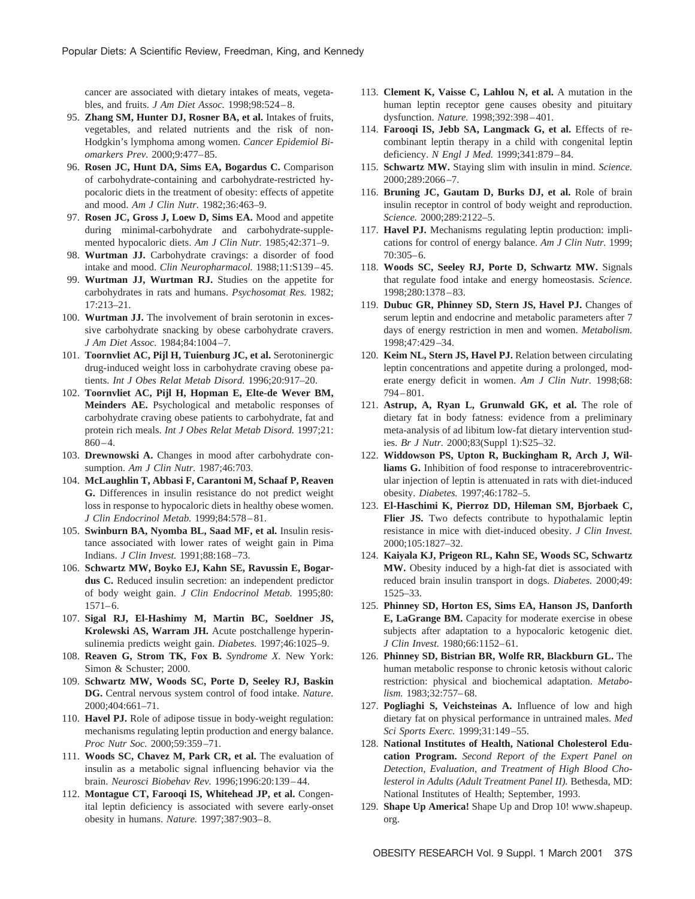cancer are associated with dietary intakes of meats, vegetables, and fruits. *J Am Diet Assoc.* 1998;98:524–8.

95. **Zhang SM, Hunter DJ, Rosner BA, et al.** Intakes of fruits, vegetables, and related nutrients and the risk of non-Hodgkin's lymphoma among women. *Cancer Epidemiol Biomarkers Prev.* 2000;9:477–85.
96. **Rosen JC, Hunt DA, Sims EA, Bogardus C.** Comparison of carbohydrate-containing and carbohydrate-restricted hypocaloric diets in the treatment of obesity: effects of appetite and mood. *Am J Clin Nutr.* 1982;36:463–9.
97. **Rosen JC, Gross J, Loew D, Sims EA.** Mood and appetite during minimal-carbohydrate and carbohydrate-supplemented hypocaloric diets. *Am J Clin Nutr.* 1985;42:371–9.
98. **Wurtman JJ.** Carbohydrate cravings: a disorder of food intake and mood. *Clin Neuropharmacol.* 1988;11:S139–45.
99. **Wurtman JJ, Wurtman RJ.** Studies on the appetite for carbohydrates in rats and humans. *Psychosomat Res.* 1982; 17:213–21.
100. **Wurtman JJ.** The involvement of brain serotonin in excessive carbohydrate snacking by obese carbohydrate cravers. *J Am Diet Assoc.* 1984;84:1004–7.
101. **Toornvliet AC, Pijl H, Tuienburg JC, et al.** Serotoninergic drug-induced weight loss in carbohydrate craving obese patients. *Int J Obes Relat Metab Disord.* 1996;20:917–20.
102. **Toornvliet AC, Pijl H, Hopman E, Elte-de Wever BM, Meinders AE.** Psychological and metabolic responses of carbohydrate craving obese patients to carbohydrate, fat and protein rich meals. *Int J Obes Relat Metab Disord.* 1997;21: 860–4.
103. **Drewnowski A.** Changes in mood after carbohydrate consumption. *Am J Clin Nutr.* 1987;46:703.
104. **McLaughlin T, Abbasi F, Carantoni M, Schaaf P, Reaven G.** Differences in insulin resistance do not predict weight loss in response to hypocaloric diets in healthy obese women. *J Clin Endocrinol Metab.* 1999;84:578–81.
105. **Swinburn BA, Nyomba BL, Saad MF, et al.** Insulin resistance associated with lower rates of weight gain in Pima Indians. *J Clin Invest.* 1991;88:168–73.
106. **Schwartz MW, Boyko EJ, Kahn SE, Ravussin E, Bogardus C.** Reduced insulin secretion: an independent predictor of body weight gain. *J Clin Endocrinol Metab.* 1995;80: 1571–6.
107. **Sigal RJ, El-Hashimy M, Martin BC, Soeldner JS, Krolewski AS, Warram JH.** Acute postchallenge hyperinsulinemia predicts weight gain. *Diabetes.* 1997;46:1025–9.
108. **Reaven G, Strom TK, Fox B.** *Syndrome X.* New York: Simon & Schuster; 2000.
109. **Schwartz MW, Woods SC, Porte D, Seeley RJ, Baskin DG.** Central nervous system control of food intake. *Nature.* 2000;404:661–71.
110. **Havel PJ.** Role of adipose tissue in body-weight regulation: mechanisms regulating leptin production and energy balance. *Proc Nutr Soc.* 2000;59:359–71.
111. **Woods SC, Chavez M, Park CR, et al.** The evaluation of insulin as a metabolic signal influencing behavior via the brain. *Neurosci Biobehav Rev.* 1996;1996:20:139–44.
112. **Montague CT, Farooqi IS, Whitehead JP, et al.** Congenital leptin deficiency is associated with severe early-onset obesity in humans. *Nature.* 1997;387:903–8.
113. **Clement K, Vaisse C, Lahlou N, et al.** A mutation in the human leptin receptor gene causes obesity and pituitary dysfunction. *Nature.* 1998;392:398–401.
114. **Farooqi IS, Jebb SA, Langmack G, et al.** Effects of recombinant leptin therapy in a child with congenital leptin deficiency. *N Engl J Med.* 1999;341:879–84.
115. **Schwartz MW.** Staying slim with insulin in mind. *Science.* 2000;289:2066–7.
116. **Bruning JC, Gautam D, Burks DJ, et al.** Role of brain insulin receptor in control of body weight and reproduction. *Science.* 2000;289:2122–5.
117. **Havel PJ.** Mechanisms regulating leptin production: implications for control of energy balance. *Am J Clin Nutr.* 1999; 70:305–6.
118. **Woods SC, Seeley RJ, Porte D, Schwartz MW.** Signals that regulate food intake and energy homeostasis. *Science.* 1998;280:1378–83.
119. **Dubuc GR, Phinney SD, Stern JS, Havel PJ.** Changes of serum leptin and endocrine and metabolic parameters after 7 days of energy restriction in men and women. *Metabolism.* 1998;47:429–34.
120. **Keim NL, Stern JS, Havel PJ.** Relation between circulating leptin concentrations and appetite during a prolonged, moderate energy deficit in women. *Am J Clin Nutr.* 1998;68: 794–801.
121. **Astrup, A, Ryan L, Grunwald GK, et al.** The role of dietary fat in body fatness: evidence from a preliminary meta-analysis of ad libitum low-fat dietary intervention studies. *Br J Nutr.* 2000;83(Suppl 1):S25–32.
122. **Widdowson PS, Upton R, Buckingham R, Arch J, Williams G.** Inhibition of food response to intracerebroventricular injection of leptin is attenuated in rats with diet-induced obesity. *Diabetes.* 1997;46:1782–5.
123. **El-Haschimi K, Pierroz DD, Hileman SM, Bjorbaek C, Flier JS.** Two defects contribute to hypothalamic leptin resistance in mice with diet-induced obesity. *J Clin Invest.* 2000;105:1827–32.
124. **Kaiyala KJ, Prigeon RL, Kahn SE, Woods SC, Schwartz MW.** Obesity induced by a high-fat diet is associated with reduced brain insulin transport in dogs. *Diabetes.* 2000;49: 1525–33.
125. **Phinney SD, Horton ES, Sims EA, Hanson JS, Danforth E, LaGrange BM.** Capacity for moderate exercise in obese subjects after adaptation to a hypocaloric ketogenic diet. *J Clin Invest.* 1980;66:1152–61.
126. **Phinney SD, Bistrian BR, Wolfe RR, Blackburn GL.** The human metabolic response to chronic ketosis without caloric restriction: physical and biochemical adaptation. *Metabolism.* 1983;32:757–68.
127. **Pogliaghi S, Veichsteinas A.** Influence of low and high dietary fat on physical performance in untrained males. *Med Sci Sports Exerc.* 1999;31:149–55.
128. **National Institutes of Health, National Cholesterol Education Program.** *Second Report of the Expert Panel on Detection, Evaluation, and Treatment of High Blood Cholesterol in Adults (Adult Treatment Panel II).* Bethesda, MD: National Institutes of Health; September, 1993.
129. **Shape Up America!** Shape Up and Drop 10! www.shapeup.org.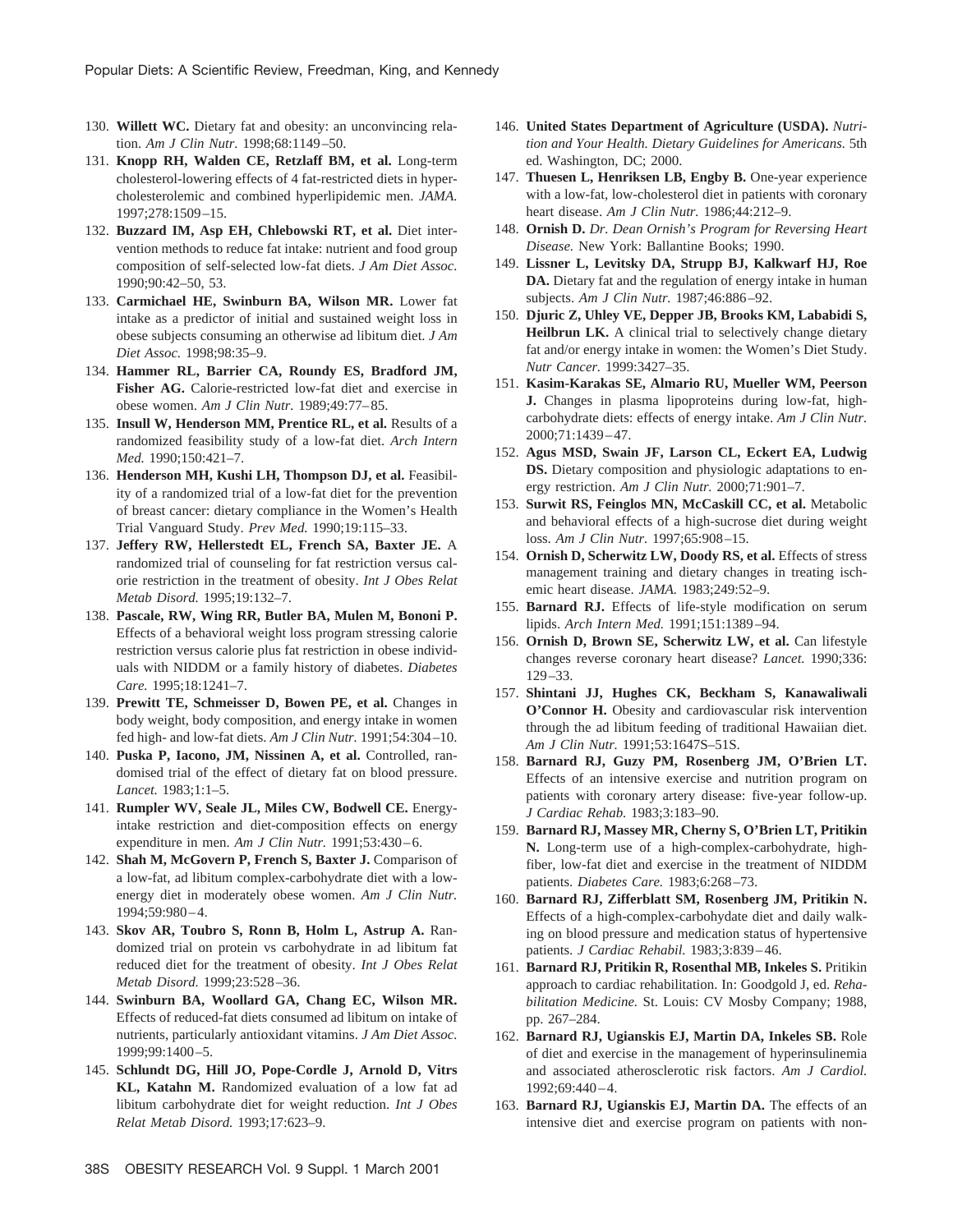130. **Willett WC.** Dietary fat and obesity: an unconvincing relation. *Am J Clin Nutr.* 1998;68:1149–50.
131. **Knopp RH, Walden CE, Retzlaff BM, et al.** Long-term cholesterol-lowering effects of 4 fat-restricted diets in hypercholesterolemic and combined hyperlipidemic men. *JAMA.* 1997;278:1509–15.
132. **Buzzard IM, Asp EH, Chlebowski RT, et al.** Diet intervention methods to reduce fat intake: nutrient and food group composition of self-selected low-fat diets. *J Am Diet Assoc.* 1990;90:42–50, 53.
133. **Carmichael HE, Swinburn BA, Wilson MR.** Lower fat intake as a predictor of initial and sustained weight loss in obese subjects consuming an otherwise ad libitum diet. *J Am Diet Assoc.* 1998;98:35–9.
134. **Hammer RL, Barrier CA, Roundy ES, Bradford JM, Fisher AG.** Calorie-restricted low-fat diet and exercise in obese women. *Am J Clin Nutr.* 1989;49:77–85.
135. **Insull W, Henderson MM, Prentice RL, et al.** Results of a randomized feasibility study of a low-fat diet. *Arch Intern Med.* 1990;150:421–7.
136. **Henderson MH, Kushi LH, Thompson DJ, et al.** Feasibility of a randomized trial of a low-fat diet for the prevention of breast cancer: dietary compliance in the Women's Health Trial Vanguard Study. *Prev Med.* 1990;19:115–33.
137. **Jeffery RW, Hellerstedt EL, French SA, Baxter JE.** A randomized trial of counseling for fat restriction versus calorie restriction in the treatment of obesity. *Int J Obes Relat Metab Disord.* 1995;19:132–7.
138. **Pascale, RW, Wing RR, Butler BA, Mulen M, Bononi P.** Effects of a behavioral weight loss program stressing calorie restriction versus calorie plus fat restriction in obese individuals with NIDDM or a family history of diabetes. *Diabetes Care.* 1995;18:1241–7.
139. **Prewitt TE, Schmeisser D, Bowen PE, et al.** Changes in body weight, body composition, and energy intake in women fed high- and low-fat diets. *Am J Clin Nutr.* 1991;54:304–10.
140. **Puska P, Iacono, JM, Nissinen A, et al.** Controlled, randomised trial of the effect of dietary fat on blood pressure. *Lancet.* 1983;1:1–5.
141. **Rumpler WV, Seale JL, Miles CW, Bodwell CE.** Energy-intake restriction and diet-composition effects on energy expenditure in men. *Am J Clin Nutr.* 1991;53:430–6.
142. **Shah M, McGovern P, French S, Baxter J.** Comparison of a low-fat, ad libitum complex-carbohydrate diet with a low-energy diet in moderately obese women. *Am J Clin Nutr.* 1994;59:980–4.
143. **Skov AR, Toubro S, Ronn B, Holm L, Astrup A.** Randomized trial on protein vs carbohydrate in ad libitum fat reduced diet for the treatment of obesity. *Int J Obes Relat Metab Disord.* 1999;23:528–36.
144. **Swinburn BA, Woollard GA, Chang EC, Wilson MR.** Effects of reduced-fat diets consumed ad libitum on intake of nutrients, particularly antioxidant vitamins. *J Am Diet Assoc.* 1999;99:1400–5.
145. **Schlundt DG, Hill JO, Pope-Cordle J, Arnold D, Vitrs KL, Katahn M.** Randomized evaluation of a low fat ad libitum carbohydrate diet for weight reduction. *Int J Obes Relat Metab Disord.* 1993;17:623–9.
146. **United States Department of Agriculture (USDA).** *Nutrition and Your Health. Dietary Guidelines for Americans.* 5th ed. Washington, DC; 2000.
147. **Thuesen L, Henriksen LB, Engby B.** One-year experience with a low-fat, low-cholesterol diet in patients with coronary heart disease. *Am J Clin Nutr.* 1986;44:212–9.
148. **Ornish D.** *Dr. Dean Ornish's Program for Reversing Heart Disease.* New York: Ballantine Books; 1990.
149. **Lissner L, Levitsky DA, Strupp BJ, Kalkwarf HJ, Roe DA.** Dietary fat and the regulation of energy intake in human subjects. *Am J Clin Nutr.* 1987;46:886–92.
150. **Djuric Z, Uhley VE, Depper JB, Brooks KM, Lababidi S, Heilbrun LK.** A clinical trial to selectively change dietary fat and/or energy intake in women: the Women's Diet Study. *Nutr Cancer.* 1999:3427–35.
151. **Kasim-Karakas SE, Almario RU, Mueller WM, Peerson J.** Changes in plasma lipoproteins during low-fat, high-carbohydrate diets: effects of energy intake. *Am J Clin Nutr.* 2000;71:1439–47.
152. **Agus MSD, Swain JF, Larson CL, Eckert EA, Ludwig DS.** Dietary composition and physiologic adaptations to energy restriction. *Am J Clin Nutr.* 2000;71:901–7.
153. **Surwit RS, Feinglos MN, McCaskill CC, et al.** Metabolic and behavioral effects of a high-sucrose diet during weight loss. *Am J Clin Nutr.* 1997;65:908–15.
154. **Ornish D, Scherwitz LW, Doody RS, et al.** Effects of stress management training and dietary changes in treating ischemic heart disease. *JAMA.* 1983;249:52–9.
155. **Barnard RJ.** Effects of life-style modification on serum lipids. *Arch Intern Med.* 1991;151:1389–94.
156. **Ornish D, Brown SE, Scherwitz LW, et al.** Can lifestyle changes reverse coronary heart disease? *Lancet.* 1990;336:129–33.
157. **Shintani JJ, Hughes CK, Beckham S, Kanawaliwali O'Connor H.** Obesity and cardiovascular risk intervention through the ad libitum feeding of traditional Hawaiian diet. *Am J Clin Nutr.* 1991;53:1647S–51S.
158. **Barnard RJ, Guzy PM, Rosenberg JM, O'Brien LT.** Effects of an intensive exercise and nutrition program on patients with coronary artery disease: five-year follow-up. *J Cardiac Rehab.* 1983;3:183–90.
159. **Barnard RJ, Massey MR, Cherny S, O'Brien LT, Pritikin N.** Long-term use of a high-complex-carbohydrate, high-fiber, low-fat diet and exercise in the treatment of NIDDM patients. *Diabetes Care.* 1983;6:268–73.
160. **Barnard RJ, Zifferblatt SM, Rosenberg JM, Pritikin N.** Effects of a high-complex-carbohydate diet and daily walking on blood pressure and medication status of hypertensive patients. *J Cardiac Rehabil.* 1983;3:839–46.
161. **Barnard RJ, Pritikin R, Rosenthal MB, Inkeles S.** Pritikin approach to cardiac rehabilitation. In: Goodgold J, ed. *Rehabilitation Medicine.* St. Louis: CV Mosby Company; 1988, pp. 267–284.
162. **Barnard RJ, Ugianskis EJ, Martin DA, Inkeles SB.** Role of diet and exercise in the management of hyperinsulinemia and associated atherosclerotic risk factors. *Am J Cardiol.* 1992;69:440–4.
163. **Barnard RJ, Ugianskis EJ, Martin DA.** The effects of an intensive diet and exercise program on patients with non-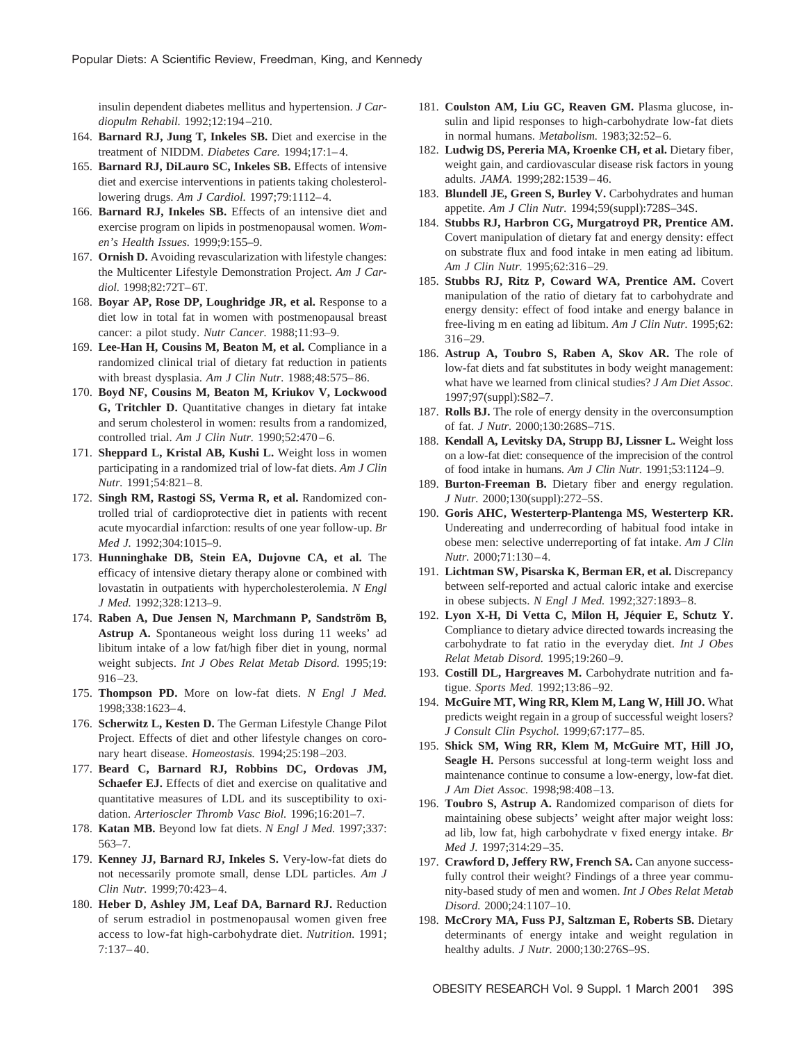insulin dependent diabetes mellitus and hypertension. *J Cardiopulm Rehabil.* 1992;12:194–210.

164. **Barnard RJ, Jung T, Inkeles SB.** Diet and exercise in the treatment of NIDDM. *Diabetes Care.* 1994;17:1–4.
165. **Barnard RJ, DiLauro SC, Inkeles SB.** Effects of intensive diet and exercise interventions in patients taking cholesterol-lowering drugs. *Am J Cardiol.* 1997;79:1112–4.
166. **Barnard RJ, Inkeles SB.** Effects of an intensive diet and exercise program on lipids in postmenopausal women. *Women's Health Issues.* 1999;9:155–9.
167. **Ornish D.** Avoiding revascularization with lifestyle changes: the Multicenter Lifestyle Demonstration Project. *Am J Cardiol.* 1998;82:72T–6T.
168. **Boyar AP, Rose DP, Loughridge JR, et al.** Response to a diet low in total fat in women with postmenopausal breast cancer: a pilot study. *Nutr Cancer.* 1988;11:93–9.
169. **Lee-Han H, Cousins M, Beaton M, et al.** Compliance in a randomized clinical trial of dietary fat reduction in patients with breast dysplasia. *Am J Clin Nutr.* 1988;48:575–86.
170. **Boyd NF, Cousins M, Beaton M, Kriukov V, Lockwood G, Tritchler D.** Quantitative changes in dietary fat intake and serum cholesterol in women: results from a randomized, controlled trial. *Am J Clin Nutr.* 1990;52:470–6.
171. **Sheppard L, Kristal AB, Kushi L.** Weight loss in women participating in a randomized trial of low-fat diets. *Am J Clin Nutr.* 1991;54:821–8.
172. **Singh RM, Rastogi SS, Verma R, et al.** Randomized controlled trial of cardioprotective diet in patients with recent acute myocardial infarction: results of one year follow-up. *Br Med J.* 1992;304:1015–9.
173. **Hunninghake DB, Stein EA, Dujovne CA, et al.** The efficacy of intensive dietary therapy alone or combined with lovastatin in outpatients with hypercholesterolemia. *N Engl J Med.* 1992;328:1213–9.
174. **Raben A, Due Jensen N, Marchmann P, Sandström B, Astrup A.** Spontaneous weight loss during 11 weeks' ad libitum intake of a low fat/high fiber diet in young, normal weight subjects. *Int J Obes Relat Metab Disord.* 1995;19: 916–23.
175. **Thompson PD.** More on low-fat diets. *N Engl J Med.* 1998;338:1623–4.
176. **Scherwitz L, Kesten D.** The German Lifestyle Change Pilot Project. Effects of diet and other lifestyle changes on coronary heart disease. *Homeostasis.* 1994;25:198–203.
177. **Beard C, Barnard RJ, Robbins DC, Ordovas JM, Schaefer EJ.** Effects of diet and exercise on qualitative and quantitative measures of LDL and its susceptibility to oxidation. *Arterioscler Thromb Vasc Biol.* 1996;16:201–7.
178. **Katan MB.** Beyond low fat diets. *N Engl J Med.* 1997;337: 563–7.
179. **Kenney JJ, Barnard RJ, Inkeles S.** Very-low-fat diets do not necessarily promote small, dense LDL particles. *Am J Clin Nutr.* 1999;70:423–4.
180. **Heber D, Ashley JM, Leaf DA, Barnard RJ.** Reduction of serum estradiol in postmenopausal women given free access to low-fat high-carbohydrate diet. *Nutrition.* 1991; 7:137–40.
181. **Coulston AM, Liu GC, Reaven GM.** Plasma glucose, insulin and lipid responses to high-carbohydrate low-fat diets in normal humans. *Metabolism.* 1983;32:52–6.
182. **Ludwig DS, Pereria MA, Kroenke CH, et al.** Dietary fiber, weight gain, and cardiovascular disease risk factors in young adults. *JAMA.* 1999;282:1539–46.
183. **Blundell JE, Green S, Burley V.** Carbohydrates and human appetite. *Am J Clin Nutr.* 1994;59(suppl):728S–34S.
184. **Stubbs RJ, Harbron CG, Murgatroyd PR, Prentice AM.** Covert manipulation of dietary fat and energy density: effect on substrate flux and food intake in men eating ad libitum. *Am J Clin Nutr.* 1995;62:316–29.
185. **Stubbs RJ, Ritz P, Coward WA, Prentice AM.** Covert manipulation of the ratio of dietary fat to carbohydrate and energy density: effect of food intake and energy balance in free-living m en eating ad libitum. *Am J Clin Nutr.* 1995;62: 316–29.
186. **Astrup A, Toubro S, Raben A, Skov AR.** The role of low-fat diets and fat substitutes in body weight management: what have we learned from clinical studies? *J Am Diet Assoc.* 1997;97(suppl):S82–7.
187. **Rolls BJ.** The role of energy density in the overconsumption of fat. *J Nutr.* 2000;130:268S–71S.
188. **Kendall A, Levitsky DA, Strupp BJ, Lissner L.** Weight loss on a low-fat diet: consequence of the imprecision of the control of food intake in humans. *Am J Clin Nutr.* 1991;53:1124–9.
189. **Burton-Freeman B.** Dietary fiber and energy regulation. *J Nutr.* 2000;130(suppl):272–5S.
190. **Goris AHC, Westerterp-Plantenga MS, Westerterp KR.** Undereating and underrecording of habitual food intake in obese men: selective underreporting of fat intake. *Am J Clin Nutr.* 2000;71:130–4.
191. **Lichtman SW, Pisarska K, Berman ER, et al.** Discrepancy between self-reported and actual caloric intake and exercise in obese subjects. *N Engl J Med.* 1992;327:1893–8.
192. **Lyon X-H, Di Vetta C, Milon H, Jéquier E, Schutz Y.** Compliance to dietary advice directed towards increasing the carbohydrate to fat ratio in the everyday diet. *Int J Obes Relat Metab Disord.* 1995;19:260–9.
193. **Costill DL, Hargreaves M.** Carbohydrate nutrition and fatigue. *Sports Med.* 1992;13:86–92.
194. **McGuire MT, Wing RR, Klem M, Lang W, Hill JO.** What predicts weight regain in a group of successful weight losers? *J Consult Clin Psychol.* 1999;67:177–85.
195. **Shick SM, Wing RR, Klem M, McGuire MT, Hill JO, Seagle H.** Persons successful at long-term weight loss and maintenance continue to consume a low-energy, low-fat diet. *J Am Diet Assoc.* 1998;98:408–13.
196. **Toubro S, Astrup A.** Randomized comparison of diets for maintaining obese subjects' weight after major weight loss: ad lib, low fat, high carbohydrate v fixed energy intake. *Br Med J.* 1997;314:29–35.
197. **Crawford D, Jeffery RW, French SA.** Can anyone successfully control their weight? Findings of a three year community-based study of men and women. *Int J Obes Relat Metab Disord.* 2000;24:1107–10.
198. **McCrory MA, Fuss PJ, Saltzman E, Roberts SB.** Dietary determinants of energy intake and weight regulation in healthy adults. *J Nutr.* 2000;130:276S–9S.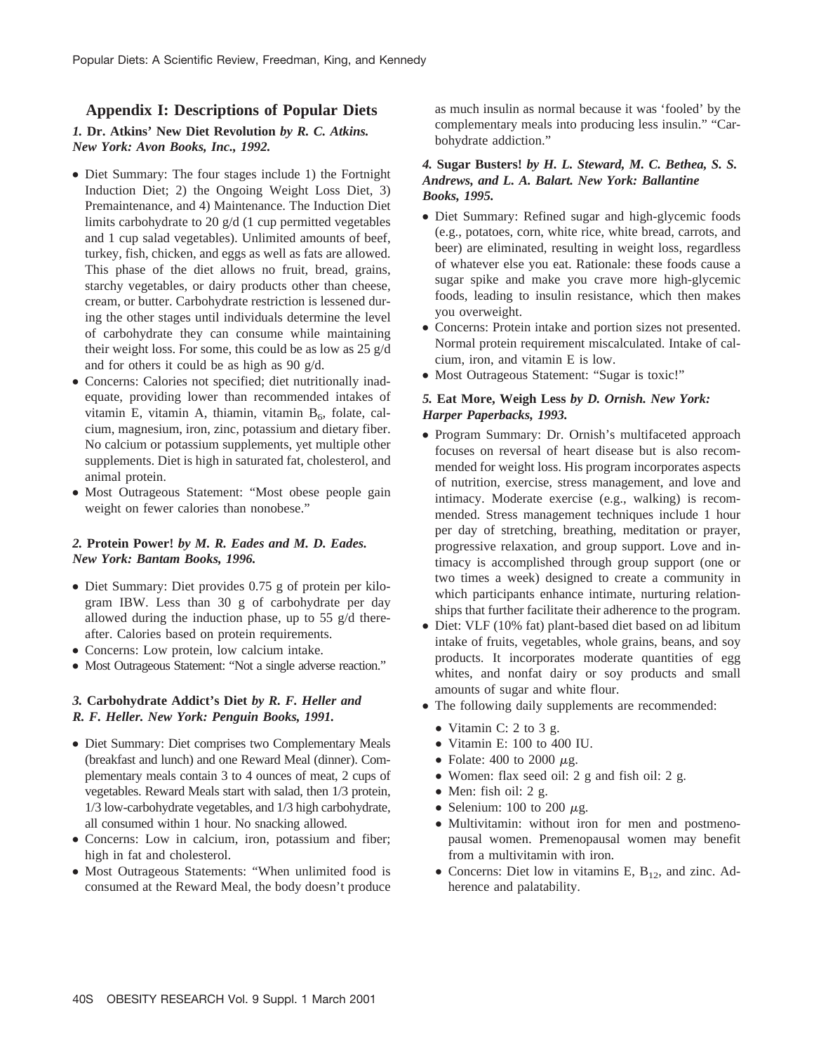## Appendix I: Descriptions of Popular Diets

### *1.* **Dr. Atkins' New Diet Revolution** *by R. C. Atkins. New York: Avon Books, Inc., 1992.*

- Diet Summary: The four stages include 1) the Fortnight Induction Diet; 2) the Ongoing Weight Loss Diet, 3) Premaintenance, and 4) Maintenance. The Induction Diet limits carbohydrate to 20 g/d (1 cup permitted vegetables and 1 cup salad vegetables). Unlimited amounts of beef, turkey, fish, chicken, and eggs as well as fats are allowed. This phase of the diet allows no fruit, bread, grains, starchy vegetables, or dairy products other than cheese, cream, or butter. Carbohydrate restriction is lessened during the other stages until individuals determine the level of carbohydrate they can consume while maintaining their weight loss. For some, this could be as low as 25 g/d and for others it could be as high as 90 g/d.
- Concerns: Calories not specified; diet nutritionally inadequate, providing lower than recommended intakes of vitamin E, vitamin A, thiamin, vitamin $B_6$, folate, calcium, magnesium, iron, zinc, potassium and dietary fiber. No calcium or potassium supplements, yet multiple other supplements. Diet is high in saturated fat, cholesterol, and animal protein.
- Most Outrageous Statement: "Most obese people gain weight on fewer calories than nonobese."

### *2.* **Protein Power!** *by M. R. Eades and M. D. Eades. New York: Bantam Books, 1996.*

- Diet Summary: Diet provides 0.75 g of protein per kilogram IBW. Less than 30 g of carbohydrate per day allowed during the induction phase, up to 55 g/d thereafter. Calories based on protein requirements.
- Concerns: Low protein, low calcium intake.
- Most Outrageous Statement: "Not a single adverse reaction."

### *3.* **Carbohydrate Addict's Diet** *by R. F. Heller and R. F. Heller. New York: Penguin Books, 1991.*

- Diet Summary: Diet comprises two Complementary Meals (breakfast and lunch) and one Reward Meal (dinner). Complementary meals contain 3 to 4 ounces of meat, 2 cups of vegetables. Reward Meals start with salad, then 1/3 protein, 1/3 low-carbohydrate vegetables, and 1/3 high carbohydrate, all consumed within 1 hour. No snacking allowed.
- Concerns: Low in calcium, iron, potassium and fiber; high in fat and cholesterol.
- Most Outrageous Statements: "When unlimited food is consumed at the Reward Meal, the body doesn't produce as much insulin as normal because it was 'fooled' by the complementary meals into producing less insulin." "Carbohydrate addiction."

### *4.* **Sugar Busters!** *by H. L. Steward, M. C. Bethea, S. S. Andrews, and L. A. Balart. New York: Ballantine Books, 1995.*

- Diet Summary: Refined sugar and high-glycemic foods (e.g., potatoes, corn, white rice, white bread, carrots, and beer) are eliminated, resulting in weight loss, regardless of whatever else you eat. Rationale: these foods cause a sugar spike and make you crave more high-glycemic foods, leading to insulin resistance, which then makes you overweight.
- Concerns: Protein intake and portion sizes not presented. Normal protein requirement miscalculated. Intake of calcium, iron, and vitamin E is low.
- Most Outrageous Statement: "Sugar is toxic!"

### *5.* **Eat More, Weigh Less** *by D. Ornish. New York: Harper Paperbacks, 1993.*

- Program Summary: Dr. Ornish's multifaceted approach focuses on reversal of heart disease but is also recommended for weight loss. His program incorporates aspects of nutrition, exercise, stress management, and love and intimacy. Moderate exercise (e.g., walking) is recommended. Stress management techniques include 1 hour per day of stretching, breathing, meditation or prayer, progressive relaxation, and group support. Love and intimacy is accomplished through group support (one or two times a week) designed to create a community in which participants enhance intimate, nurturing relationships that further facilitate their adherence to the program.
- Diet: VLF (10% fat) plant-based diet based on ad libitum intake of fruits, vegetables, whole grains, beans, and soy products. It incorporates moderate quantities of egg whites, and nonfat dairy or soy products and small amounts of sugar and white flour.
- The following daily supplements are recommended:
  - Vitamin C: 2 to 3 g.
  - Vitamin E: 100 to 400 IU.
  - Folate: 400 to 2000 $\mu$g.
  - Women: flax seed oil: 2 g and fish oil: 2 g.
  - Men: fish oil: 2 g.
  - Selenium: 100 to 200 $\mu$g.
  - Multivitamin: without iron for men and postmenopausal women. Premenopausal women may benefit from a multivitamin with iron.
  - Concerns: Diet low in vitamins E, $B_{12}$, and zinc. Adherence and palatability.